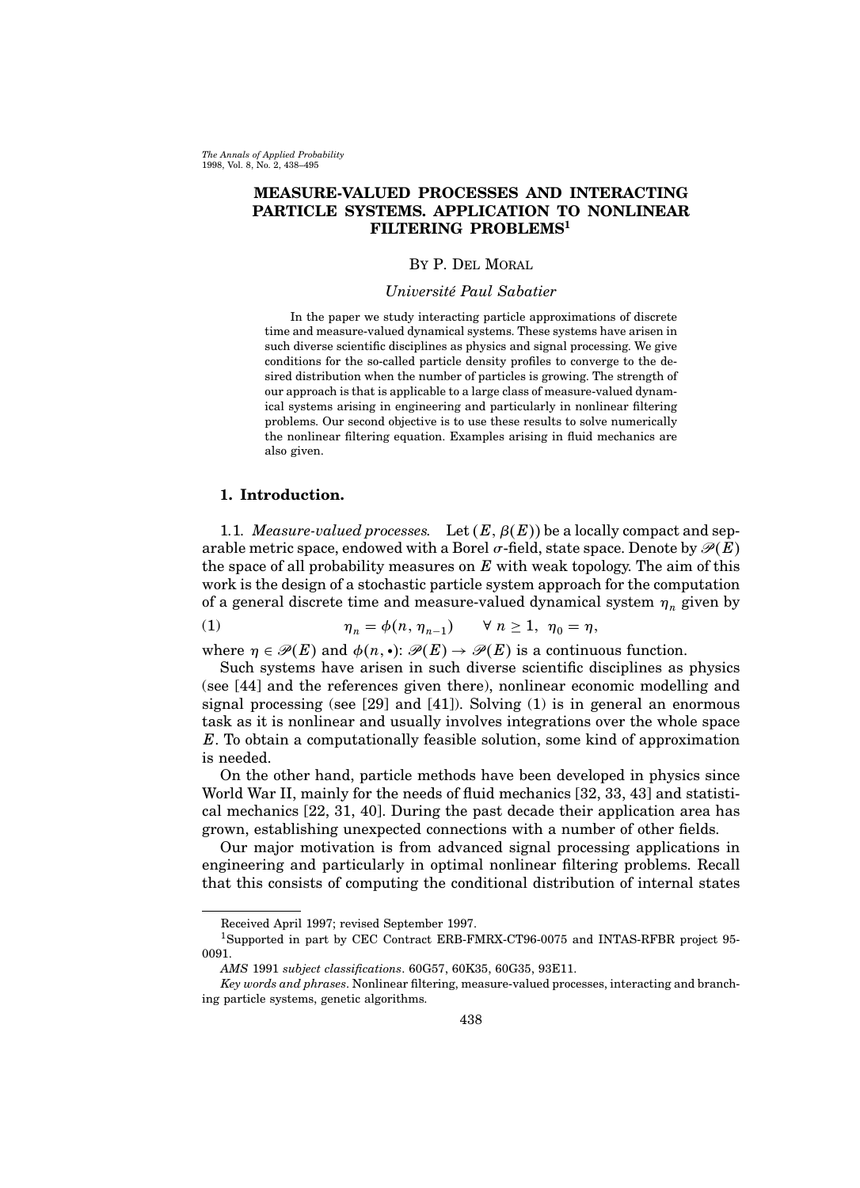# MEASURE-VALUED PROCESSES AND INTERACTING PARTICLE SYSTEMS. APPLICATION TO NONLINEAR FILTERING PROBLEMS[1]

By P. Del Moral

*Université Paul Sabatier*

In the paper we study interacting particle approximations of discrete time and measure-valued dynamical systems. These systems have arisen in such diverse scientific disciplines as physics and signal processing. We give conditions for the so-called particle density profiles to converge to the desired distribution when the number of particles is growing. The strength of our approach is that is applicable to a large class of measure-valued dynamical systems arising in engineering and particularly in nonlinear filtering problems. Our second objective is to use these results to solve numerically the nonlinear filtering equation. Examples arising in fluid mechanics are also given.

## 1. Introduction.

1.1. *Measure-valued processes.* Let $(E, \beta(E))$ be a locally compact and separable metric space, endowed with a Borel $\sigma$-field, state space. Denote by $\mathscr{P}(E)$ the space of all probability measures on $E$ with weak topology. The aim of this work is the design of a stochastic particle system approach for the computation of a general discrete time and measure-valued dynamical system $\eta_n$ given by

$$\eta_n = \phi(n, \eta_{n-1}) \qquad \forall\ n \geq 1, \ \ \eta_0 = \eta, \tag{1}$$

where $\eta \in \mathscr{P}(E)$ and $\phi(n, \bullet)$: $\mathscr{P}(E) \to \mathscr{P}(E)$ is a continuous function.

Such systems have arisen in such diverse scientific disciplines as physics (see [44] and the references given there), nonlinear economic modelling and signal processing (see [29] and [41]). Solving (1) is in general an enormous task as it is nonlinear and usually involves integrations over the whole space $E$. To obtain a computationally feasible solution, some kind of approximation is needed.

On the other hand, particle methods have been developed in physics since World War II, mainly for the needs of fluid mechanics [32, 33, 43] and statistical mechanics [22, 31, 40]. During the past decade their application area has grown, establishing unexpected connections with a number of other fields.

Our major motivation is from advanced signal processing applications in engineering and particularly in optimal nonlinear filtering problems. Recall that this consists of computing the conditional distribution of internal states

---

Received April 1997; revised September 1997.

[1]Supported in part by CEC Contract ERB-FMRX-CT96-0075 and INTAS-RFBR project 95-0091.

*AMS* 1991 *subject classifications*. 60G57, 60K35, 60G35, 93E11.

*Key words and phrases*. Nonlinear filtering, measure-valued processes, interacting and branching particle systems, genetic algorithms.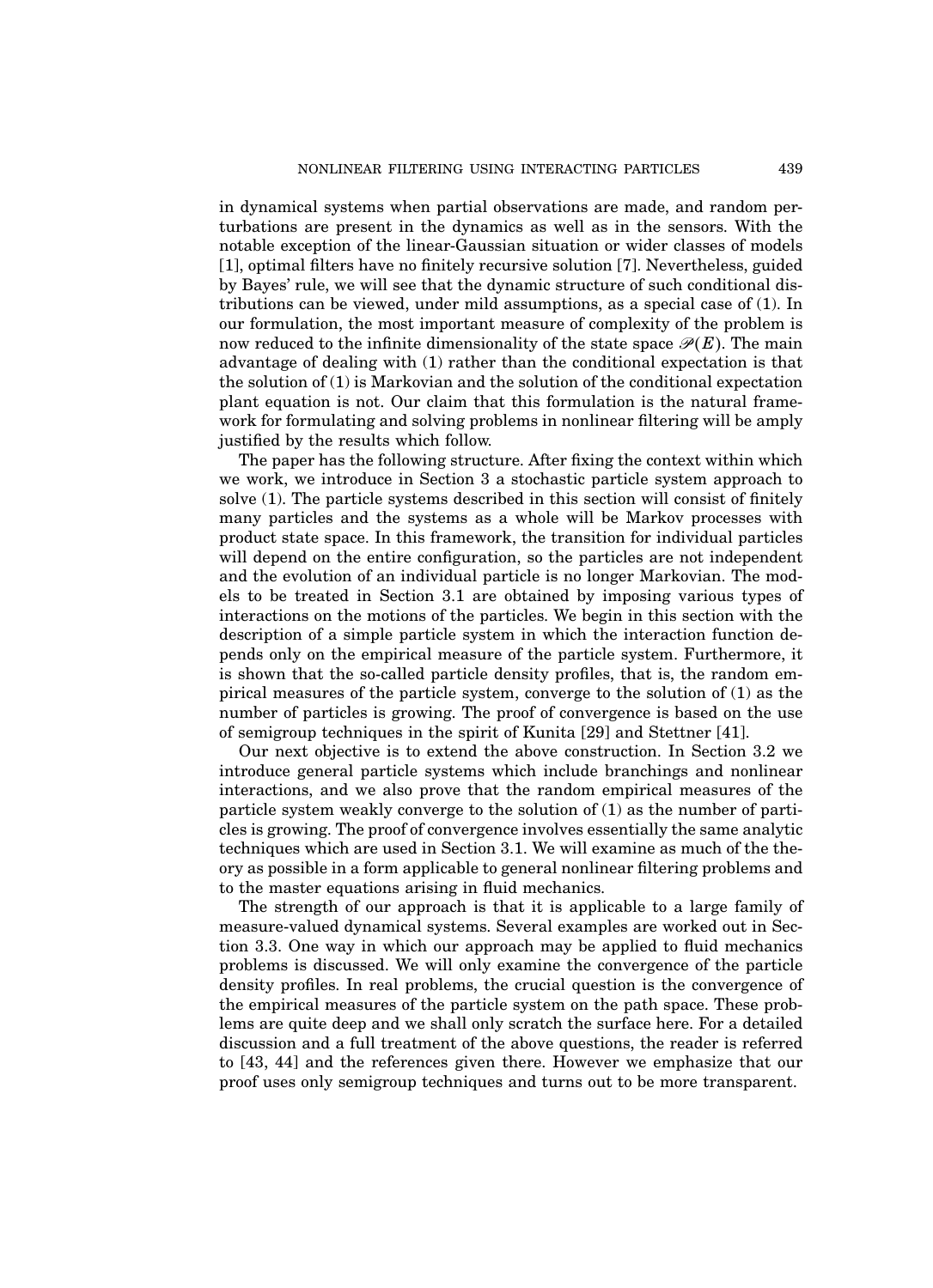in dynamical systems when partial observations are made, and random perturbations are present in the dynamics as well as in the sensors. With the notable exception of the linear-Gaussian situation or wider classes of models [1], optimal filters have no finitely recursive solution [7]. Nevertheless, guided by Bayes' rule, we will see that the dynamic structure of such conditional distributions can be viewed, under mild assumptions, as a special case of (1). In our formulation, the most important measure of complexity of the problem is now reduced to the infinite dimensionality of the state space $\mathscr{P}(E)$. The main advantage of dealing with (1) rather than the conditional expectation is that the solution of (1) is Markovian and the solution of the conditional expectation plant equation is not. Our claim that this formulation is the natural framework for formulating and solving problems in nonlinear filtering will be amply justified by the results which follow.

The paper has the following structure. After fixing the context within which we work, we introduce in Section 3 a stochastic particle system approach to solve (1). The particle systems described in this section will consist of finitely many particles and the systems as a whole will be Markov processes with product state space. In this framework, the transition for individual particles will depend on the entire configuration, so the particles are not independent and the evolution of an individual particle is no longer Markovian. The models to be treated in Section 3.1 are obtained by imposing various types of interactions on the motions of the particles. We begin in this section with the description of a simple particle system in which the interaction function depends only on the empirical measure of the particle system. Furthermore, it is shown that the so-called particle density profiles, that is, the random empirical measures of the particle system, converge to the solution of (1) as the number of particles is growing. The proof of convergence is based on the use of semigroup techniques in the spirit of Kunita [29] and Stettner [41].

Our next objective is to extend the above construction. In Section 3.2 we introduce general particle systems which include branchings and nonlinear interactions, and we also prove that the random empirical measures of the particle system weakly converge to the solution of (1) as the number of particles is growing. The proof of convergence involves essentially the same analytic techniques which are used in Section 3.1. We will examine as much of the theory as possible in a form applicable to general nonlinear filtering problems and to the master equations arising in fluid mechanics.

The strength of our approach is that it is applicable to a large family of measure-valued dynamical systems. Several examples are worked out in Section 3.3. One way in which our approach may be applied to fluid mechanics problems is discussed. We will only examine the convergence of the particle density profiles. In real problems, the crucial question is the convergence of the empirical measures of the particle system on the path space. These problems are quite deep and we shall only scratch the surface here. For a detailed discussion and a full treatment of the above questions, the reader is referred to [43, 44] and the references given there. However we emphasize that our proof uses only semigroup techniques and turns out to be more transparent.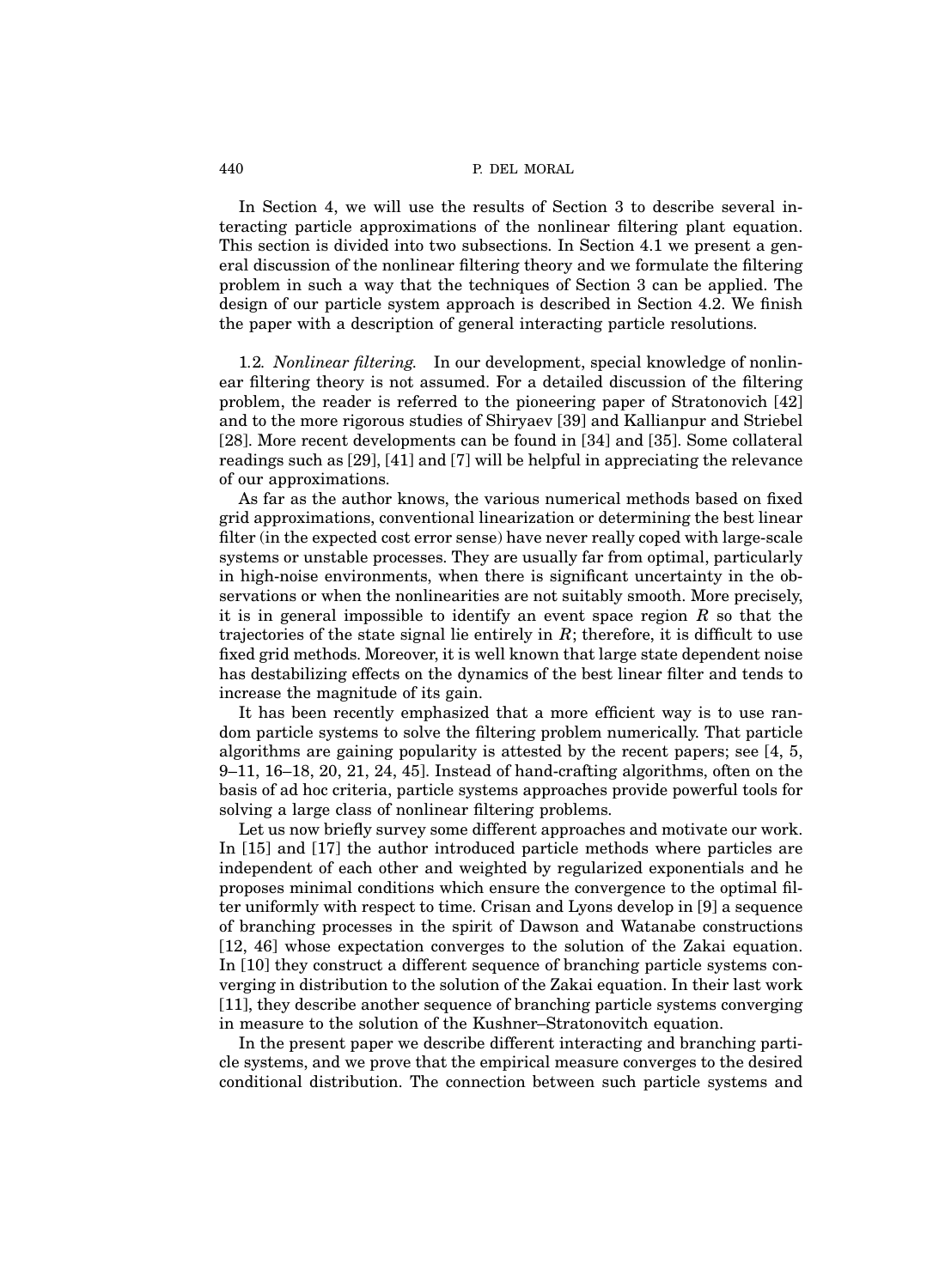In Section 4, we will use the results of Section 3 to describe several interacting particle approximations of the nonlinear filtering plant equation. This section is divided into two subsections. In Section 4.1 we present a general discussion of the nonlinear filtering theory and we formulate the filtering problem in such a way that the techniques of Section 3 can be applied. The design of our particle system approach is described in Section 4.2. We finish the paper with a description of general interacting particle resolutions.

1.2. *Nonlinear filtering.* In our development, special knowledge of nonlinear filtering theory is not assumed. For a detailed discussion of the filtering problem, the reader is referred to the pioneering paper of Stratonovich [42] and to the more rigorous studies of Shiryaev [39] and Kallianpur and Striebel [28]. More recent developments can be found in [34] and [35]. Some collateral readings such as [29], [41] and [7] will be helpful in appreciating the relevance of our approximations.

As far as the author knows, the various numerical methods based on fixed grid approximations, conventional linearization or determining the best linear filter (in the expected cost error sense) have never really coped with large-scale systems or unstable processes. They are usually far from optimal, particularly in high-noise environments, when there is significant uncertainty in the observations or when the nonlinearities are not suitably smooth. More precisely, it is in general impossible to identify an event space region $R$ so that the trajectories of the state signal lie entirely in $R$; therefore, it is difficult to use fixed grid methods. Moreover, it is well known that large state dependent noise has destabilizing effects on the dynamics of the best linear filter and tends to increase the magnitude of its gain.

It has been recently emphasized that a more efficient way is to use random particle systems to solve the filtering problem numerically. That particle algorithms are gaining popularity is attested by the recent papers; see [4, 5, 9–11, 16–18, 20, 21, 24, 45]. Instead of hand-crafting algorithms, often on the basis of ad hoc criteria, particle systems approaches provide powerful tools for solving a large class of nonlinear filtering problems.

Let us now briefly survey some different approaches and motivate our work. In [15] and [17] the author introduced particle methods where particles are independent of each other and weighted by regularized exponentials and he proposes minimal conditions which ensure the convergence to the optimal filter uniformly with respect to time. Crisan and Lyons develop in [9] a sequence of branching processes in the spirit of Dawson and Watanabe constructions [12, 46] whose expectation converges to the solution of the Zakai equation. In [10] they construct a different sequence of branching particle systems converging in distribution to the solution of the Zakai equation. In their last work [11], they describe another sequence of branching particle systems converging in measure to the solution of the Kushner–Stratonovitch equation.

In the present paper we describe different interacting and branching particle systems, and we prove that the empirical measure converges to the desired conditional distribution. The connection between such particle systems and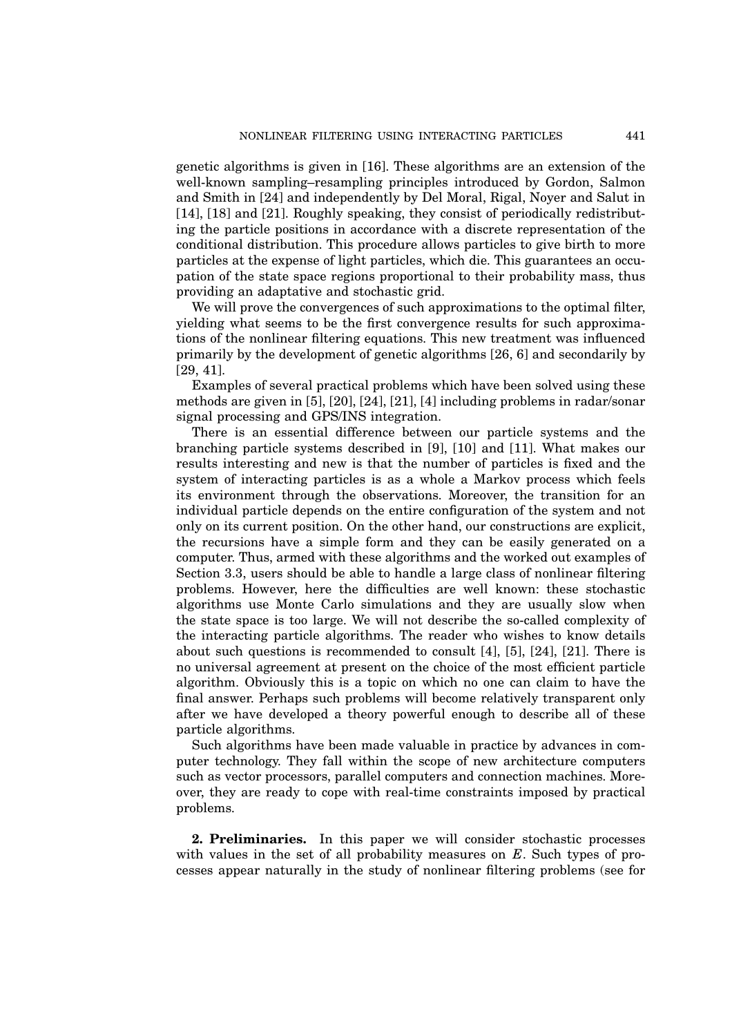genetic algorithms is given in [16]. These algorithms are an extension of the well-known sampling–resampling principles introduced by Gordon, Salmon and Smith in [24] and independently by Del Moral, Rigal, Noyer and Salut in [14], [18] and [21]. Roughly speaking, they consist of periodically redistributing the particle positions in accordance with a discrete representation of the conditional distribution. This procedure allows particles to give birth to more particles at the expense of light particles, which die. This guarantees an occupation of the state space regions proportional to their probability mass, thus providing an adaptative and stochastic grid.

We will prove the convergences of such approximations to the optimal filter, yielding what seems to be the first convergence results for such approximations of the nonlinear filtering equations. This new treatment was influenced primarily by the development of genetic algorithms [26, 6] and secondarily by [29, 41].

Examples of several practical problems which have been solved using these methods are given in [5], [20], [24], [21], [4] including problems in radar/sonar signal processing and GPS/INS integration.

There is an essential difference between our particle systems and the branching particle systems described in [9], [10] and [11]. What makes our results interesting and new is that the number of particles is fixed and the system of interacting particles is as a whole a Markov process which feels its environment through the observations. Moreover, the transition for an individual particle depends on the entire configuration of the system and not only on its current position. On the other hand, our constructions are explicit, the recursions have a simple form and they can be easily generated on a computer. Thus, armed with these algorithms and the worked out examples of Section 3.3, users should be able to handle a large class of nonlinear filtering problems. However, here the difficulties are well known: these stochastic algorithms use Monte Carlo simulations and they are usually slow when the state space is too large. We will not describe the so-called complexity of the interacting particle algorithms. The reader who wishes to know details about such questions is recommended to consult [4], [5], [24], [21]. There is no universal agreement at present on the choice of the most efficient particle algorithm. Obviously this is a topic on which no one can claim to have the final answer. Perhaps such problems will become relatively transparent only after we have developed a theory powerful enough to describe all of these particle algorithms.

Such algorithms have been made valuable in practice by advances in computer technology. They fall within the scope of new architecture computers such as vector processors, parallel computers and connection machines. Moreover, they are ready to cope with real-time constraints imposed by practical problems.

**2. Preliminaries.** In this paper we will consider stochastic processes with values in the set of all probability measures on $E$. Such types of processes appear naturally in the study of nonlinear filtering problems (see for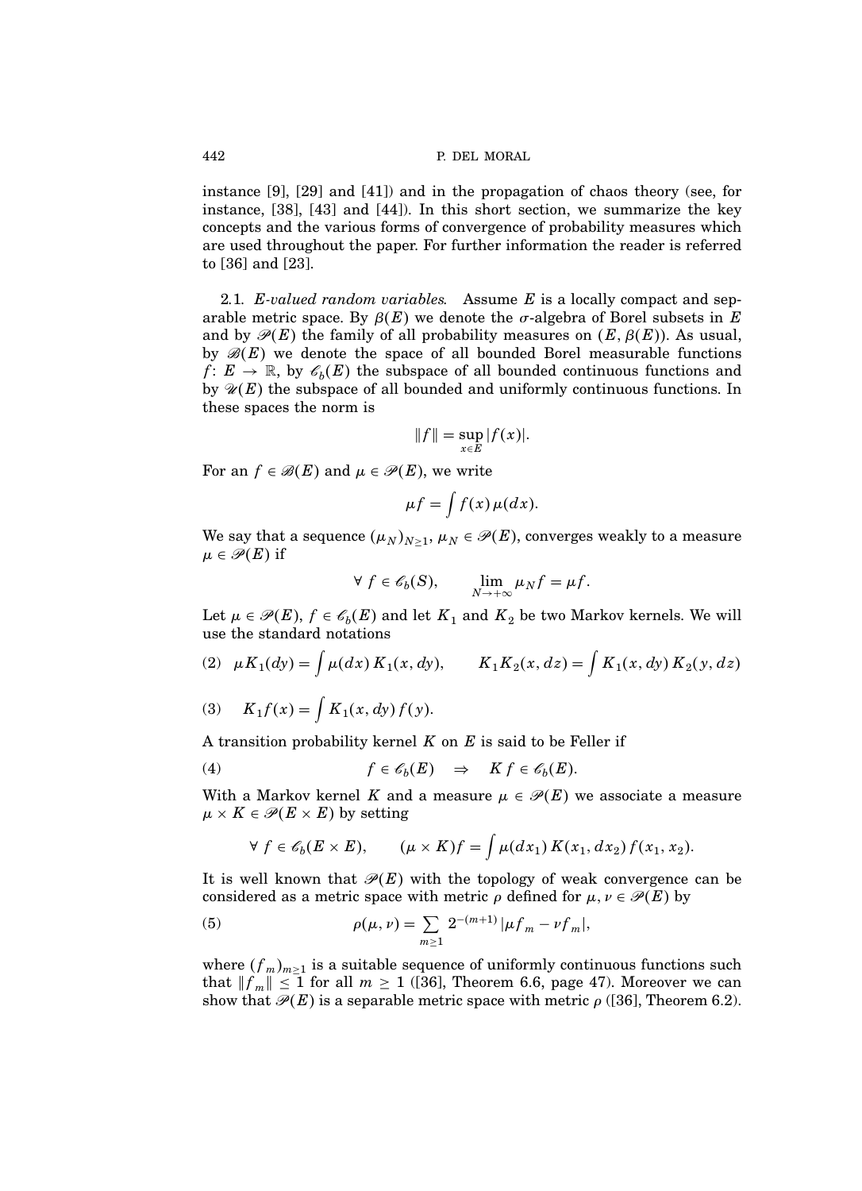instance [9], [29] and [41]) and in the propagation of chaos theory (see, for instance, [38], [43] and [44]). In this short section, we summarize the key concepts and the various forms of convergence of probability measures which are used throughout the paper. For further information the reader is referred to [36] and [23].

2.1. *E-valued random variables.* Assume $E$ is a locally compact and separable metric space. By $\beta(E)$ we denote the $\sigma$-algebra of Borel subsets in $E$ and by $\mathscr{P}(E)$ the family of all probability measures on $(E, \beta(E))$. As usual, by $\mathscr{B}(E)$ we denote the space of all bounded Borel measurable functions $f\colon E \to \mathbb{R}$, by $\mathscr{C}_b(E)$ the subspace of all bounded continuous functions and by $\mathscr{U}(E)$ the subspace of all bounded and uniformly continuous functions. In these spaces the norm is

$$\|f\| = \sup_{x \in E} |f(x)|.$$

For an $f \in \mathscr{B}(E)$ and $\mu \in \mathscr{P}(E)$, we write

$$\mu f = \int f(x)\, \mu(dx).$$

We say that a sequence $(\mu_N)_{N \geq 1}$, $\mu_N \in \mathscr{P}(E)$, converges weakly to a measure $\mu \in \mathscr{P}(E)$ if

$$\forall\ f \in \mathscr{C}_b(S), \qquad \lim_{N \to +\infty} \mu_N f = \mu f.$$

Let $\mu \in \mathscr{P}(E)$, $f \in \mathscr{C}_b(E)$ and let $K_1$ and $K_2$ be two Markov kernels. We will use the standard notations

$$\mu K_1(dy) = \int \mu(dx)\, K_1(x, dy), \qquad K_1 K_2(x, dz) = \int K_1(x, dy)\, K_2(y, dz) \tag{2}$$

$$K_1 f(x) = \int K_1(x, dy)\, f(y). \tag{3}$$

A transition probability kernel $K$ on $E$ is said to be Feller if

$$f \in \mathscr{C}_b(E) \quad \Rightarrow \quad K f \in \mathscr{C}_b(E). \tag{4}$$

With a Markov kernel $K$ and a measure $\mu \in \mathscr{P}(E)$ we associate a measure $\mu \times K \in \mathscr{P}(E \times E)$ by setting

$$\forall\ f \in \mathscr{C}_b(E \times E), \qquad (\mu \times K) f = \int \mu(dx_1)\, K(x_1, dx_2)\, f(x_1, x_2).$$

It is well known that $\mathscr{P}(E)$ with the topology of weak convergence can be considered as a metric space with metric $\rho$ defined for $\mu, \nu \in \mathscr{P}(E)$ by

$$\rho(\mu, \nu) = \sum_{m \geq 1} 2^{-(m+1)} |\mu f_m - \nu f_m|, \tag{5}$$

where $(f_m)_{m \geq 1}$ is a suitable sequence of uniformly continuous functions such that $\|f_m\| \leq 1$ for all $m \geq 1$ ([36], Theorem 6.6, page 47). Moreover we can show that $\mathscr{P}(E)$ is a separable metric space with metric $\rho$ ([36], Theorem 6.2).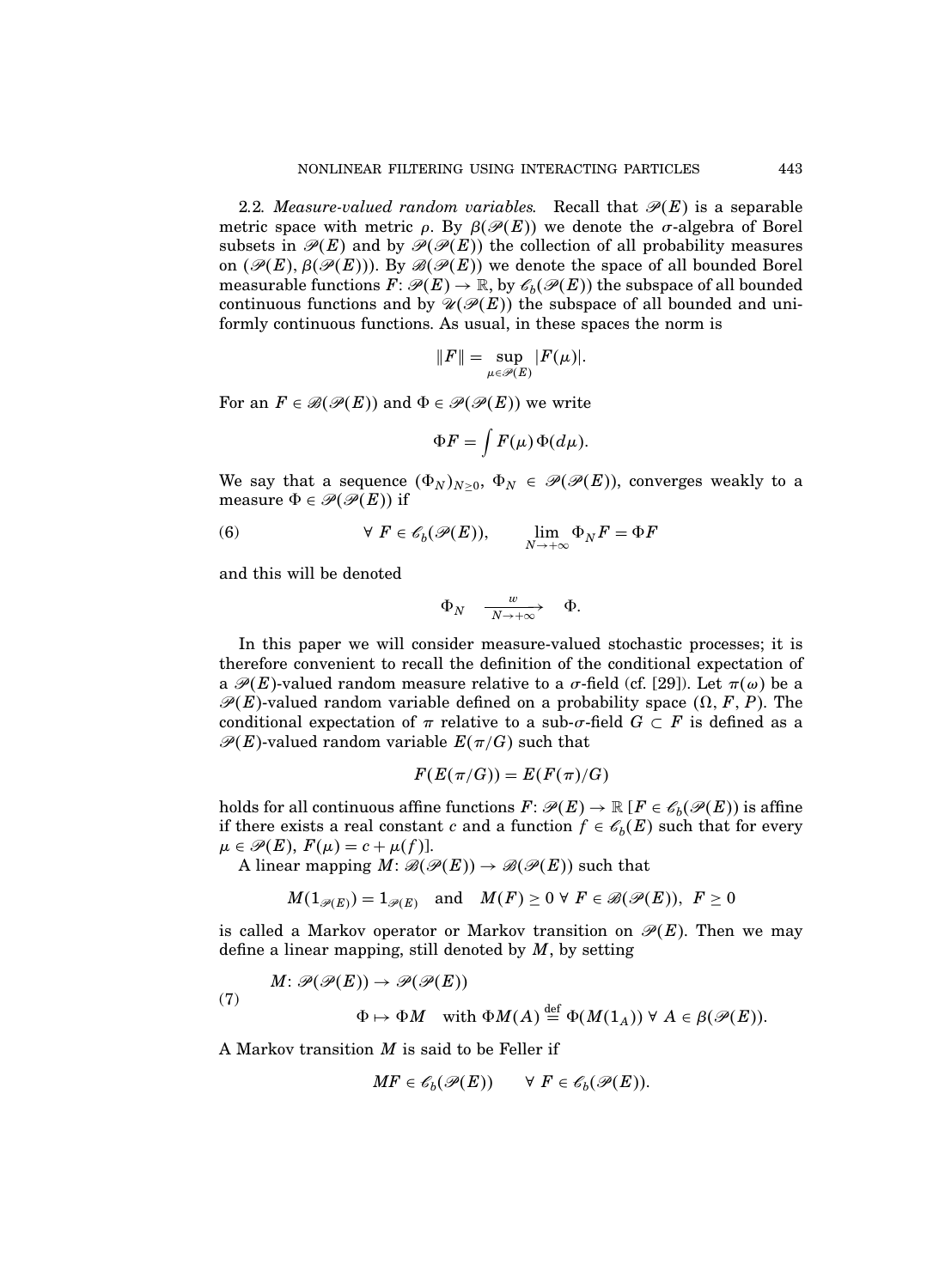2.2. *Measure-valued random variables.* Recall that $\mathscr{P}(E)$ is a separable metric space with metric $\rho$. By $\beta(\mathscr{P}(E))$ we denote the $\sigma$-algebra of Borel subsets in $\mathscr{P}(E)$ and by $\mathscr{P}(\mathscr{P}(E))$ the collection of all probability measures on $(\mathscr{P}(E), \beta(\mathscr{P}(E)))$. By $\mathscr{B}(\mathscr{P}(E))$ we denote the space of all bounded Borel measurable functions $F: \mathscr{P}(E) \to \mathbb{R}$, by $\mathscr{C}_b(\mathscr{P}(E))$ the subspace of all bounded continuous functions and by $\mathscr{U}(\mathscr{P}(E))$ the subspace of all bounded and uniformly continuous functions. As usual, in these spaces the norm is

$$\|F\| = \sup_{\mu \in \mathscr{P}(E)} |F(\mu)|.$$

For an $F \in \mathscr{B}(\mathscr{P}(E))$ and $\Phi \in \mathscr{P}(\mathscr{P}(E))$ we write

$$\Phi F = \int F(\mu)\, \Phi(d\mu).$$

We say that a sequence $(\Phi_N)_{N \geq 0}$, $\Phi_N \in \mathscr{P}(\mathscr{P}(E))$, converges weakly to a measure $\Phi \in \mathscr{P}(\mathscr{P}(E))$ if

$$\forall\, F \in \mathscr{C}_b(\mathscr{P}(E)), \qquad \lim_{N \to +\infty} \Phi_N F = \Phi F \tag{6}$$

and this will be denoted

$$\Phi_N \xrightarrow[N \to +\infty]{w} \Phi.$$

In this paper we will consider measure-valued stochastic processes; it is therefore convenient to recall the definition of the conditional expectation of a $\mathscr{P}(E)$-valued random measure relative to a $\sigma$-field (cf. [29]). Let $\pi(\omega)$ be a $\mathscr{P}(E)$-valued random variable defined on a probability space $(\Omega, F, P)$. The conditional expectation of $\pi$ relative to a sub-$\sigma$-field $G \subset F$ is defined as a $\mathscr{P}(E)$-valued random variable $E(\pi/G)$ such that

$$F(E(\pi/G)) = E(F(\pi)/G)$$

holds for all continuous affine functions $F: \mathscr{P}(E) \to \mathbb{R}$ [$F \in \mathscr{C}_b(\mathscr{P}(E))$ is affine if there exists a real constant $c$ and a function $f \in \mathscr{C}_b(E)$ such that for every $\mu \in \mathscr{P}(E)$, $F(\mu) = c + \mu(f)$].

A linear mapping $M: \mathscr{B}(\mathscr{P}(E)) \to \mathscr{B}(\mathscr{P}(E))$ such that

$$M(1_{\mathscr{P}(E)}) = 1_{\mathscr{P}(E)} \quad \text{and} \quad M(F) \geq 0 \;\forall\, F \in \mathscr{B}(\mathscr{P}(E)),\; F \geq 0$$

is called a Markov operator or Markov transition on $\mathscr{P}(E)$. Then we may define a linear mapping, still denoted by $M$, by setting

$$\begin{aligned} &M: \mathscr{P}(\mathscr{P}(E)) \to \mathscr{P}(\mathscr{P}(E)) \\ &\qquad \Phi \mapsto \Phi M \quad \text{with } \Phi M(A) \stackrel{\text{def}}{=} \Phi(M(1_A)) \;\forall\, A \in \beta(\mathscr{P}(E)). \end{aligned} \tag{7}$$

A Markov transition $M$ is said to be Feller if

$$MF \in \mathscr{C}_b(\mathscr{P}(E)) \qquad \forall\, F \in \mathscr{C}_b(\mathscr{P}(E)).$$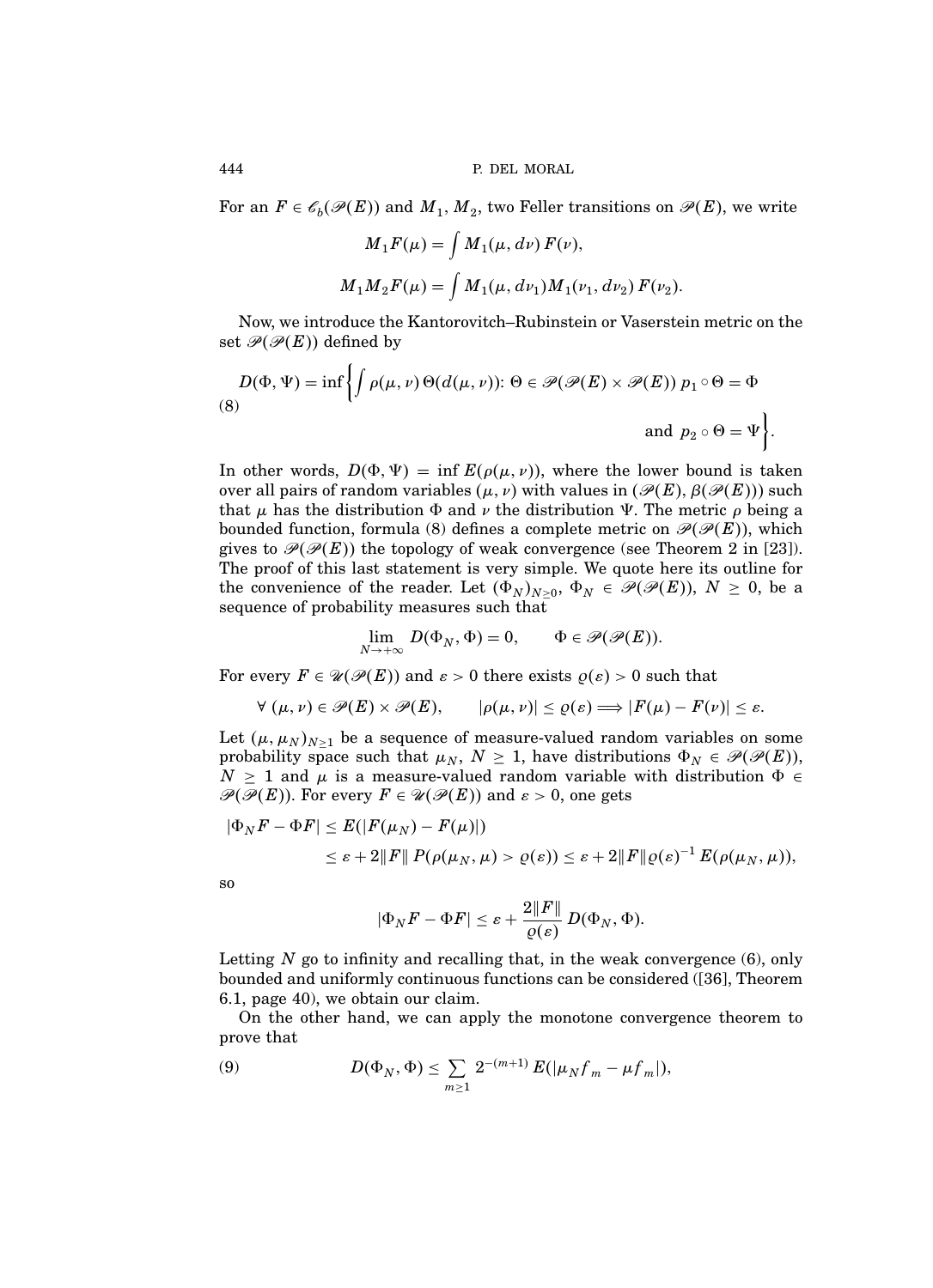For an $F \in \mathscr{C}_b(\mathscr{P}(E))$ and $M_1, M_2$, two Feller transitions on $\mathscr{P}(E)$, we write

$$M_1 F(\mu) = \int M_1(\mu, d\nu)\, F(\nu),$$

$$M_1 M_2 F(\mu) = \int M_1(\mu, d\nu_1) M_1(\nu_1, d\nu_2)\, F(\nu_2).$$

Now, we introduce the Kantorovitch–Rubinstein or Vaserstein metric on the set $\mathscr{P}(\mathscr{P}(E))$ defined by

$$D(\Phi, \Psi) = \inf\left\{ \int \rho(\mu, \nu)\, \Theta(d(\mu, \nu)) \colon \Theta \in \mathscr{P}(\mathscr{P}(E) \times \mathscr{P}(E))\ p_1 \circ \Theta = \Phi \text{ and } p_2 \circ \Theta = \Psi \right\}. \tag{8}$$

In other words, $D(\Phi, \Psi) = \inf E(\rho(\mu, \nu))$, where the lower bound is taken over all pairs of random variables $(\mu, \nu)$ with values in $(\mathscr{P}(E), \beta(\mathscr{P}(E)))$ such that $\mu$ has the distribution $\Phi$ and $\nu$ the distribution $\Psi$. The metric $\rho$ being a bounded function, formula (8) defines a complete metric on $\mathscr{P}(\mathscr{P}(E))$, which gives to $\mathscr{P}(\mathscr{P}(E))$ the topology of weak convergence (see Theorem 2 in [23]). The proof of this last statement is very simple. We quote here its outline for the convenience of the reader. Let $(\Phi_N)_{N \geq 0}$, $\Phi_N \in \mathscr{P}(\mathscr{P}(E))$, $N \geq 0$, be a sequence of probability measures such that

$$\lim_{N \to +\infty} D(\Phi_N, \Phi) = 0, \qquad \Phi \in \mathscr{P}(\mathscr{P}(E)).$$

For every $F \in \mathscr{U}(\mathscr{P}(E))$ and $\varepsilon > 0$ there exists $\varrho(\varepsilon) > 0$ such that

$$\forall\, (\mu, \nu) \in \mathscr{P}(E) \times \mathscr{P}(E), \qquad |\rho(\mu, \nu)| \leq \varrho(\varepsilon) \Longrightarrow |F(\mu) - F(\nu)| \leq \varepsilon.$$

Let $(\mu, \mu_N)_{N \geq 1}$ be a sequence of measure-valued random variables on some probability space such that $\mu_N$, $N \geq 1$, have distributions $\Phi_N \in \mathscr{P}(\mathscr{P}(E))$, $N \geq 1$ and $\mu$ is a measure-valued random variable with distribution $\Phi \in \mathscr{P}(\mathscr{P}(E))$. For every $F \in \mathscr{U}(\mathscr{P}(E))$ and $\varepsilon > 0$, one gets

$$\begin{aligned} |\Phi_N F - \Phi F| &\leq E(|F(\mu_N) - F(\mu)|) \\ &\leq \varepsilon + 2\|F\|\, P(\rho(\mu_N, \mu) > \varrho(\varepsilon)) \leq \varepsilon + 2\|F\|\varrho(\varepsilon)^{-1}\, E(\rho(\mu_N, \mu)), \end{aligned}$$

so

$$|\Phi_N F - \Phi F| \leq \varepsilon + \frac{2\|F\|}{\varrho(\varepsilon)}\, D(\Phi_N, \Phi).$$

Letting $N$ go to infinity and recalling that, in the weak convergence (6), only bounded and uniformly continuous functions can be considered ([36], Theorem 6.1, page 40), we obtain our claim.

On the other hand, we can apply the monotone convergence theorem to prove that

$$D(\Phi_N, \Phi) \leq \sum_{m \geq 1} 2^{-(m+1)}\, E(|\mu_N f_m - \mu f_m|), \tag{9}$$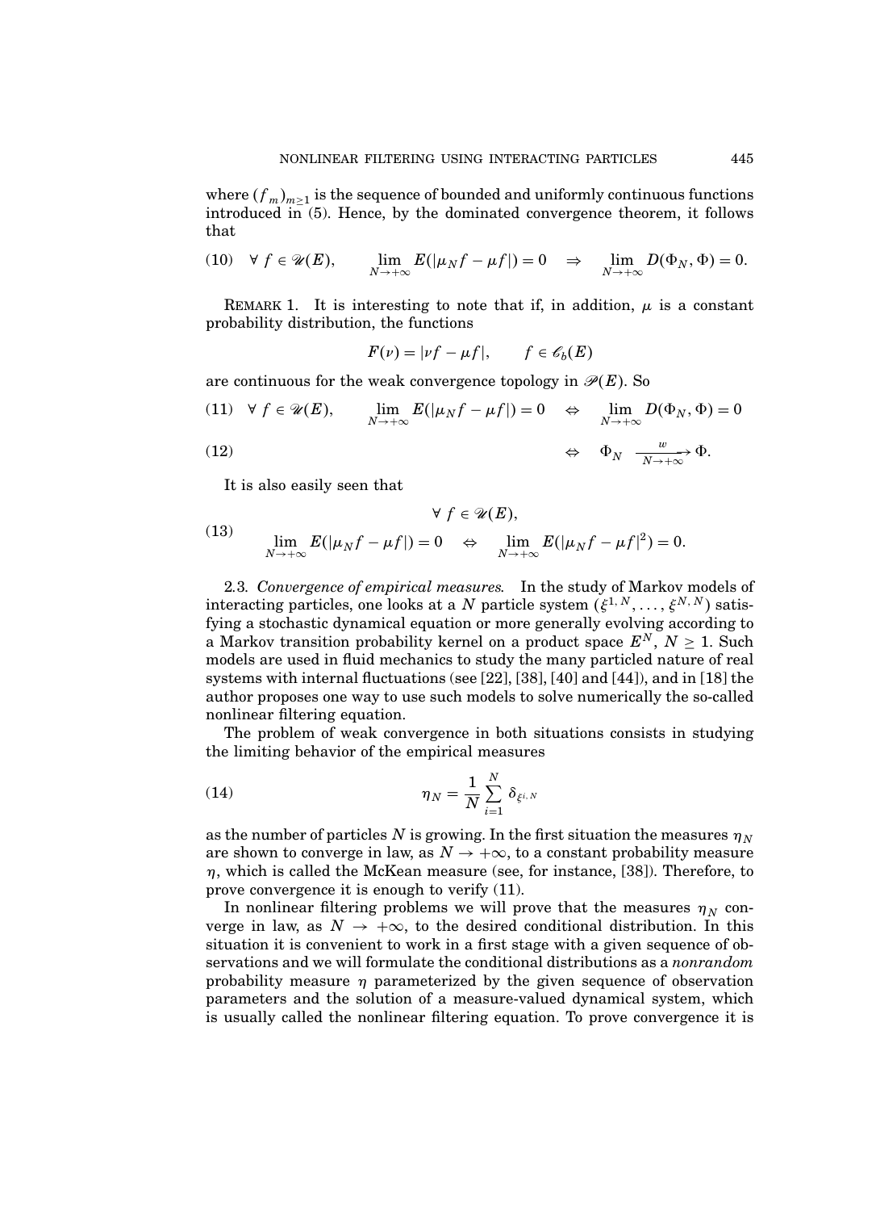where $(f_m)_{m\geq 1}$ is the sequence of bounded and uniformly continuous functions introduced in (5). Hence, by the dominated convergence theorem, it follows that

$$
(10)\quad \forall\, f \in \mathscr{U}(E), \qquad \lim_{N\to+\infty} E(|\mu_N f - \mu f|) = 0 \quad \Rightarrow \quad \lim_{N\to+\infty} D(\Phi_N, \Phi) = 0.
$$

REMARK 1. It is interesting to note that if, in addition, $\mu$ is a constant probability distribution, the functions

$$
F(\nu) = |\nu f - \mu f|, \qquad f \in \mathscr{C}_b(E)
$$

are continuous for the weak convergence topology in $\mathscr{P}(E)$. So

$$
(11)\quad \forall\, f \in \mathscr{U}(E), \qquad \lim_{N\to+\infty} E(|\mu_N f - \mu f|) = 0 \quad \Leftrightarrow \quad \lim_{N\to+\infty} D(\Phi_N, \Phi) = 0
$$

$$
(12)\qquad \Leftrightarrow \quad \Phi_N \xrightarrow[N\to+\infty]{w} \Phi.
$$

It is also easily seen that

$$
(13)\qquad \begin{gathered} \forall\, f \in \mathscr{U}(E), \\ \lim_{N\to+\infty} E(|\mu_N f - \mu f|) = 0 \quad \Leftrightarrow \quad \lim_{N\to+\infty} E(|\mu_N f - \mu f|^2) = 0. \end{gathered}
$$

2.3. *Convergence of empirical measures.* In the study of Markov models of interacting particles, one looks at a $N$ particle system $(\xi^{1,N}, \ldots, \xi^{N,N})$ satisfying a stochastic dynamical equation or more generally evolving according to a Markov transition probability kernel on a product space $E^N$, $N \geq 1$. Such models are used in fluid mechanics to study the many particled nature of real systems with internal fluctuations (see [22], [38], [40] and [44]), and in [18] the author proposes one way to use such models to solve numerically the so-called nonlinear filtering equation.

The problem of weak convergence in both situations consists in studying the limiting behavior of the empirical measures

$$
(14)\qquad \eta_N = \frac{1}{N}\sum_{i=1}^{N} \delta_{\xi^{i,N}}
$$

as the number of particles $N$ is growing. In the first situation the measures $\eta_N$ are shown to converge in law, as $N \to +\infty$, to a constant probability measure $\eta$, which is called the McKean measure (see, for instance, [38]). Therefore, to prove convergence it is enough to verify (11).

In nonlinear filtering problems we will prove that the measures $\eta_N$ converge in law, as $N \to +\infty$, to the desired conditional distribution. In this situation it is convenient to work in a first stage with a given sequence of observations and we will formulate the conditional distributions as a *nonrandom* probability measure $\eta$ parameterized by the given sequence of observation parameters and the solution of a measure-valued dynamical system, which is usually called the nonlinear filtering equation. To prove convergence it is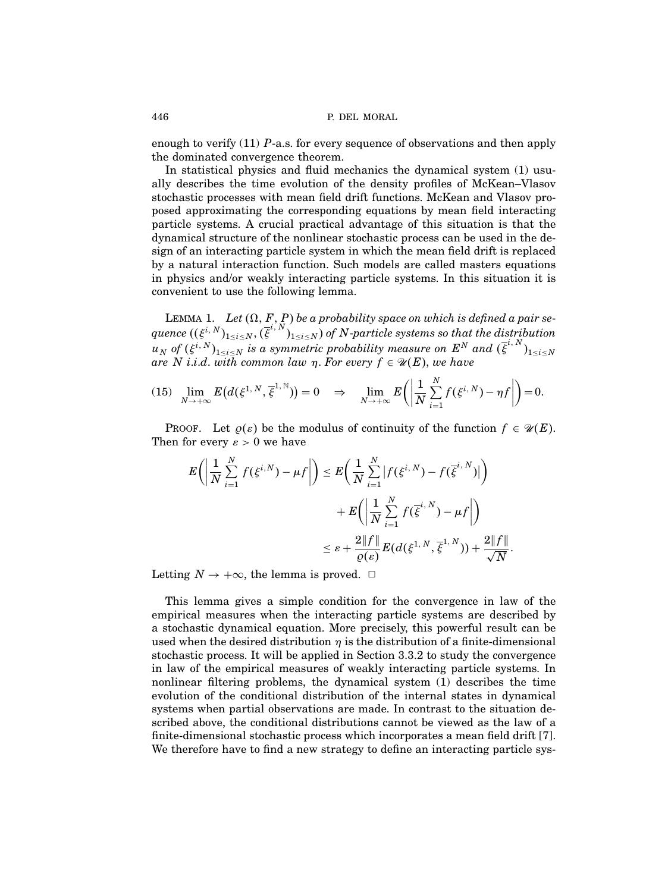enough to verify (11) $P$-a.s. for every sequence of observations and then apply the dominated convergence theorem.

In statistical physics and fluid mechanics the dynamical system (1) usually describes the time evolution of the density profiles of McKean–Vlasov stochastic processes with mean field drift functions. McKean and Vlasov proposed approximating the corresponding equations by mean field interacting particle systems. A crucial practical advantage of this situation is that the dynamical structure of the nonlinear stochastic process can be used in the design of an interacting particle system in which the mean field drift is replaced by a natural interaction function. Such models are called masters equations in physics and/or weakly interacting particle systems. In this situation it is convenient to use the following lemma.

LEMMA 1. *Let $(\Omega, F, P)$ be a probability space on which is defined a pair sequence $((\xi^{i,N})_{1\leq i\leq N}, (\overline{\xi}^{i,N})_{1\leq i\leq N})$ of $N$-particle systems so that the distribution $u_N$ of $(\xi^{i,N})_{1\leq i\leq N}$ is a symmetric probability measure on $E^N$ and $(\overline{\xi}^{i,N})_{1\leq i\leq N}$ are $N$ i.i.d. with common law $\eta$. For every $f \in \mathscr{U}(E)$, we have*

$$
(15)\quad \lim_{N\to+\infty} E\big(d(\xi^{1,N}, \overline{\xi}^{1,\mathbb{N}})\big) = 0 \quad \Rightarrow \quad \lim_{N\to+\infty} E\left(\left|\frac{1}{N}\sum_{i=1}^{N} f(\xi^{i,N}) - \eta f\right|\right) = 0.
$$

PROOF. Let $\varrho(\varepsilon)$ be the modulus of continuity of the function $f \in \mathscr{U}(E)$. Then for every $\varepsilon > 0$ we have

$$
\begin{aligned}
E\left(\left|\frac{1}{N}\sum_{i=1}^{N} f(\xi^{i,N}) - \mu f\right|\right) &\leq E\left(\frac{1}{N}\sum_{i=1}^{N} \left|f(\xi^{i,N}) - f(\overline{\xi}^{i,N})\right|\right) \\
&\quad + E\left(\left|\frac{1}{N}\sum_{i=1}^{N} f(\overline{\xi}^{i,N}) - \mu f\right|\right) \\
&\leq \varepsilon + \frac{2\|f\|}{\varrho(\varepsilon)} E(d(\xi^{1,N}, \overline{\xi}^{1,N})) + \frac{2\|f\|}{\sqrt{N}}.
\end{aligned}
$$

Letting $N \to +\infty$, the lemma is proved. $\square$

This lemma gives a simple condition for the convergence in law of the empirical measures when the interacting particle systems are described by a stochastic dynamical equation. More precisely, this powerful result can be used when the desired distribution $\eta$ is the distribution of a finite-dimensional stochastic process. It will be applied in Section 3.3.2 to study the convergence in law of the empirical measures of weakly interacting particle systems. In nonlinear filtering problems, the dynamical system (1) describes the time evolution of the conditional distribution of the internal states in dynamical systems when partial observations are made. In contrast to the situation described above, the conditional distributions cannot be viewed as the law of a finite-dimensional stochastic process which incorporates a mean field drift [7]. We therefore have to find a new strategy to define an interacting particle sys-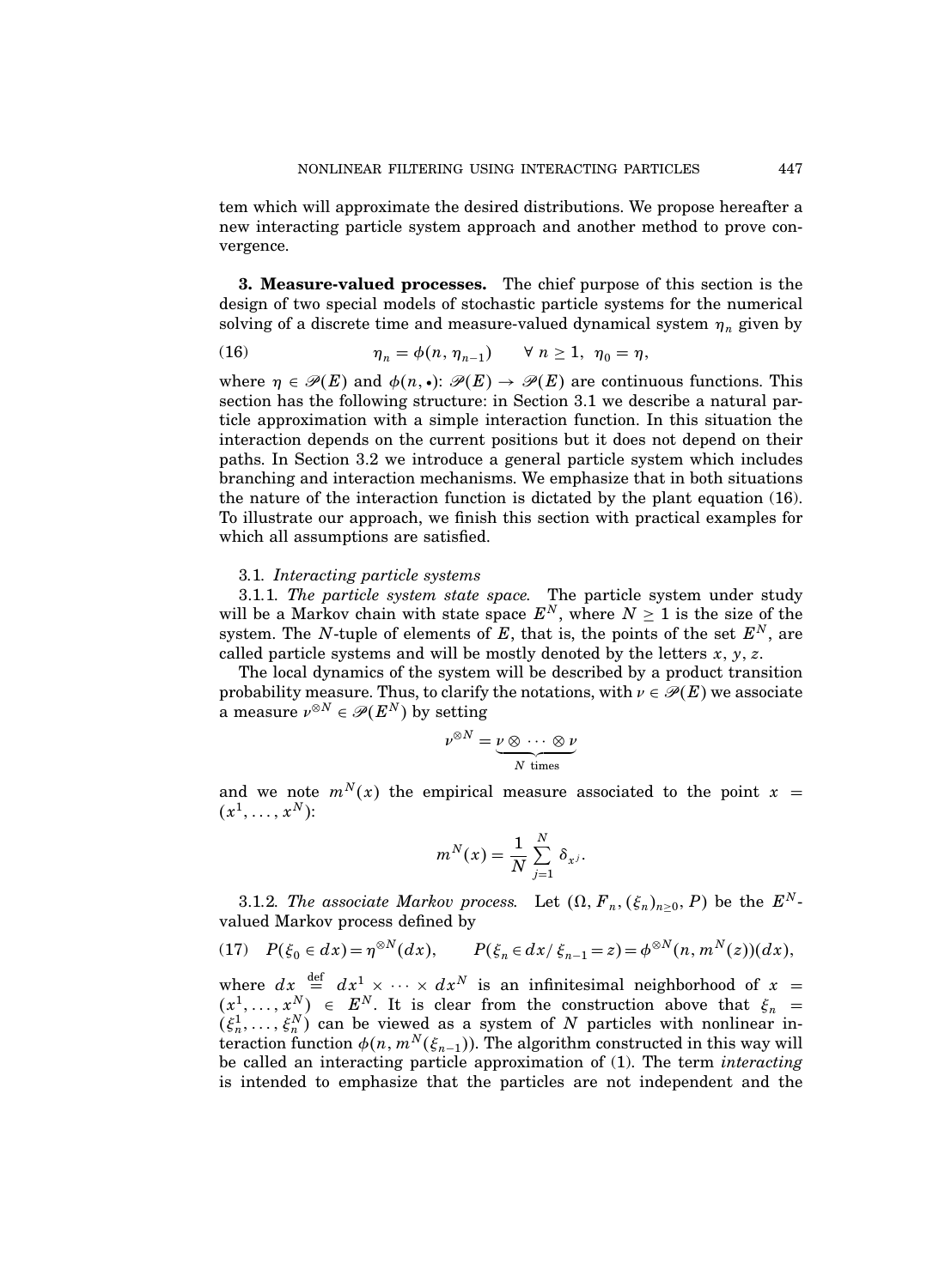tem which will approximate the desired distributions. We propose hereafter a new interacting particle system approach and another method to prove convergence.

## 3. Measure-valued processes.

The chief purpose of this section is the design of two special models of stochastic particle systems for the numerical solving of a discrete time and measure-valued dynamical system $\eta_n$ given by

$$\eta_n = \phi(n, \eta_{n-1}) \qquad \forall\, n \geq 1,\;\; \eta_0 = \eta, \tag{16}$$

where $\eta \in \mathscr{P}(E)$ and $\phi(n, \bullet)$: $\mathscr{P}(E) \to \mathscr{P}(E)$ are continuous functions. This section has the following structure: in Section 3.1 we describe a natural particle approximation with a simple interaction function. In this situation the interaction depends on the current positions but it does not depend on their paths. In Section 3.2 we introduce a general particle system which includes branching and interaction mechanisms. We emphasize that in both situations the nature of the interaction function is dictated by the plant equation (16). To illustrate our approach, we finish this section with practical examples for which all assumptions are satisfied.

### 3.1. *Interacting particle systems*

3.1.1. *The particle system state space.* The particle system under study will be a Markov chain with state space $E^N$, where $N \geq 1$ is the size of the system. The $N$-tuple of elements of $E$, that is, the points of the set $E^N$, are called particle systems and will be mostly denoted by the letters $x$, $y$, $z$.

The local dynamics of the system will be described by a product transition probability measure. Thus, to clarify the notations, with $\nu \in \mathscr{P}(E)$ we associate a measure $\nu^{\otimes N} \in \mathscr{P}(E^N)$ by setting

$$\nu^{\otimes N} = \underbrace{\nu \otimes \cdots \otimes \nu}_{N \text{ times}}$$

and we note $m^N(x)$ the empirical measure associated to the point $x = (x^1, \dots, x^N)$:

$$m^N(x) = \frac{1}{N} \sum_{j=1}^{N} \delta_{x^j}.$$

3.1.2. *The associate Markov process.* Let $(\Omega, F_n, (\xi_n)_{n\geq 0}, P)$ be the $E^N$-valued Markov process defined by

$$P(\xi_0 \in dx) = \eta^{\otimes N}(dx), \qquad P(\xi_n \in dx / \xi_{n-1} = z) = \phi^{\otimes N}(n, m^N(z))(dx), \tag{17}$$

where $dx \stackrel{\text{def}}{=} dx^1 \times \cdots \times dx^N$ is an infinitesimal neighborhood of $x = (x^1, \dots, x^N) \in E^N$. It is clear from the construction above that $\xi_n = (\xi_n^1, \dots, \xi_n^N)$ can be viewed as a system of $N$ particles with nonlinear interaction function $\phi(n, m^N(\xi_{n-1}))$. The algorithm constructed in this way will be called an interacting particle approximation of (1). The term *interacting* is intended to emphasize that the particles are not independent and the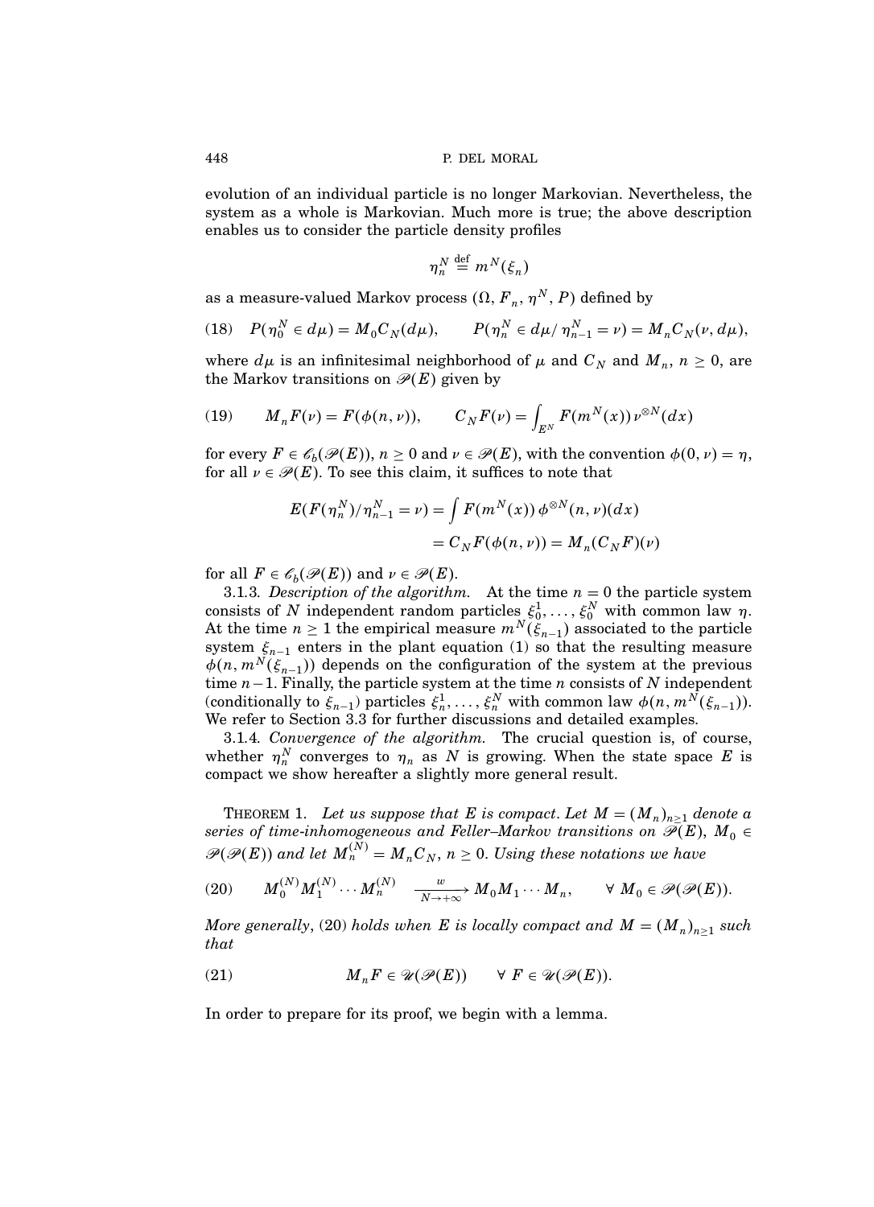evolution of an individual particle is no longer Markovian. Nevertheless, the system as a whole is Markovian. Much more is true; the above description enables us to consider the particle density profiles

$$\eta_n^N \stackrel{\text{def}}{=} m^N(\xi_n)$$

as a measure-valued Markov process $(\Omega, F_n, \eta^N, P)$ defined by

$$(18) \quad P(\eta_0^N \in d\mu) = M_0 C_N(d\mu), \qquad P(\eta_n^N \in d\mu / \eta_{n-1}^N = \nu) = M_n C_N(\nu, d\mu),$$

where $d\mu$ is an infinitesimal neighborhood of $\mu$ and $C_N$ and $M_n$, $n \geq 0$, are the Markov transitions on $\mathscr{P}(E)$ given by

$$(19) \qquad M_n F(\nu) = F(\phi(n, \nu)), \qquad C_N F(\nu) = \int_{E^N} F(m^N(x))\, \nu^{\otimes N}(dx)$$

for every $F \in \mathscr{C}_b(\mathscr{P}(E))$, $n \geq 0$ and $\nu \in \mathscr{P}(E)$, with the convention $\phi(0, \nu) = \eta$, for all $\nu \in \mathscr{P}(E)$. To see this claim, it suffices to note that

$$\begin{aligned} E(F(\eta_n^N)/\eta_{n-1}^N = \nu) &= \int F(m^N(x))\, \phi^{\otimes N}(n, \nu)(dx) \\ &= C_N F(\phi(n, \nu)) = M_n(C_N F)(\nu) \end{aligned}$$

for all $F \in \mathscr{C}_b(\mathscr{P}(E))$ and $\nu \in \mathscr{P}(E)$.

3.1.3. *Description of the algorithm.* At the time $n = 0$ the particle system consists of $N$ independent random particles $\xi_0^1, \ldots, \xi_0^N$ with common law $\eta$. At the time $n \geq 1$ the empirical measure $m^N(\xi_{n-1})$ associated to the particle system $\xi_{n-1}$ enters in the plant equation (1) so that the resulting measure $\phi(n, m^N(\xi_{n-1}))$ depends on the configuration of the system at the previous time $n-1$. Finally, the particle system at the time $n$ consists of $N$ independent (conditionally to $\xi_{n-1}$) particles $\xi_n^1, \ldots, \xi_n^N$ with common law $\phi(n, m^N(\xi_{n-1}))$. We refer to Section 3.3 for further discussions and detailed examples.

3.1.4. *Convergence of the algorithm.* The crucial question is, of course, whether $\eta_n^N$ converges to $\eta_n$ as $N$ is growing. When the state space $E$ is compact we show hereafter a slightly more general result.

THEOREM 1. *Let us suppose that $E$ is compact. Let $M = (M_n)_{n \geq 1}$ denote a series of time-inhomogeneous and Feller–Markov transitions on $\mathscr{P}(E)$, $M_0 \in \mathscr{P}(\mathscr{P}(E))$ and let $M_n^{(N)} = M_n C_N$, $n \geq 0$. Using these notations we have*

$$(20) \qquad M_0^{(N)} M_1^{(N)} \cdots M_n^{(N)} \xrightarrow[N \to +\infty]{w} M_0 M_1 \cdots M_n, \qquad \forall\, M_0 \in \mathscr{P}(\mathscr{P}(E)).$$

*More generally*, (20) *holds when $E$ is locally compact and $M = (M_n)_{n \geq 1}$ such that*

$$(21) \qquad M_n F \in \mathscr{U}(\mathscr{P}(E)) \qquad \forall\, F \in \mathscr{U}(\mathscr{P}(E)).$$

In order to prepare for its proof, we begin with a lemma.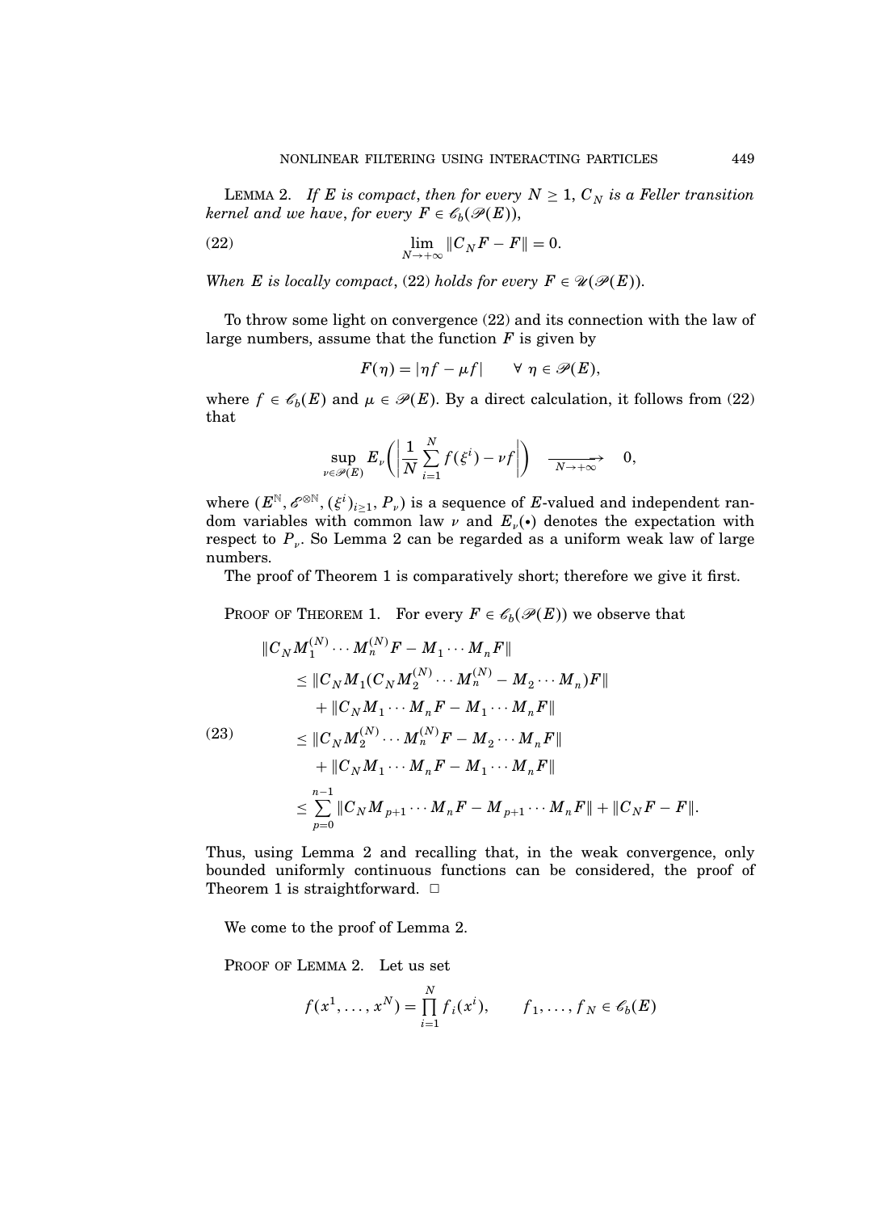LEMMA 2. *If $E$ is compact, then for every $N \geq 1$, $C_N$ is a Feller transition kernel and we have, for every $F \in \mathscr{C}_b(\mathscr{P}(E))$,*

$$\lim_{N \to +\infty} \|C_N F - F\| = 0. \tag{22}$$

*When $E$ is locally compact, (22) holds for every $F \in \mathscr{U}(\mathscr{P}(E))$.*

To throw some light on convergence (22) and its connection with the law of large numbers, assume that the function $F$ is given by

$$F(\eta) = |\eta f - \mu f| \qquad \forall\ \eta \in \mathscr{P}(E),$$

where $f \in \mathscr{C}_b(E)$ and $\mu \in \mathscr{P}(E)$. By a direct calculation, it follows from (22) that

$$\sup_{\nu \in \mathscr{P}(E)} E_\nu\left( \left| \frac{1}{N} \sum_{i=1}^{N} f(\xi^i) - \nu f \right| \right) \xrightarrow[N \to +\infty]{} 0,$$

where $(E^{\mathbb{N}}, \mathscr{E}^{\otimes \mathbb{N}}, (\xi^i)_{i \geq 1}, P_\nu)$ is a sequence of $E$-valued and independent random variables with common law $\nu$ and $E_\nu(\bullet)$ denotes the expectation with respect to $P_\nu$. So Lemma 2 can be regarded as a uniform weak law of large numbers.

The proof of Theorem 1 is comparatively short; therefore we give it first.

PROOF OF THEOREM 1. For every $F \in \mathscr{C}_b(\mathscr{P}(E))$ we observe that

$$\begin{aligned}
&\|C_N M_1^{(N)} \cdots M_n^{(N)} F - M_1 \cdots M_n F\| \\
&\quad \leq \|C_N M_1 (C_N M_2^{(N)} \cdots M_n^{(N)} - M_2 \cdots M_n) F\| \\
&\qquad + \|C_N M_1 \cdots M_n F - M_1 \cdots M_n F\| \\
&\quad \leq \|C_N M_2^{(N)} \cdots M_n^{(N)} F - M_2 \cdots M_n F\| \\
&\qquad + \|C_N M_1 \cdots M_n F - M_1 \cdots M_n F\| \\
&\quad \leq \sum_{p=0}^{n-1} \|C_N M_{p+1} \cdots M_n F - M_{p+1} \cdots M_n F\| + \|C_N F - F\|.
\end{aligned} \tag{23}$$

Thus, using Lemma 2 and recalling that, in the weak convergence, only bounded uniformly continuous functions can be considered, the proof of Theorem 1 is straightforward. $\square$

We come to the proof of Lemma 2.

PROOF OF LEMMA 2. Let us set

$$f(x^1, \ldots, x^N) = \prod_{i=1}^{N} f_i(x^i), \qquad f_1, \ldots, f_N \in \mathscr{C}_b(E)$$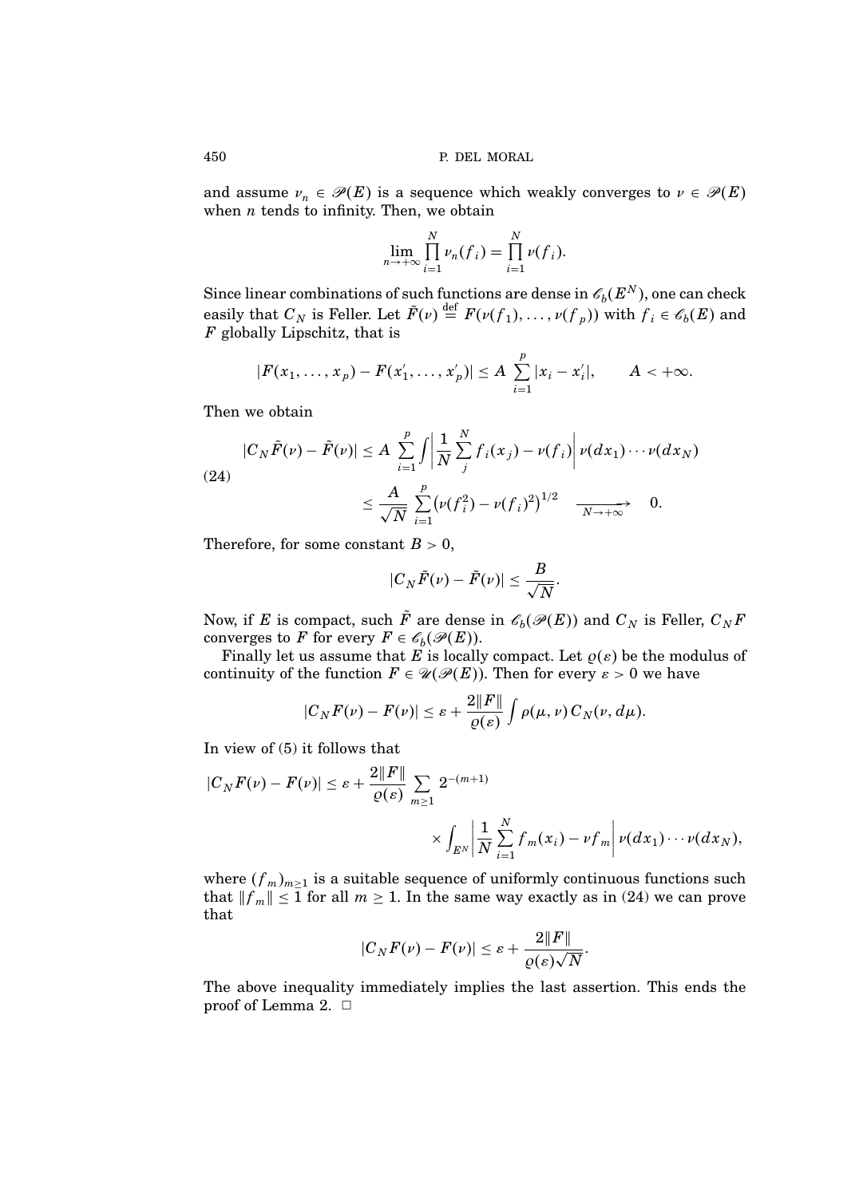and assume $\nu_n \in \mathscr{P}(E)$ is a sequence which weakly converges to $\nu \in \mathscr{P}(E)$ when $n$ tends to infinity. Then, we obtain

$$\lim_{n\to+\infty} \prod_{i=1}^{N} \nu_n(f_i) = \prod_{i=1}^{N} \nu(f_i).$$

Since linear combinations of such functions are dense in $\mathscr{C}_b(E^N)$, one can check easily that $C_N$ is Feller. Let $\tilde{F}(\nu) \stackrel{\text{def}}{=} F(\nu(f_1), \dots, \nu(f_p))$ with $f_i \in \mathscr{C}_b(E)$ and $F$ globally Lipschitz, that is

$$|F(x_1, \dots, x_p) - F(x_1', \dots, x_p')| \le A \sum_{i=1}^{p} |x_i - x_i'|, \qquad A < +\infty.$$

Then we obtain

$$\begin{aligned}
|C_N \tilde{F}(\nu) - \tilde{F}(\nu)| &\le A \sum_{i=1}^{p} \int \left| \frac{1}{N} \sum_{j}^{N} f_i(x_j) - \nu(f_i) \right| \nu(dx_1) \cdots \nu(dx_N) \\
&\le \frac{A}{\sqrt{N}} \sum_{i=1}^{p} \left(\nu(f_i^2) - \nu(f_i)^2\right)^{1/2} \quad \xrightarrow[N\to+\infty]{} \quad 0.
\end{aligned} \tag{24}$$

Therefore, for some constant $B > 0$,

$$|C_N \tilde{F}(\nu) - \tilde{F}(\nu)| \le \frac{B}{\sqrt{N}}.$$

Now, if $E$ is compact, such $\tilde{F}$ are dense in $\mathscr{C}_b(\mathscr{P}(E))$ and $C_N$ is Feller, $C_N F$ converges to $F$ for every $F \in \mathscr{C}_b(\mathscr{P}(E))$.

Finally let us assume that $E$ is locally compact. Let $\varrho(\varepsilon)$ be the modulus of continuity of the function $F \in \mathscr{U}(\mathscr{P}(E))$. Then for every $\varepsilon > 0$ we have

$$|C_N F(\nu) - F(\nu)| \le \varepsilon + \frac{2\|F\|}{\varrho(\varepsilon)} \int \rho(\mu, \nu)\, C_N(\nu, d\mu).$$

In view of (5) it follows that

$$\begin{aligned}
|C_N F(\nu) - F(\nu)| \le \varepsilon + \frac{2\|F\|}{\varrho(\varepsilon)} \sum_{m\ge1} 2^{-(m+1)} \\
\times \int_{E^N} \left| \frac{1}{N} \sum_{i=1}^{N} f_m(x_i) - \nu f_m \right| \nu(dx_1) \cdots \nu(dx_N),
\end{aligned}$$

where $(f_m)_{m\ge1}$ is a suitable sequence of uniformly continuous functions such that $\|f_m\| \le 1$ for all $m \ge 1$. In the same way exactly as in (24) we can prove that

$$|C_N F(\nu) - F(\nu)| \le \varepsilon + \frac{2\|F\|}{\varrho(\varepsilon)\sqrt{N}}.$$

The above inequality immediately implies the last assertion. This ends the proof of Lemma 2. $\square$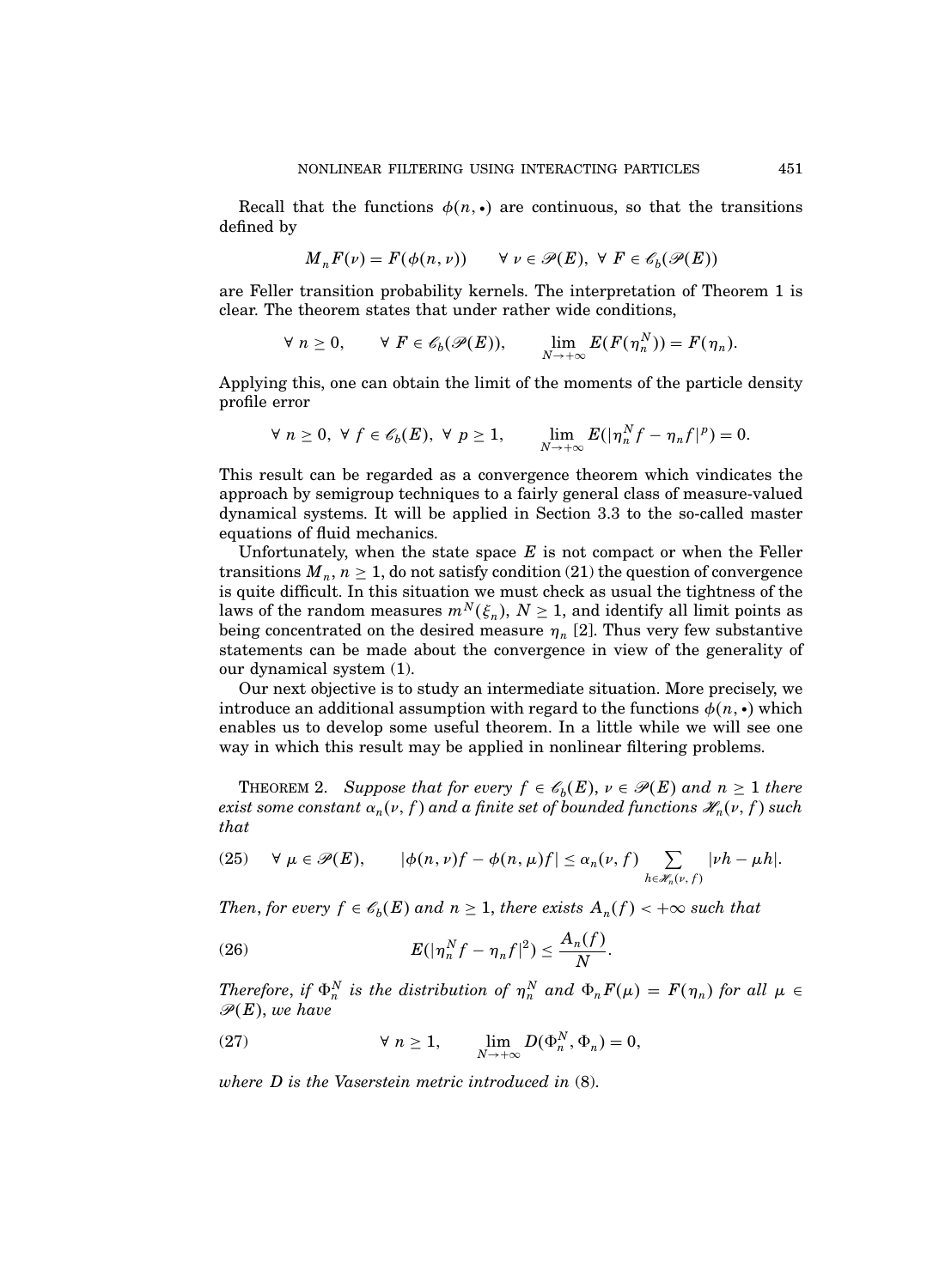Recall that the functions $\phi(n, \bullet)$ are continuous, so that the transitions defined by

$$M_n F(\nu) = F(\phi(n, \nu)) \qquad \forall\ \nu \in \mathscr{P}(E),\ \forall\ F \in \mathscr{C}_b(\mathscr{P}(E))$$

are Feller transition probability kernels. The interpretation of Theorem 1 is clear. The theorem states that under rather wide conditions,

$$\forall\ n \geq 0, \qquad \forall\ F \in \mathscr{C}_b(\mathscr{P}(E)), \qquad \lim_{N \to +\infty} E(F(\eta_n^N)) = F(\eta_n).$$

Applying this, one can obtain the limit of the moments of the particle density profile error

$$\forall\ n \geq 0,\ \forall\ f \in \mathscr{C}_b(E),\ \forall\ p \geq 1, \qquad \lim_{N \to +\infty} E(|\eta_n^N f - \eta_n f|^p) = 0.$$

This result can be regarded as a convergence theorem which vindicates the approach by semigroup techniques to a fairly general class of measure-valued dynamical systems. It will be applied in Section 3.3 to the so-called master equations of fluid mechanics.

Unfortunately, when the state space $E$ is not compact or when the Feller transitions $M_n$, $n \geq 1$, do not satisfy condition (21) the question of convergence is quite difficult. In this situation we must check as usual the tightness of the laws of the random measures $m^N(\xi_n)$, $N \geq 1$, and identify all limit points as being concentrated on the desired measure $\eta_n$ [2]. Thus very few substantive statements can be made about the convergence in view of the generality of our dynamical system (1).

Our next objective is to study an intermediate situation. More precisely, we introduce an additional assumption with regard to the functions $\phi(n, \bullet)$ which enables us to develop some useful theorem. In a little while we will see one way in which this result may be applied in nonlinear filtering problems.

THEOREM 2. *Suppose that for every $f \in \mathscr{C}_b(E)$, $\nu \in \mathscr{P}(E)$ and $n \geq 1$ there exist some constant $\alpha_n(\nu, f)$ and a finite set of bounded functions $\mathscr{H}_n(\nu, f)$ such that*

$$\forall\ \mu \in \mathscr{P}(E), \qquad |\phi(n, \nu) f - \phi(n, \mu) f| \leq \alpha_n(\nu, f) \sum_{h \in \mathscr{H}_n(\nu, f)} |\nu h - \mu h|. \tag{25}$$

*Then, for every $f \in \mathscr{C}_b(E)$ and $n \geq 1$, there exists $A_n(f) < +\infty$ such that*

$$E(|\eta_n^N f - \eta_n f|^2) \leq \frac{A_n(f)}{N}. \tag{26}$$

*Therefore, if $\Phi_n^N$ is the distribution of $\eta_n^N$ and $\Phi_n F(\mu) = F(\eta_n)$ for all $\mu \in \mathscr{P}(E)$, we have*

$$\forall\ n \geq 1, \qquad \lim_{N \to +\infty} D(\Phi_n^N, \Phi_n) = 0, \tag{27}$$

*where $D$ is the Vaserstein metric introduced in* (8).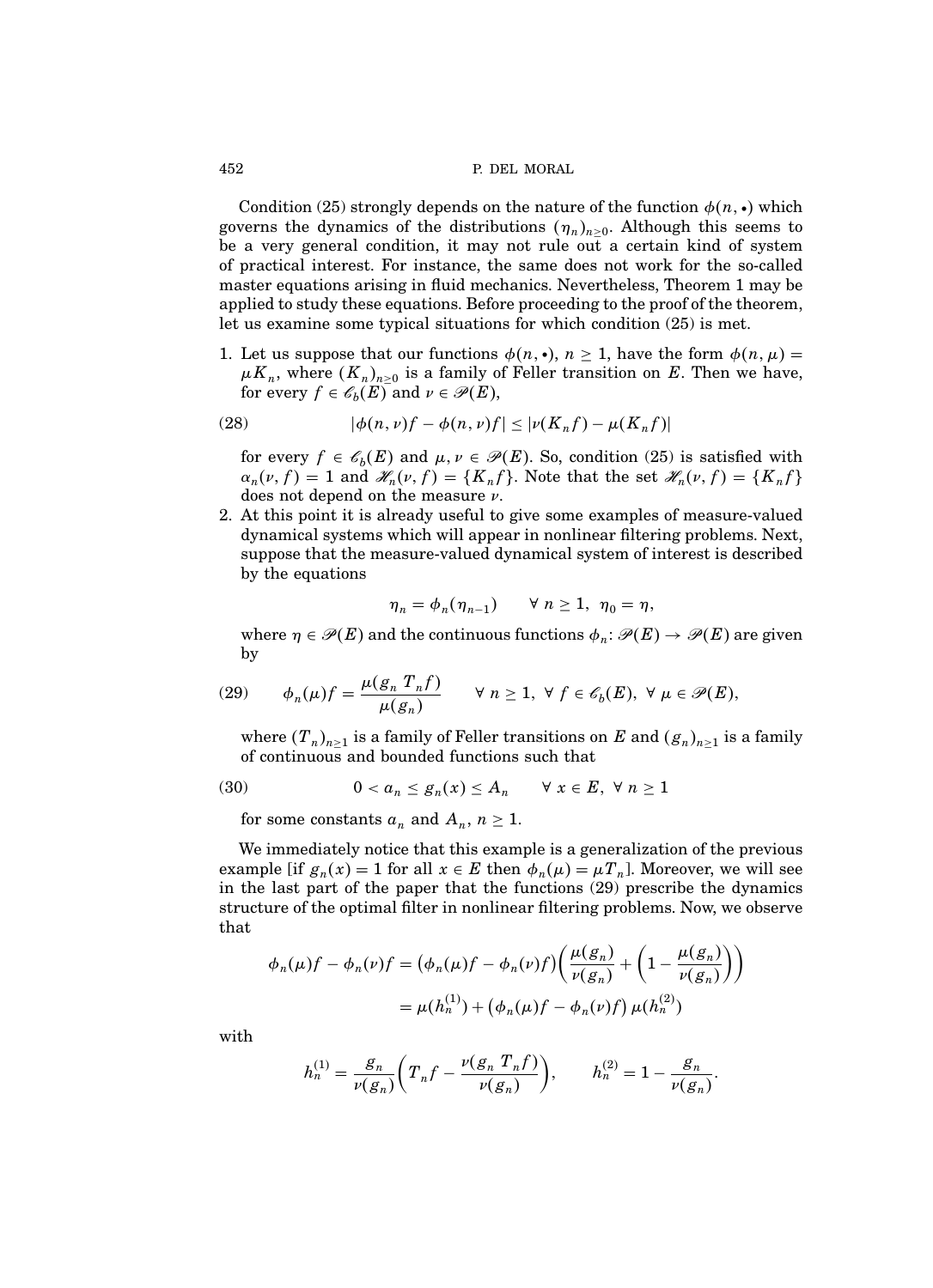Condition (25) strongly depends on the nature of the function $\phi(n, \bullet)$ which governs the dynamics of the distributions $(\eta_n)_{n\geq 0}$. Although this seems to be a very general condition, it may not rule out a certain kind of system of practical interest. For instance, the same does not work for the so-called master equations arising in fluid mechanics. Nevertheless, Theorem 1 may be applied to study these equations. Before proceeding to the proof of the theorem, let us examine some typical situations for which condition (25) is met.

1. Let us suppose that our functions $\phi(n, \bullet)$, $n \geq 1$, have the form $\phi(n, \mu) = \mu K_n$, where $(K_n)_{n\geq 0}$ is a family of Feller transition on $E$. Then we have, for every $f \in \mathscr{C}_b(E)$ and $\nu \in \mathscr{P}(E)$,

$$|\phi(n, \nu)f - \phi(n, \nu)f| \leq |\nu(K_n f) - \mu(K_n f)| \tag{28}$$

   for every $f \in \mathscr{C}_b(E)$ and $\mu, \nu \in \mathscr{P}(E)$. So, condition (25) is satisfied with $\alpha_n(\nu, f) = 1$ and $\mathscr{H}_n(\nu, f) = \{K_n f\}$. Note that the set $\mathscr{H}_n(\nu, f) = \{K_n f\}$ does not depend on the measure $\nu$.

2. At this point it is already useful to give some examples of measure-valued dynamical systems which will appear in nonlinear filtering problems. Next, suppose that the measure-valued dynamical system of interest is described by the equations

$$\eta_n = \phi_n(\eta_{n-1}) \qquad \forall\, n \geq 1,\ \eta_0 = \eta,$$

   where $\eta \in \mathscr{P}(E)$ and the continuous functions $\phi_n \colon \mathscr{P}(E) \to \mathscr{P}(E)$ are given by

$$\phi_n(\mu)f = \frac{\mu(g_n\, T_n f)}{\mu(g_n)} \qquad \forall\, n \geq 1,\ \forall\, f \in \mathscr{C}_b(E),\ \forall\, \mu \in \mathscr{P}(E), \tag{29}$$

   where $(T_n)_{n\geq 1}$ is a family of Feller transitions on $E$ and $(g_n)_{n\geq 1}$ is a family of continuous and bounded functions such that

$$0 < a_n \leq g_n(x) \leq A_n \qquad \forall\, x \in E,\ \forall\, n \geq 1 \tag{30}$$

   for some constants $a_n$ and $A_n$, $n \geq 1$.

We immediately notice that this example is a generalization of the previous example [if $g_n(x) = 1$ for all $x \in E$ then $\phi_n(\mu) = \mu T_n$]. Moreover, we will see in the last part of the paper that the functions (29) prescribe the dynamics structure of the optimal filter in nonlinear filtering problems. Now, we observe that

$$\begin{aligned}
\phi_n(\mu)f - \phi_n(\nu)f &= \big(\phi_n(\mu)f - \phi_n(\nu)f\big)\left(\frac{\mu(g_n)}{\nu(g_n)} + \left(1 - \frac{\mu(g_n)}{\nu(g_n)}\right)\right) \\
&= \mu(h_n^{(1)}) + \big(\phi_n(\mu)f - \phi_n(\nu)f\big)\,\mu(h_n^{(2)})
\end{aligned}$$

with

$$h_n^{(1)} = \frac{g_n}{\nu(g_n)}\left(T_n f - \frac{\nu(g_n\, T_n f)}{\nu(g_n)}\right), \qquad h_n^{(2)} = 1 - \frac{g_n}{\nu(g_n)}.$$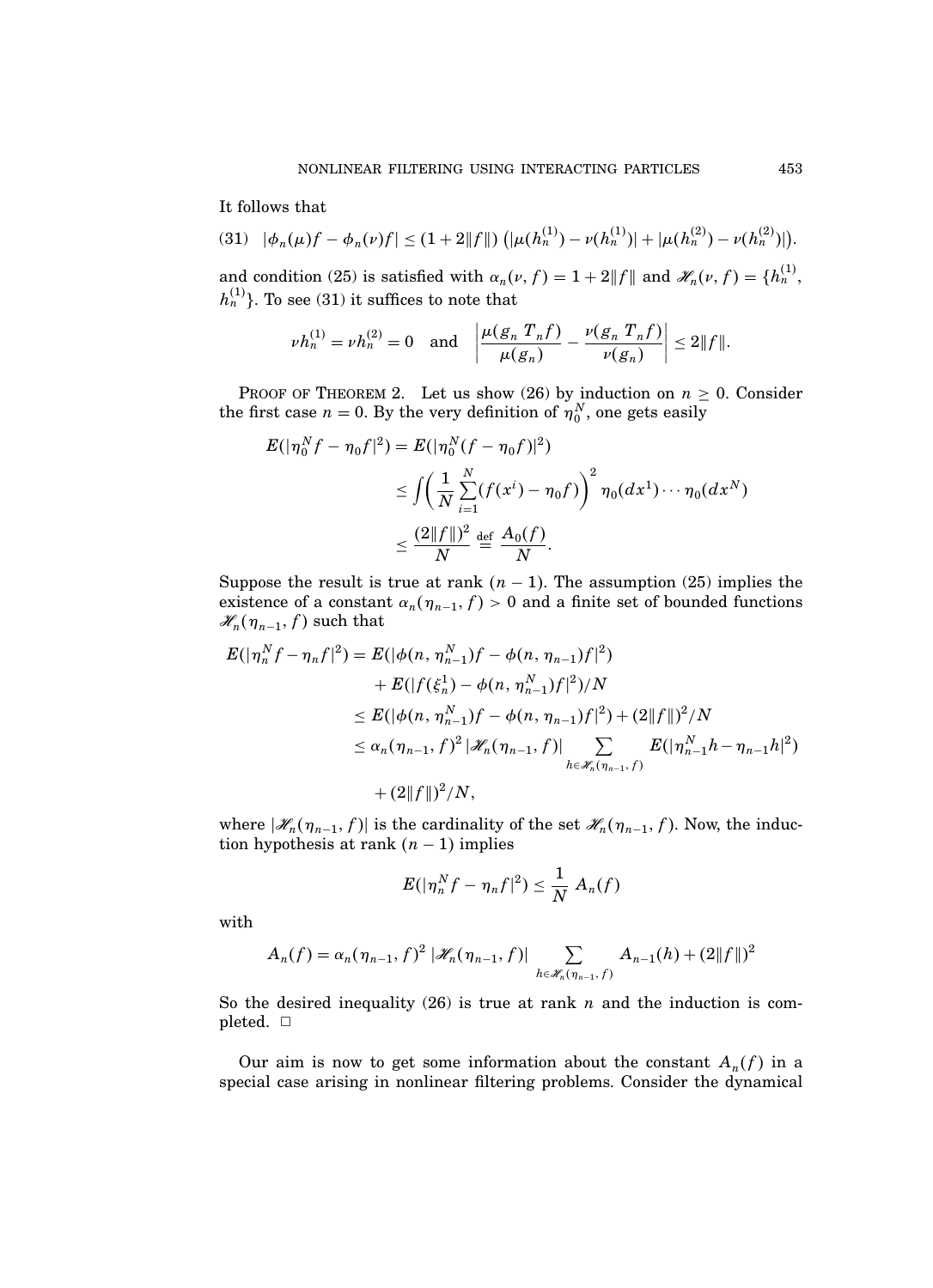It follows that

$$
(31)\quad |\phi_n(\mu)f - \phi_n(\nu)f| \leq (1 + 2\|f\|)\left(|\mu(h_n^{(1)}) - \nu(h_n^{(1)})| + |\mu(h_n^{(2)}) - \nu(h_n^{(2)})|\right).
$$

and condition (25) is satisfied with $\alpha_n(\nu, f) = 1 + 2\|f\|$ and $\mathscr{H}_n(\nu, f) = \{h_n^{(1)}, h_n^{(1)}\}$. To see (31) it suffices to note that

$$
\nu h_n^{(1)} = \nu h_n^{(2)} = 0 \quad \text{and} \quad \left|\frac{\mu(g_n\, T_n f)}{\mu(g_n)} - \frac{\nu(g_n\, T_n f)}{\nu(g_n)}\right| \leq 2\|f\|.
$$

PROOF OF THEOREM 2. Let us show (26) by induction on $n \geq 0$. Consider the first case $n = 0$. By the very definition of $\eta_0^N$, one gets easily

$$
\begin{aligned}
E(|\eta_0^N f - \eta_0 f|^2) &= E(|\eta_0^N (f - \eta_0 f)|^2) \\
&\leq \int \left(\frac{1}{N}\sum_{i=1}^{N}(f(x^i) - \eta_0 f)\right)^2 \eta_0(dx^1)\cdots\eta_0(dx^N) \\
&\leq \frac{(2\|f\|)^2}{N} \stackrel{\text{def}}{=} \frac{A_0(f)}{N}.
\end{aligned}
$$

Suppose the result is true at rank $(n-1)$. The assumption (25) implies the existence of a constant $\alpha_n(\eta_{n-1}, f) > 0$ and a finite set of bounded functions $\mathscr{H}_n(\eta_{n-1}, f)$ such that

$$
\begin{aligned}
E(|\eta_n^N f - \eta_n f|^2) &= E(|\phi(n, \eta_{n-1}^N)f - \phi(n, \eta_{n-1})f|^2) \\
&\quad + E(|f(\xi_n^1) - \phi(n, \eta_{n-1}^N)f|^2)/N \\
&\leq E(|\phi(n, \eta_{n-1}^N)f - \phi(n, \eta_{n-1})f|^2) + (2\|f\|)^2/N \\
&\leq \alpha_n(\eta_{n-1}, f)^2\, |\mathscr{H}_n(\eta_{n-1}, f)| \sum_{h \in \mathscr{H}_n(\eta_{n-1}, f)} E(|\eta_{n-1}^N h - \eta_{n-1} h|^2) \\
&\quad + (2\|f\|)^2/N,
\end{aligned}
$$

where $|\mathscr{H}_n(\eta_{n-1}, f)|$ is the cardinality of the set $\mathscr{H}_n(\eta_{n-1}, f)$. Now, the induction hypothesis at rank $(n-1)$ implies

$$
E(|\eta_n^N f - \eta_n f|^2) \leq \frac{1}{N} A_n(f)
$$

with

$$
A_n(f) = \alpha_n(\eta_{n-1}, f)^2\, |\mathscr{H}_n(\eta_{n-1}, f)| \sum_{h \in \mathscr{H}_n(\eta_{n-1}, f)} A_{n-1}(h) + (2\|f\|)^2
$$

So the desired inequality (26) is true at rank $n$ and the induction is completed. $\square$

Our aim is now to get some information about the constant $A_n(f)$ in a special case arising in nonlinear filtering problems. Consider the dynamical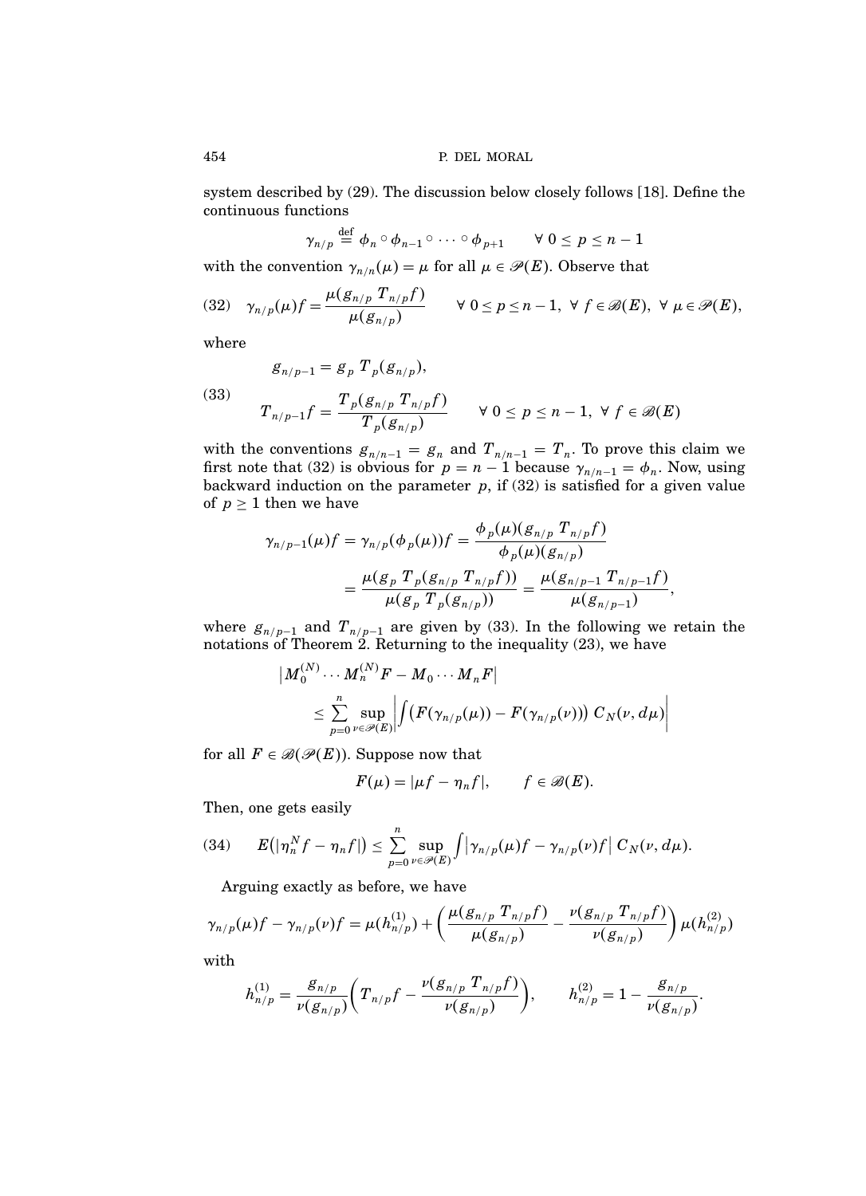system described by (29). The discussion below closely follows [18]. Define the continuous functions

$$\gamma_{n/p} \stackrel{\text{def}}{=} \phi_n \circ \phi_{n-1} \circ \cdots \circ \phi_{p+1} \qquad \forall\, 0 \le p \le n-1$$

with the convention $\gamma_{n/n}(\mu) = \mu$ for all $\mu \in \mathscr{P}(E)$. Observe that

$$(32) \quad \gamma_{n/p}(\mu)f = \frac{\mu(g_{n/p}\, T_{n/p} f)}{\mu(g_{n/p})} \qquad \forall\, 0 \le p \le n-1,\ \forall\, f \in \mathscr{B}(E),\ \forall\, \mu \in \mathscr{P}(E),$$

where

$$(33) \quad \begin{aligned} g_{n/p-1} &= g_p\, T_p(g_{n/p}), \\ T_{n/p-1} f &= \frac{T_p(g_{n/p}\, T_{n/p} f)}{T_p(g_{n/p})} \qquad \forall\, 0 \le p \le n-1,\ \forall\, f \in \mathscr{B}(E) \end{aligned}$$

with the conventions $g_{n/n-1} = g_n$ and $T_{n/n-1} = T_n$. To prove this claim we first note that (32) is obvious for $p = n-1$ because $\gamma_{n/n-1} = \phi_n$. Now, using backward induction on the parameter $p$, if (32) is satisfied for a given value of $p \ge 1$ then we have

$$\begin{aligned} \gamma_{n/p-1}(\mu)f = \gamma_{n/p}(\phi_p(\mu))f &= \frac{\phi_p(\mu)(g_{n/p}\, T_{n/p} f)}{\phi_p(\mu)(g_{n/p})} \\ &= \frac{\mu(g_p\, T_p(g_{n/p}\, T_{n/p} f))}{\mu(g_p\, T_p(g_{n/p}))} = \frac{\mu(g_{n/p-1}\, T_{n/p-1} f)}{\mu(g_{n/p-1})}, \end{aligned}$$

where $g_{n/p-1}$ and $T_{n/p-1}$ are given by (33). In the following we retain the notations of Theorem 2. Returning to the inequality (23), we have

$$\begin{aligned} &\left| M_0^{(N)} \cdots M_n^{(N)} F - M_0 \cdots M_n F \right| \\ &\quad \le \sum_{p=0}^{n} \sup_{\nu \in \mathscr{P}(E)} \left| \int \big( F(\gamma_{n/p}(\mu)) - F(\gamma_{n/p}(\nu)) \big)\, C_N(\nu, d\mu) \right| \end{aligned}$$

for all $F \in \mathscr{B}(\mathscr{P}(E))$. Suppose now that

$$F(\mu) = |\mu f - \eta_n f|, \qquad f \in \mathscr{B}(E).$$

Then, one gets easily

$$(34) \qquad E\big(|\eta_n^N f - \eta_n f|\big) \le \sum_{p=0}^{n} \sup_{\nu \in \mathscr{P}(E)} \int \big| \gamma_{n/p}(\mu) f - \gamma_{n/p}(\nu) f \big|\, C_N(\nu, d\mu).$$

Arguing exactly as before, we have

$$\gamma_{n/p}(\mu)f - \gamma_{n/p}(\nu)f = \mu(h_{n/p}^{(1)}) + \left( \frac{\mu(g_{n/p}\, T_{n/p} f)}{\mu(g_{n/p})} - \frac{\nu(g_{n/p}\, T_{n/p} f)}{\nu(g_{n/p})} \right) \mu(h_{n/p}^{(2)})$$

with

$$h_{n/p}^{(1)} = \frac{g_{n/p}}{\nu(g_{n/p})} \left( T_{n/p} f - \frac{\nu(g_{n/p}\, T_{n/p} f)}{\nu(g_{n/p})} \right), \qquad h_{n/p}^{(2)} = 1 - \frac{g_{n/p}}{\nu(g_{n/p})}.$$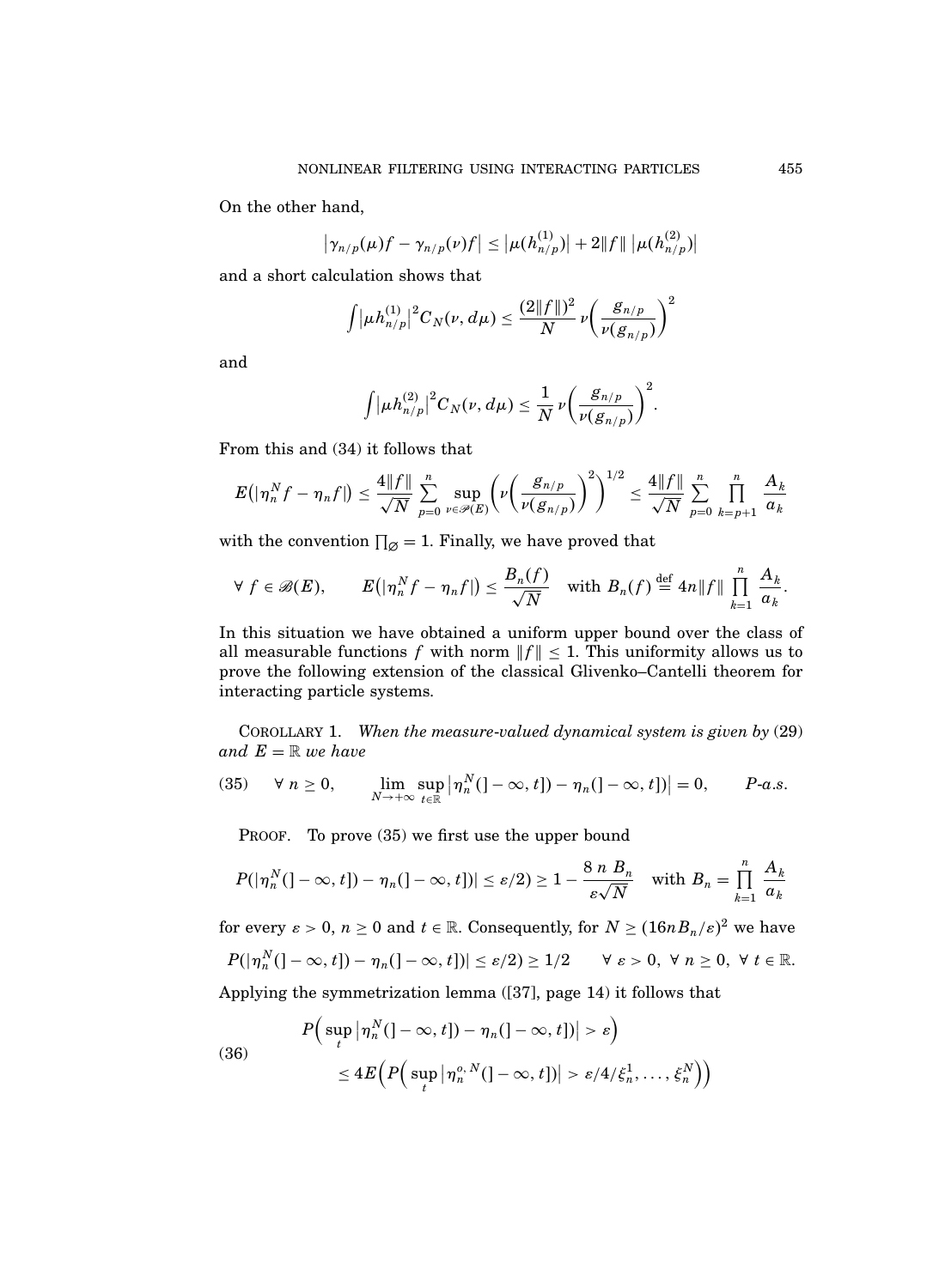On the other hand,

$$\left|\gamma_{n/p}(\mu)f - \gamma_{n/p}(\nu)f\right| \leq \left|\mu(h_{n/p}^{(1)})\right| + 2\|f\| \left|\mu(h_{n/p}^{(2)})\right|$$

and a short calculation shows that

$$\int \left|\mu h_{n/p}^{(1)}\right|^2 C_N(\nu, d\mu) \leq \frac{(2\|f\|)^2}{N}\, \nu\left(\frac{g_{n/p}}{\nu(g_{n/p})}\right)^2$$

and

$$\int \left|\mu h_{n/p}^{(2)}\right|^2 C_N(\nu, d\mu) \leq \frac{1}{N}\, \nu\left(\frac{g_{n/p}}{\nu(g_{n/p})}\right)^2.$$

From this and (34) it follows that

$$E\left(\left|\eta_n^N f - \eta_n f\right|\right) \leq \frac{4\|f\|}{\sqrt{N}} \sum_{p=0}^{n} \sup_{\nu \in \mathscr{P}(E)} \left(\nu\left(\frac{g_{n/p}}{\nu(g_{n/p})}\right)^2\right)^{1/2} \leq \frac{4\|f\|}{\sqrt{N}} \sum_{p=0}^{n} \prod_{k=p+1}^{n} \frac{A_k}{a_k}$$

with the convention $\prod_{\varnothing} = 1$. Finally, we have proved that

$$\forall\, f \in \mathscr{B}(E), \qquad E\left(\left|\eta_n^N f - \eta_n f\right|\right) \leq \frac{B_n(f)}{\sqrt{N}} \quad \text{with } B_n(f) \stackrel{\text{def}}{=} 4n\|f\| \prod_{k=1}^{n} \frac{A_k}{a_k}.$$

In this situation we have obtained a uniform upper bound over the class of all measurable functions $f$ with norm $\|f\| \leq 1$. This uniformity allows us to prove the following extension of the classical Glivenko–Cantelli theorem for interacting particle systems.

COROLLARY 1. *When the measure-valued dynamical system is given by* (29) *and* $E = \mathbb{R}$ *we have*

$$(35) \qquad \forall\, n \geq 0, \qquad \lim_{N \to +\infty} \sup_{t \in \mathbb{R}} \left|\eta_n^N(]-\infty, t]) - \eta_n(]-\infty, t])\right| = 0, \qquad P\text{-a.s.}$$

PROOF. To prove (35) we first use the upper bound

$$P(|\eta_n^N(]-\infty, t]) - \eta_n(]-\infty, t])| \leq \varepsilon/2) \geq 1 - \frac{8\, n\, B_n}{\varepsilon\sqrt{N}} \quad \text{with } B_n = \prod_{k=1}^{n} \frac{A_k}{a_k}$$

for every $\varepsilon > 0$, $n \geq 0$ and $t \in \mathbb{R}$. Consequently, for $N \geq (16 n B_n/\varepsilon)^2$ we have

$$P(|\eta_n^N(]-\infty, t]) - \eta_n(]-\infty, t])| \leq \varepsilon/2) \geq 1/2 \qquad \forall\, \varepsilon > 0,\ \forall\, n \geq 0,\ \forall\, t \in \mathbb{R}.$$

Applying the symmetrization lemma ([37], page 14) it follows that

$$(36) \qquad \begin{aligned} &P\Big(\sup_t \left|\eta_n^N(]-\infty, t]) - \eta_n(]-\infty, t])\right| > \varepsilon\Big) \\ &\quad \leq 4E\Big(P\Big(\sup_t \left|\eta_n^{o, N}(]-\infty, t])\right| > \varepsilon/4/\xi_n^1, \ldots, \xi_n^N\Big)\Big) \end{aligned}$$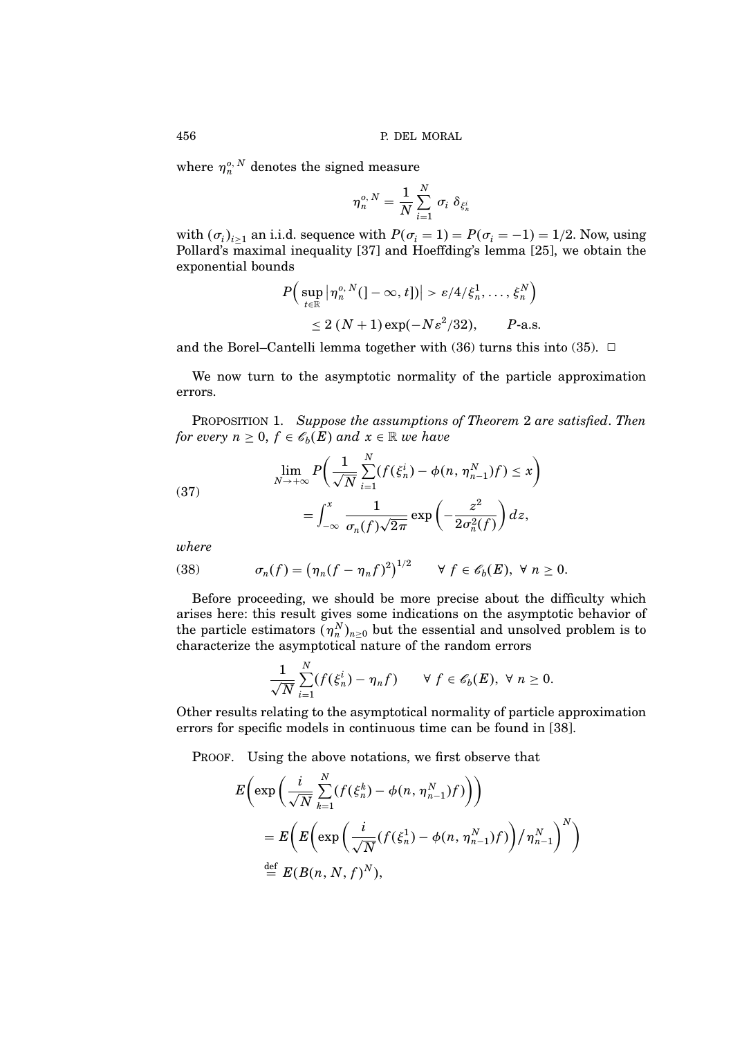where $\eta_n^{o,N}$ denotes the signed measure

$$\eta_n^{o,N} = \frac{1}{N} \sum_{i=1}^{N} \sigma_i \; \delta_{\xi_n^i}$$

with $(\sigma_i)_{i \geq 1}$ an i.i.d. sequence with $P(\sigma_i = 1) = P(\sigma_i = -1) = 1/2$. Now, using Pollard's maximal inequality [37] and Hoeffding's lemma [25], we obtain the exponential bounds

$$P\Big(\sup_{t \in \mathbb{R}} \big|\eta_n^{o,N}(]-\infty, t])\big| > \varepsilon/4/\xi_n^1, \dots, \xi_n^N\Big) \leq 2\,(N+1)\exp(-N\varepsilon^2/32), \qquad P\text{-a.s.}$$

and the Borel–Cantelli lemma together with (36) turns this into (35). □

We now turn to the asymptotic normality of the particle approximation errors.

PROPOSITION 1. *Suppose the assumptions of Theorem 2 are satisfied. Then for every $n \geq 0$, $f \in \mathscr{C}_b(E)$ and $x \in \mathbb{R}$ we have*

$$\lim_{N \to +\infty} P\Big(\frac{1}{\sqrt{N}} \sum_{i=1}^{N} (f(\xi_n^i) - \phi(n, \eta_{n-1}^N)f) \leq x\Big) = \int_{-\infty}^{x} \frac{1}{\sigma_n(f)\sqrt{2\pi}} \exp\left(-\frac{z^2}{2\sigma_n^2(f)}\right) dz, \tag{37}$$

*where*

$$\sigma_n(f) = \big(\eta_n(f - \eta_n f)^2\big)^{1/2} \qquad \forall\, f \in \mathscr{C}_b(E),\ \forall\, n \geq 0. \tag{38}$$

Before proceeding, we should be more precise about the difficulty which arises here: this result gives some indications on the asymptotic behavior of the particle estimators $(\eta_n^N)_{n \geq 0}$ but the essential and unsolved problem is to characterize the asymptotical nature of the random errors

$$\frac{1}{\sqrt{N}} \sum_{i=1}^{N} (f(\xi_n^i) - \eta_n f) \qquad \forall\, f \in \mathscr{C}_b(E),\ \forall\, n \geq 0.$$

Other results relating to the asymptotical normality of particle approximation errors for specific models in continuous time can be found in [38].

PROOF. Using the above notations, we first observe that

$$\begin{aligned}
E\Big(&\exp\Big(\frac{i}{\sqrt{N}} \sum_{k=1}^{N} (f(\xi_n^k) - \phi(n, \eta_{n-1}^N)f)\Big)\Big) \\
&= E\Big(E\Big(\exp\Big(\frac{i}{\sqrt{N}}(f(\xi_n^1) - \phi(n, \eta_{n-1}^N)f)\Big)\Big/\eta_{n-1}^N\Big)^N\Big) \\
&\stackrel{\text{def}}{=} E(B(n, N, f)^N),
\end{aligned}$$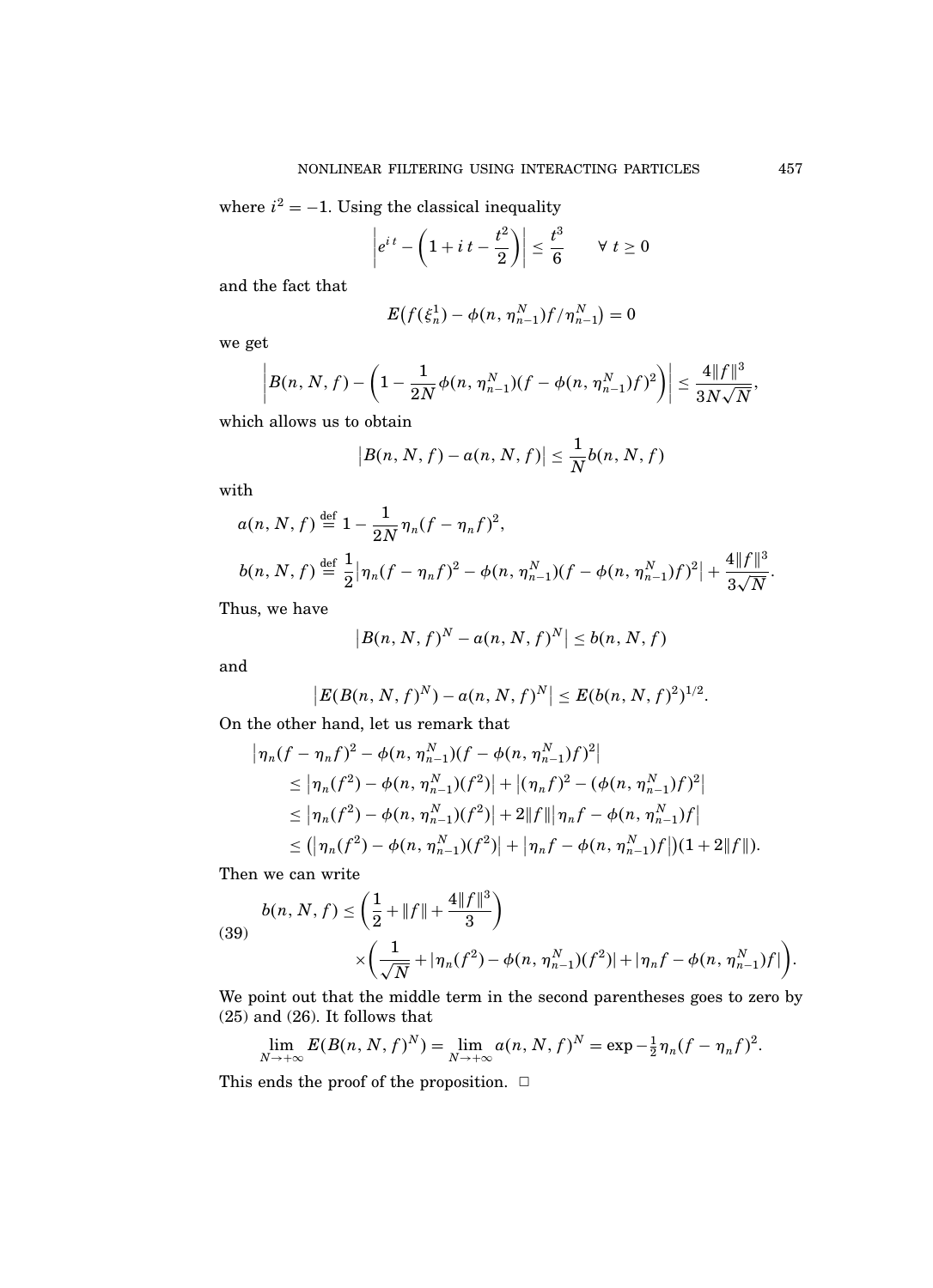where $i^2 = -1$. Using the classical inequality

$$\left| e^{i\,t} - \left(1 + i\,t - \frac{t^2}{2}\right) \right| \le \frac{t^3}{6} \qquad \forall\ t \ge 0$$

and the fact that

$$E\big(f(\xi_n^1) - \phi(n, \eta_{n-1}^N) f / \eta_{n-1}^N\big) = 0$$

we get

$$\left| B(n, N, f) - \left(1 - \frac{1}{2N} \phi(n, \eta_{n-1}^N)(f - \phi(n, \eta_{n-1}^N) f)^2\right) \right| \le \frac{4\|f\|^3}{3N\sqrt{N}},$$

which allows us to obtain

$$\big| B(n, N, f) - a(n, N, f) \big| \le \frac{1}{N} b(n, N, f)$$

with

$$a(n, N, f) \overset{\text{def}}{=} 1 - \frac{1}{2N} \eta_n (f - \eta_n f)^2,$$

$$b(n, N, f) \overset{\text{def}}{=} \frac{1}{2} \big| \eta_n (f - \eta_n f)^2 - \phi(n, \eta_{n-1}^N)(f - \phi(n, \eta_{n-1}^N) f)^2 \big| + \frac{4\|f\|^3}{3\sqrt{N}}.$$

Thus, we have

$$\big| B(n, N, f)^N - a(n, N, f)^N \big| \le b(n, N, f)$$

and

$$\big| E(B(n, N, f)^N) - a(n, N, f)^N \big| \le E(b(n, N, f)^2)^{1/2}.$$

On the other hand, let us remark that

$$\begin{aligned}
&\big| \eta_n (f - \eta_n f)^2 - \phi(n, \eta_{n-1}^N)(f - \phi(n, \eta_{n-1}^N) f)^2 \big| \\
&\quad \le \big| \eta_n(f^2) - \phi(n, \eta_{n-1}^N)(f^2) \big| + \big| (\eta_n f)^2 - (\phi(n, \eta_{n-1}^N) f)^2 \big| \\
&\quad \le \big| \eta_n(f^2) - \phi(n, \eta_{n-1}^N)(f^2) \big| + 2\|f\| \big| \eta_n f - \phi(n, \eta_{n-1}^N) f \big| \\
&\quad \le \big( \big| \eta_n(f^2) - \phi(n, \eta_{n-1}^N)(f^2) \big| + \big| \eta_n f - \phi(n, \eta_{n-1}^N) f \big| \big)(1 + 2\|f\|).
\end{aligned}$$

Then we can write

$$\begin{aligned}
b(n, N, f) &\le \left( \frac{1}{2} + \|f\| + \frac{4\|f\|^3}{3} \right) \\
&\qquad \times \left( \frac{1}{\sqrt{N}} + |\eta_n(f^2) - \phi(n, \eta_{n-1}^N)(f^2)| + |\eta_n f - \phi(n, \eta_{n-1}^N) f| \right).
\end{aligned} \tag{39}$$

We point out that the middle term in the second parentheses goes to zero by (25) and (26). It follows that

$$\lim_{N \to +\infty} E(B(n, N, f)^N) = \lim_{N \to +\infty} a(n, N, f)^N = \exp -\tfrac{1}{2} \eta_n (f - \eta_n f)^2.$$

This ends the proof of the proposition. $\square$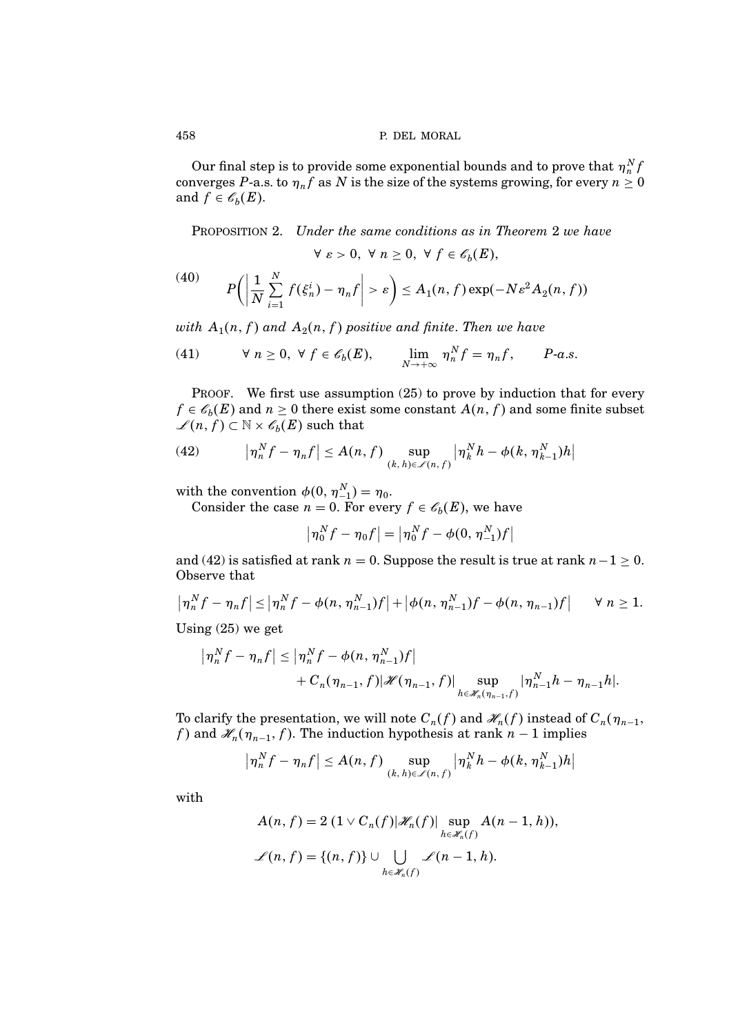Our final step is to provide some exponential bounds and to prove that $\eta_n^N f$ converges $P$-a.s. to $\eta_n f$ as $N$ is the size of the systems growing, for every $n \geq 0$ and $f \in \mathscr{C}_b(E)$.

PROPOSITION 2. *Under the same conditions as in Theorem* 2 *we have*

$$\forall\ \varepsilon > 0,\ \forall\ n \geq 0,\ \forall\ f \in \mathscr{C}_b(E),$$

$$P\left( \left| \frac{1}{N} \sum_{i=1}^{N} f(\xi_n^i) - \eta_n f \right| > \varepsilon \right) \leq A_1(n, f) \exp(-N\varepsilon^2 A_2(n, f)) \tag{40}$$

*with $A_1(n, f)$ and $A_2(n, f)$ positive and finite. Then we have*

$$\forall\ n \geq 0,\ \forall\ f \in \mathscr{C}_b(E), \qquad \lim_{N \to +\infty} \eta_n^N f = \eta_n f, \qquad P\text{-a.s.} \tag{41}$$

PROOF. We first use assumption (25) to prove by induction that for every $f \in \mathscr{C}_b(E)$ and $n \geq 0$ there exist some constant $A(n, f)$ and some finite subset $\mathscr{L}(n, f) \subset \mathbb{N} \times \mathscr{C}_b(E)$ such that

$$\left| \eta_n^N f - \eta_n f \right| \leq A(n, f) \sup_{(k,\, h) \in \mathscr{L}(n,\, f)} \left| \eta_k^N h - \phi(k, \eta_{k-1}^N) h \right| \tag{42}$$

with the convention $\phi(0, \eta_{-1}^N) = \eta_0$.

Consider the case $n = 0$. For every $f \in \mathscr{C}_b(E)$, we have

$$\left| \eta_0^N f - \eta_0 f \right| = \left| \eta_0^N f - \phi(0, \eta_{-1}^N) f \right|$$

and (42) is satisfied at rank $n = 0$. Suppose the result is true at rank $n - 1 \geq 0$. Observe that

$$\left| \eta_n^N f - \eta_n f \right| \leq \left| \eta_n^N f - \phi(n, \eta_{n-1}^N) f \right| + \left| \phi(n, \eta_{n-1}^N) f - \phi(n, \eta_{n-1}) f \right| \qquad \forall\ n \geq 1.$$

Using (25) we get

$$\begin{aligned} \left| \eta_n^N f - \eta_n f \right| &\leq \left| \eta_n^N f - \phi(n, \eta_{n-1}^N) f \right| \\ &\quad + C_n(\eta_{n-1}, f) |\mathscr{H}(\eta_{n-1}, f)| \sup_{h \in \mathscr{H}_n(\eta_{n-1},\, f)} |\eta_{n-1}^N h - \eta_{n-1} h|. \end{aligned}$$

To clarify the presentation, we will note $C_n(f)$ and $\mathscr{H}_n(f)$ instead of $C_n(\eta_{n-1}, f)$ and $\mathscr{H}_n(\eta_{n-1}, f)$. The induction hypothesis at rank $n - 1$ implies

$$\left| \eta_n^N f - \eta_n f \right| \leq A(n, f) \sup_{(k,\, h) \in \mathscr{L}(n,\, f)} \left| \eta_k^N h - \phi(k, \eta_{k-1}^N) h \right|$$

with

$$A(n, f) = 2\, (1 \vee C_n(f) |\mathscr{H}_n(f)| \sup_{h \in \mathscr{H}_n(f)} A(n-1, h)),$$

$$\mathscr{L}(n, f) = \{(n, f)\} \cup \bigcup_{h \in \mathscr{H}_n(f)} \mathscr{L}(n-1, h).$$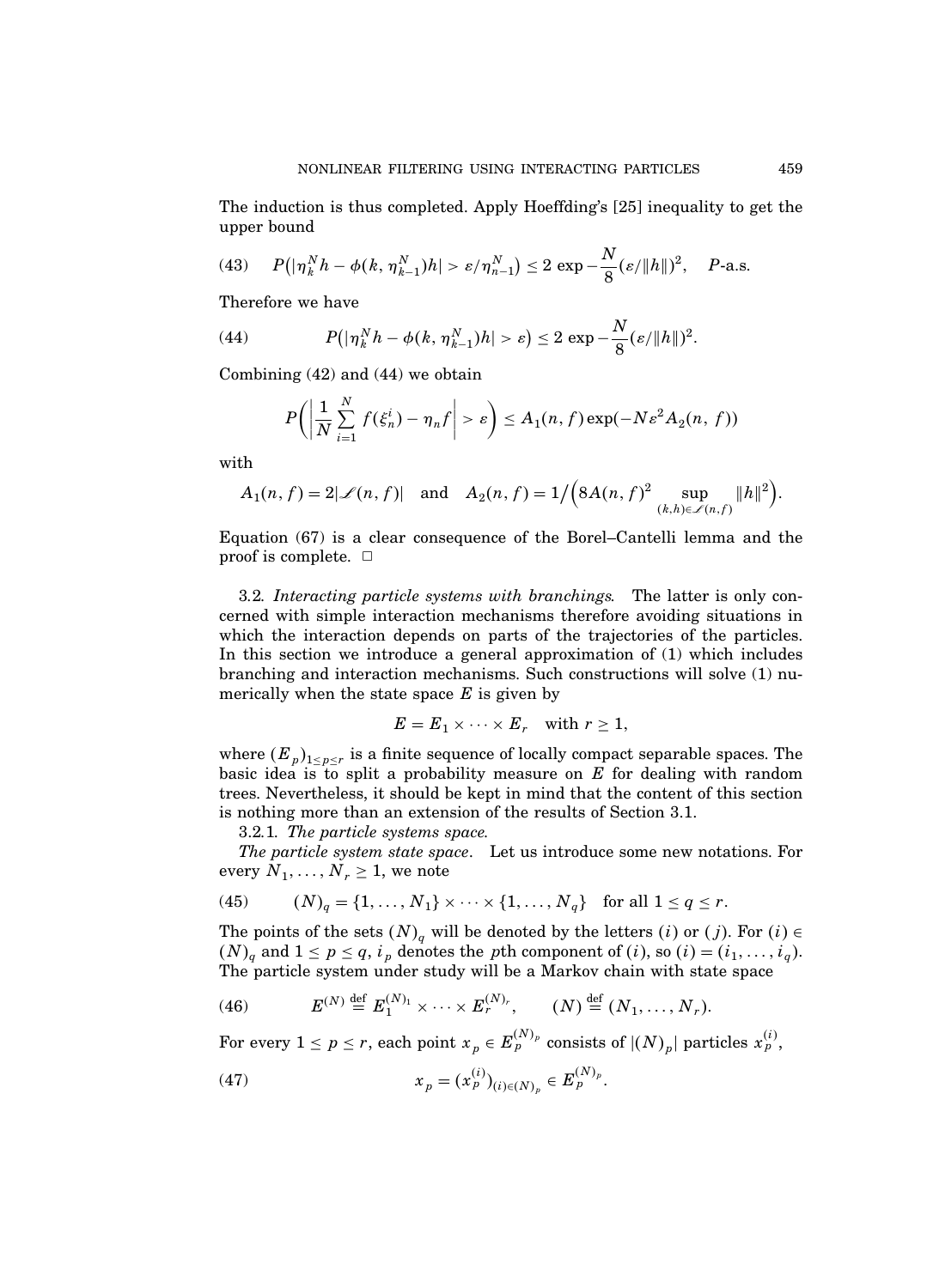The induction is thus completed. Apply Hoeffding's [25] inequality to get the upper bound

$$P\big(|\eta_k^N h - \phi(k, \eta_{k-1}^N)h| > \varepsilon / \eta_{n-1}^N\big) \leq 2 \exp -\frac{N}{8}(\varepsilon/\|h\|)^2, \quad P\text{-a.s.} \tag{43}$$

Therefore we have

$$P\big(|\eta_k^N h - \phi(k, \eta_{k-1}^N)h| > \varepsilon\big) \leq 2 \exp -\frac{N}{8}(\varepsilon/\|h\|)^2. \tag{44}$$

Combining (42) and (44) we obtain

$$P\left(\left|\frac{1}{N}\sum_{i=1}^{N} f(\xi_n^i) - \eta_n f\right| > \varepsilon\right) \leq A_1(n, f)\exp(-N\varepsilon^2 A_2(n, f))$$

with

$$A_1(n, f) = 2|\mathscr{L}(n, f)| \quad \text{and} \quad A_2(n, f) = 1\Big/\Big(8A(n, f)^2 \sup_{(k,h)\in\mathscr{L}(n,f)} \|h\|^2\Big).$$

Equation (67) is a clear consequence of the Borel–Cantelli lemma and the proof is complete. □

3.2. *Interacting particle systems with branchings.* The latter is only concerned with simple interaction mechanisms therefore avoiding situations in which the interaction depends on parts of the trajectories of the particles. In this section we introduce a general approximation of (1) which includes branching and interaction mechanisms. Such constructions will solve (1) numerically when the state space $E$ is given by

$$E = E_1 \times \cdots \times E_r \quad \text{with } r \geq 1,$$

where $(E_p)_{1\leq p\leq r}$ is a finite sequence of locally compact separable spaces. The basic idea is to split a probability measure on $E$ for dealing with random trees. Nevertheless, it should be kept in mind that the content of this section is nothing more than an extension of the results of Section 3.1.

3.2.1. *The particle systems space.*

*The particle system state space.* Let us introduce some new notations. For every $N_1, \ldots, N_r \geq 1$, we note

$$(N)_q = \{1, \ldots, N_1\} \times \cdots \times \{1, \ldots, N_q\} \quad \text{for all } 1 \leq q \leq r. \tag{45}$$

The points of the sets $(N)_q$ will be denoted by the letters $(i)$ or $(j)$. For $(i) \in (N)_q$ and $1 \leq p \leq q$, $i_p$ denotes the $p$th component of $(i)$, so $(i) = (i_1, \ldots, i_q)$. The particle system under study will be a Markov chain with state space

$$E^{(N)} \stackrel{\text{def}}{=} E_1^{(N)_1} \times \cdots \times E_r^{(N)_r}, \qquad (N) \stackrel{\text{def}}{=} (N_1, \ldots, N_r). \tag{46}$$

For every $1 \leq p \leq r$, each point $x_p \in E_p^{(N)_p}$ consists of $|(N)_p|$ particles $x_p^{(i)}$,

$$x_p = (x_p^{(i)})_{(i)\in(N)_p} \in E_p^{(N)_p}. \tag{47}$$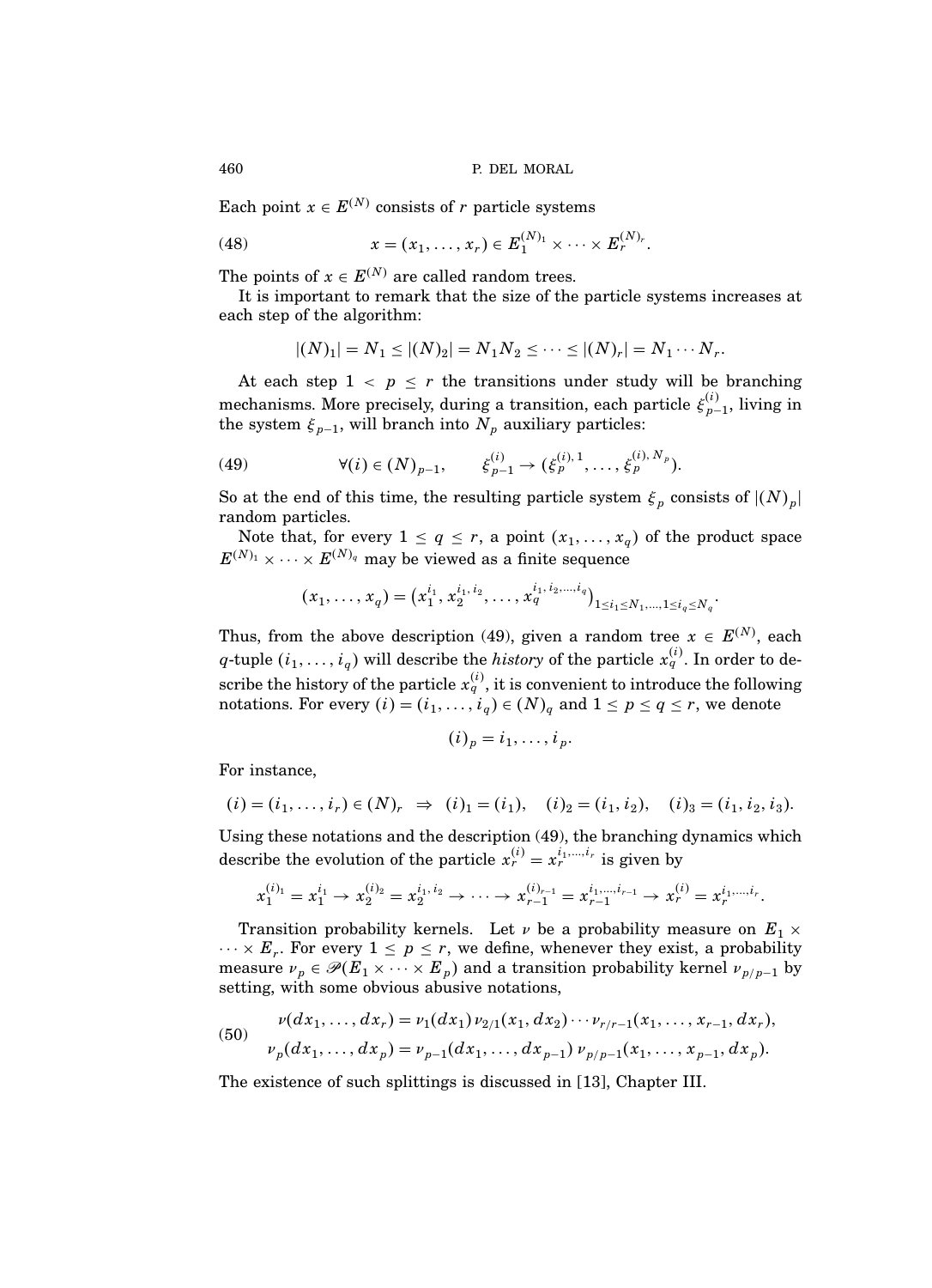Each point $x \in E^{(N)}$ consists of $r$ particle systems

$$x = (x_1, \dots, x_r) \in E_1^{(N)_1} \times \cdots \times E_r^{(N)_r}. \tag{48}$$

The points of $x \in E^{(N)}$ are called random trees.

It is important to remark that the size of the particle systems increases at each step of the algorithm:

$$|(N)_1| = N_1 \leq |(N)_2| = N_1 N_2 \leq \cdots \leq |(N)_r| = N_1 \cdots N_r.$$

At each step $1 < p \leq r$ the transitions under study will be branching mechanisms. More precisely, during a transition, each particle $\xi_{p-1}^{(i)}$, living in the system $\xi_{p-1}$, will branch into $N_p$ auxiliary particles:

$$\forall (i) \in (N)_{p-1}, \qquad \xi_{p-1}^{(i)} \to (\xi_p^{(i),1}, \dots, \xi_p^{(i),N_p}). \tag{49}$$

So at the end of this time, the resulting particle system $\xi_p$ consists of $|(N)_p|$ random particles.

Note that, for every $1 \leq q \leq r$, a point $(x_1, \dots, x_q)$ of the product space $E^{(N)_1} \times \cdots \times E^{(N)_q}$ may be viewed as a finite sequence

$$(x_1, \dots, x_q) = \left(x_1^{i_1}, x_2^{i_1,i_2}, \dots, x_q^{i_1,i_2,\dots,i_q}\right)_{1 \leq i_1 \leq N_1, \dots, 1 \leq i_q \leq N_q}.$$

Thus, from the above description (49), given a random tree $x \in E^{(N)}$, each $q$-tuple $(i_1, \dots, i_q)$ will describe the *history* of the particle $x_q^{(i)}$. In order to describe the history of the particle $x_q^{(i)}$, it is convenient to introduce the following notations. For every $(i) = (i_1, \dots, i_q) \in (N)_q$ and $1 \leq p \leq q \leq r$, we denote

$$(i)_p = i_1, \dots, i_p.$$

For instance,

$$(i) = (i_1, \dots, i_r) \in (N)_r \;\Rightarrow\; (i)_1 = (i_1), \quad (i)_2 = (i_1, i_2), \quad (i)_3 = (i_1, i_2, i_3).$$

Using these notations and the description (49), the branching dynamics which describe the evolution of the particle $x_r^{(i)} = x_r^{i_1,\dots,i_r}$ is given by

$$x_1^{(i)_1} = x_1^{i_1} \to x_2^{(i)_2} = x_2^{i_1,i_2} \to \cdots \to x_{r-1}^{(i)_{r-1}} = x_{r-1}^{i_1,\dots,i_{r-1}} \to x_r^{(i)} = x_r^{i_1,\dots,i_r}.$$

Transition probability kernels. Let $\nu$ be a probability measure on $E_1 \times \cdots \times E_r$. For every $1 \leq p \leq r$, we define, whenever they exist, a probability measure $\nu_p \in \mathscr{P}(E_1 \times \cdots \times E_p)$ and a transition probability kernel $\nu_{p/p-1}$ by setting, with some obvious abusive notations,

$$\begin{aligned} \nu(dx_1, \dots, dx_r) &= \nu_1(dx_1)\, \nu_{2/1}(x_1, dx_2) \cdots \nu_{r/r-1}(x_1, \dots, x_{r-1}, dx_r), \\ \nu_p(dx_1, \dots, dx_p) &= \nu_{p-1}(dx_1, \dots, dx_{p-1})\, \nu_{p/p-1}(x_1, \dots, x_{p-1}, dx_p). \end{aligned} \tag{50}$$

The existence of such splittings is discussed in [13], Chapter III.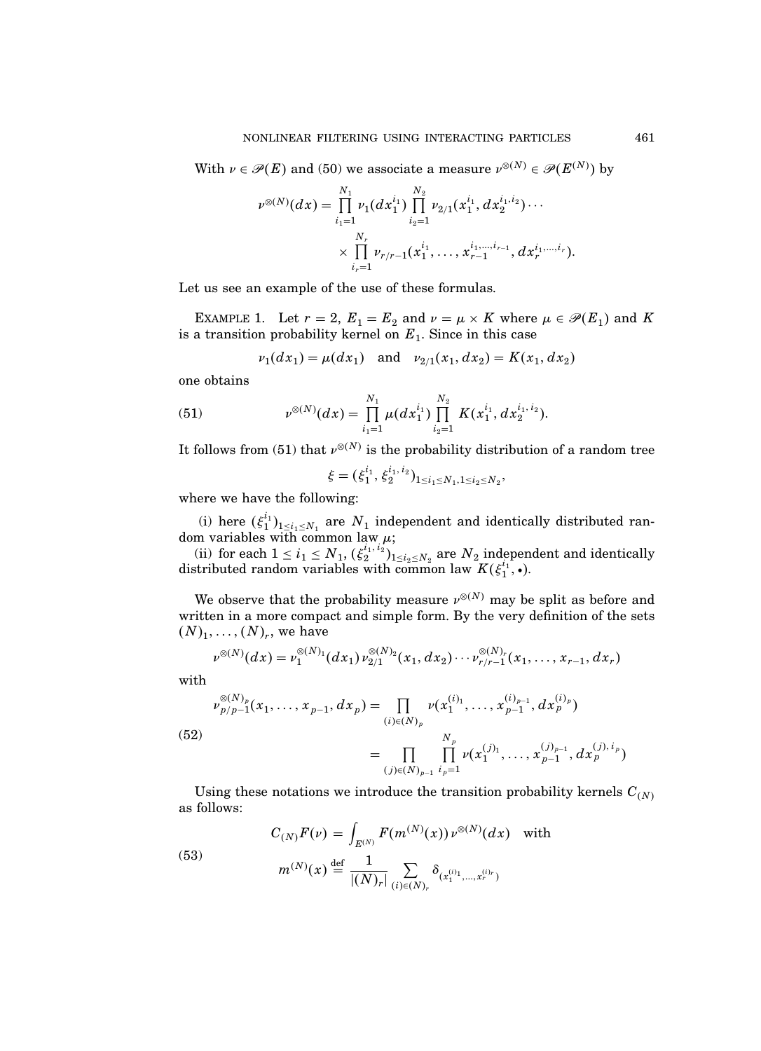With $\nu \in \mathscr{P}(E)$ and (50) we associate a measure $\nu^{\otimes(N)} \in \mathscr{P}(E^{(N)})$ by

$$\nu^{\otimes(N)}(dx) = \prod_{i_1=1}^{N_1} \nu_1(dx_1^{i_1}) \prod_{i_2=1}^{N_2} \nu_{2/1}(x_1^{i_1}, dx_2^{i_1,i_2}) \cdots \times \prod_{i_r=1}^{N_r} \nu_{r/r-1}(x_1^{i_1}, \dots, x_{r-1}^{i_1,\dots,i_{r-1}}, dx_r^{i_1,\dots,i_r}).$$

Let us see an example of the use of these formulas.

EXAMPLE 1. Let $r = 2$, $E_1 = E_2$ and $\nu = \mu \times K$ where $\mu \in \mathscr{P}(E_1)$ and $K$ is a transition probability kernel on $E_1$. Since in this case

$$\nu_1(dx_1) = \mu(dx_1) \quad \text{and} \quad \nu_{2/1}(x_1, dx_2) = K(x_1, dx_2)$$

one obtains

$$\nu^{\otimes(N)}(dx) = \prod_{i_1=1}^{N_1} \mu(dx_1^{i_1}) \prod_{i_2=1}^{N_2} K(x_1^{i_1}, dx_2^{i_1,i_2}). \tag{51}$$

It follows from (51) that $\nu^{\otimes(N)}$ is the probability distribution of a random tree

$$\xi = (\xi_1^{i_1}, \xi_2^{i_1,i_2})_{1 \le i_1 \le N_1, 1 \le i_2 \le N_2},$$

where we have the following:

(i) here $(\xi_1^{i_1})_{1 \le i_1 \le N_1}$ are $N_1$ independent and identically distributed random variables with common law $\mu$;

(ii) for each $1 \le i_1 \le N_1$, $(\xi_2^{i_1,i_2})_{1 \le i_2 \le N_2}$ are $N_2$ independent and identically distributed random variables with common law $K(\xi_1^{i_1}, \bullet)$.

We observe that the probability measure $\nu^{\otimes(N)}$ may be split as before and written in a more compact and simple form. By the very definition of the sets $(N)_1, \dots, (N)_r$, we have

$$\nu^{\otimes(N)}(dx) = \nu_1^{\otimes(N)_1}(dx_1)\, \nu_{2/1}^{\otimes(N)_2}(x_1, dx_2) \cdots \nu_{r/r-1}^{\otimes(N)_r}(x_1, \dots, x_{r-1}, dx_r)$$

with

$$\begin{aligned}
\nu_{p/p-1}^{\otimes(N)_p}(x_1, \dots, x_{p-1}, dx_p) &= \prod_{(i) \in (N)_p} \nu(x_1^{(i)_1}, \dots, x_{p-1}^{(i)_{p-1}}, dx_p^{(i)_p}) \\
&= \prod_{(j) \in (N)_{p-1}} \prod_{i_p=1}^{N_p} \nu(x_1^{(j)_1}, \dots, x_{p-1}^{(j)_{p-1}}, dx_p^{(j), i_p})
\end{aligned} \tag{52}$$

Using these notations we introduce the transition probability kernels $C_{(N)}$ as follows:

$$\begin{aligned}
C_{(N)}F(\nu) &= \int_{E^{(N)}} F(m^{(N)}(x))\, \nu^{\otimes(N)}(dx) \quad \text{with} \\
m^{(N)}(x) &\stackrel{\text{def}}{=} \frac{1}{|(N)_r|} \sum_{(i) \in (N)_r} \delta_{(x_1^{(i)_1}, \dots, x_r^{(i)_r})}
\end{aligned} \tag{53}$$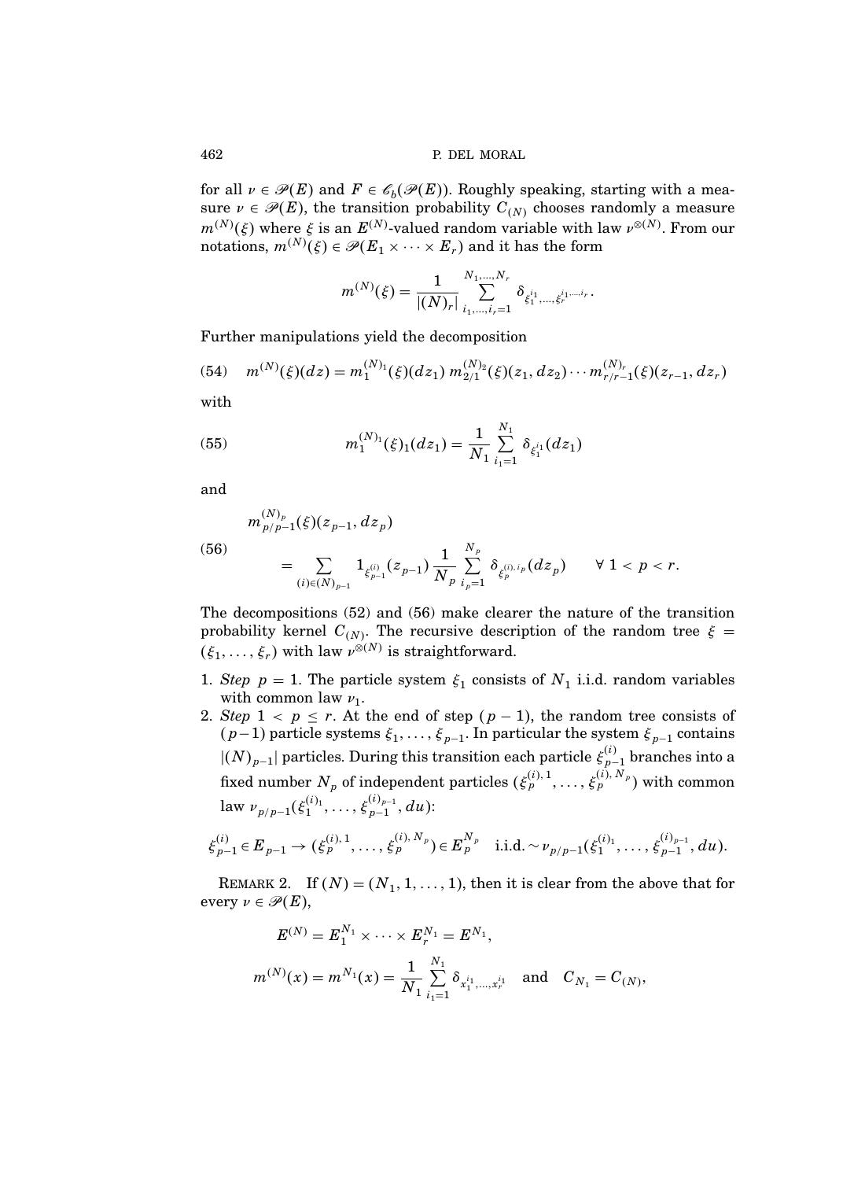for all $\nu \in \mathscr{P}(E)$ and $F \in \mathscr{C}_b(\mathscr{P}(E))$. Roughly speaking, starting with a measure $\nu \in \mathscr{P}(E)$, the transition probability $C_{(N)}$ chooses randomly a measure $m^{(N)}(\xi)$ where $\xi$ is an $E^{(N)}$-valued random variable with law $\nu^{\otimes(N)}$. From our notations, $m^{(N)}(\xi) \in \mathscr{P}(E_1 \times \cdots \times E_r)$ and it has the form

$$m^{(N)}(\xi) = \frac{1}{|(N)_r|} \sum_{i_1,\dots,i_r=1}^{N_1,\dots,N_r} \delta_{\xi_1^{i_1},\dots,\xi_r^{i_1,\dots,i_r}}.$$

Further manipulations yield the decomposition

$$m^{(N)}(\xi)(dz) = m_1^{(N)_1}(\xi)(dz_1)\, m_{2/1}^{(N)_2}(\xi)(z_1, dz_2) \cdots m_{r/r-1}^{(N)_r}(\xi)(z_{r-1}, dz_r) \tag{54}$$

with

$$m_1^{(N)_1}(\xi)_1(dz_1) = \frac{1}{N_1} \sum_{i_1=1}^{N_1} \delta_{\xi_1^{i_1}}(dz_1) \tag{55}$$

and

$$\begin{aligned} & m_{p/p-1}^{(N)_p}(\xi)(z_{p-1}, dz_p) \\ &\quad = \sum_{(i) \in (N)_{p-1}} 1_{\xi_{p-1}^{(i)}}(z_{p-1}) \frac{1}{N_p} \sum_{i_p=1}^{N_p} \delta_{\xi_p^{(i), i_p}}(dz_p) \qquad \forall\, 1 < p < r. \end{aligned} \tag{56}$$

The decompositions (52) and (56) make clearer the nature of the transition probability kernel $C_{(N)}$. The recursive description of the random tree $\xi = (\xi_1, \dots, \xi_r)$ with law $\nu^{\otimes(N)}$ is straightforward.

1. *Step* $p = 1$. The particle system $\xi_1$ consists of $N_1$ i.i.d. random variables with common law $\nu_1$.
2. *Step* $1 < p \leq r$. At the end of step $(p-1)$, the random tree consists of $(p-1)$ particle systems $\xi_1, \dots, \xi_{p-1}$. In particular the system $\xi_{p-1}$ contains $|(N)_{p-1}|$ particles. During this transition each particle $\xi_{p-1}^{(i)}$ branches into a fixed number $N_p$ of independent particles $(\xi_p^{(i),1}, \dots, \xi_p^{(i),N_p})$ with common law $\nu_{p/p-1}(\xi_1^{(i)_1}, \dots, \xi_{p-1}^{(i)_{p-1}}, du)$:

$$\xi_{p-1}^{(i)} \in E_{p-1} \to (\xi_p^{(i),1}, \dots, \xi_p^{(i),N_p}) \in E_p^{N_p} \quad \text{i.i.d.} \sim \nu_{p/p-1}(\xi_1^{(i)_1}, \dots, \xi_{p-1}^{(i)_{p-1}}, du).$$

REMARK 2. If $(N) = (N_1, 1, \dots, 1)$, then it is clear from the above that for every $\nu \in \mathscr{P}(E)$,

$$\begin{aligned} E^{(N)} &= E_1^{N_1} \times \cdots \times E_r^{N_1} = E^{N_1}, \\ m^{(N)}(x) &= m^{N_1}(x) = \frac{1}{N_1} \sum_{i_1=1}^{N_1} \delta_{x_1^{i_1},\dots,x_r^{i_1}} \quad \text{and} \quad C_{N_1} = C_{(N)}, \end{aligned}$$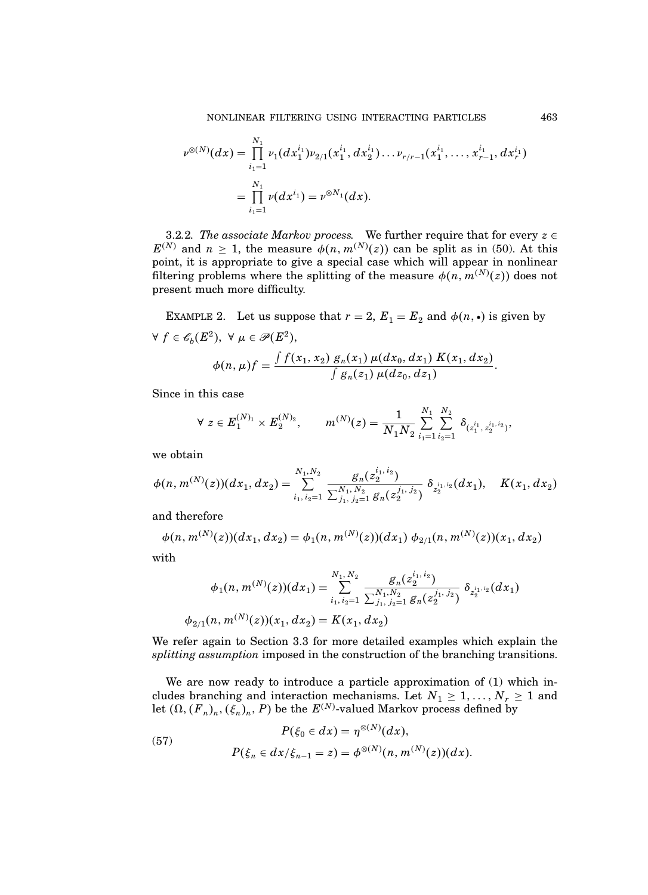$$
\begin{aligned}
\nu^{\otimes(N)}(dx) &= \prod_{i_1=1}^{N_1} \nu_1(dx_1^{i_1})\nu_{2/1}(x_1^{i_1}, dx_2^{i_1}) \dots \nu_{r/r-1}(x_1^{i_1}, \dots, x_{r-1}^{i_1}, dx_r^{i_1}) \\
&= \prod_{i_1=1}^{N_1} \nu(dx^{i_1}) = \nu^{\otimes N_1}(dx).
\end{aligned}
$$

3.2.2. *The associate Markov process.* We further require that for every $z \in E^{(N)}$ and $n \geq 1$, the measure $\phi(n, m^{(N)}(z))$ can be split as in (50). At this point, it is appropriate to give a special case which will appear in nonlinear filtering problems where the splitting of the measure $\phi(n, m^{(N)}(z))$ does not present much more difficulty.

EXAMPLE 2. Let us suppose that $r = 2$, $E_1 = E_2$ and $\phi(n, \bullet)$ is given by

$\forall\, f \in \mathscr{C}_b(E^2)$, $\forall\, \mu \in \mathscr{P}(E^2)$,

$$
\phi(n, \mu)f = \frac{\int f(x_1, x_2)\, g_n(x_1)\, \mu(dx_0, dx_1)\, K(x_1, dx_2)}{\int g_n(z_1)\, \mu(dz_0, dz_1)}.
$$

Since in this case

$$
\forall\, z \in E_1^{(N)_1} \times E_2^{(N)_2}, \qquad m^{(N)}(z) = \frac{1}{N_1 N_2} \sum_{i_1=1}^{N_1} \sum_{i_2=1}^{N_2} \delta_{(z_1^{i_1}, z_2^{i_1, i_2})},
$$

we obtain

$$
\phi(n, m^{(N)}(z))(dx_1, dx_2) = \sum_{i_1, i_2=1}^{N_1, N_2} \frac{g_n(z_2^{i_1, i_2})}{\sum_{j_1, j_2=1}^{N_1, N_2} g_n(z_2^{j_1, j_2})}\, \delta_{z_2^{i_1, i_2}}(dx_1), \quad K(x_1, dx_2)
$$

and therefore

$$
\phi(n, m^{(N)}(z))(dx_1, dx_2) = \phi_1(n, m^{(N)}(z))(dx_1)\, \phi_{2/1}(n, m^{(N)}(z))(x_1, dx_2)
$$

with

$$
\begin{aligned}
\phi_1(n, m^{(N)}(z))(dx_1) &= \sum_{i_1, i_2=1}^{N_1, N_2} \frac{g_n(z_2^{i_1, i_2})}{\sum_{j_1, j_2=1}^{N_1, N_2} g_n(z_2^{j_1, j_2})}\, \delta_{z_2^{i_1, i_2}}(dx_1) \\
\phi_{2/1}(n, m^{(N)}(z))(x_1, dx_2) &= K(x_1, dx_2)
\end{aligned}
$$

We refer again to Section 3.3 for more detailed examples which explain the *splitting assumption* imposed in the construction of the branching transitions.

We are now ready to introduce a particle approximation of (1) which includes branching and interaction mechanisms. Let $N_1 \geq 1, \dots, N_r \geq 1$ and let $(\Omega, (F_n)_n, (\xi_n)_n, P)$ be the $E^{(N)}$-valued Markov process defined by

$$
\begin{aligned}
&P(\xi_0 \in dx) = \eta^{\otimes(N)}(dx), \\
&P(\xi_n \in dx / \xi_{n-1} = z) = \phi^{\otimes(N)}(n, m^{(N)}(z))(dx).
\end{aligned} \tag{57}
$$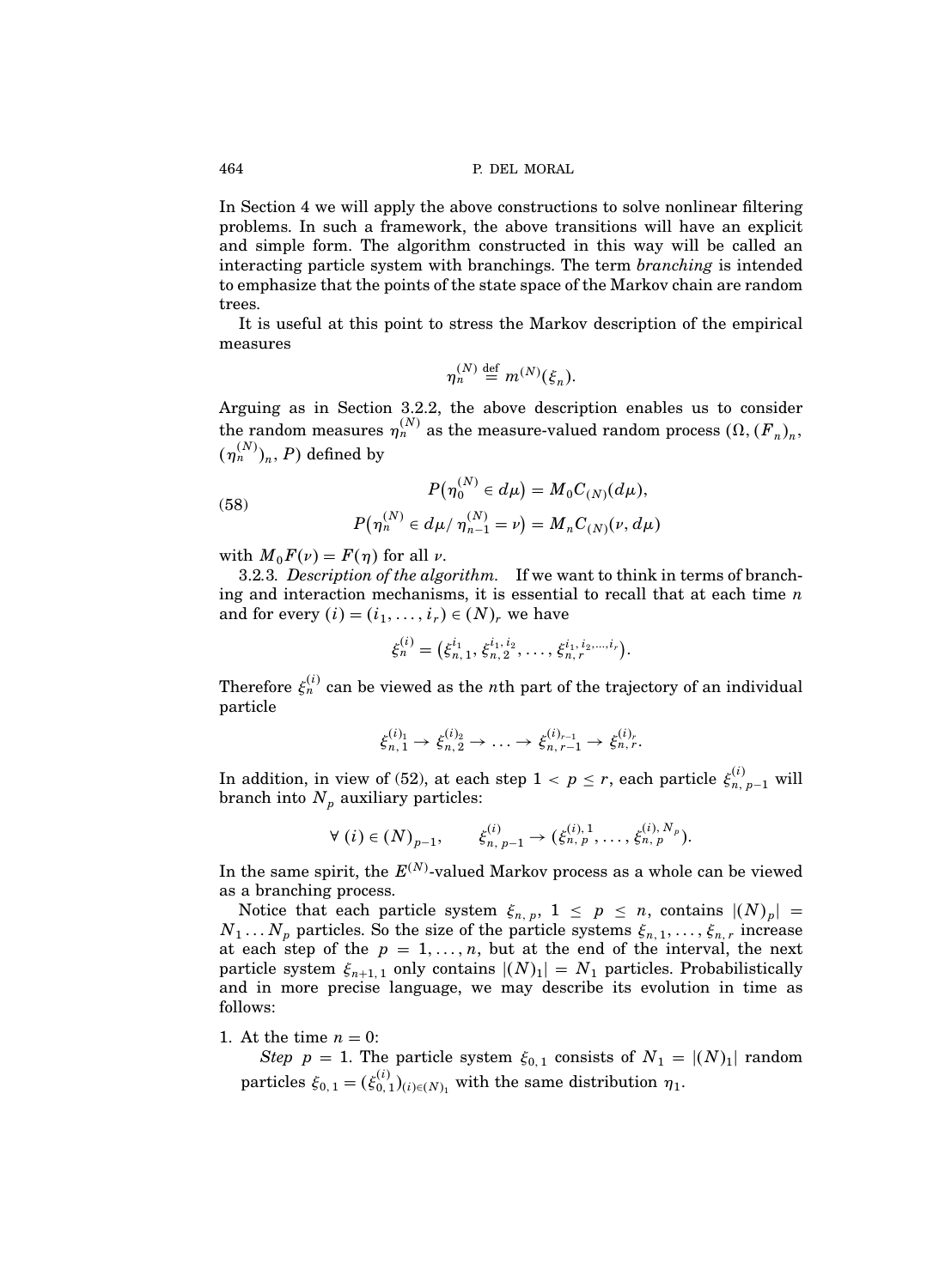In Section 4 we will apply the above constructions to solve nonlinear filtering problems. In such a framework, the above transitions will have an explicit and simple form. The algorithm constructed in this way will be called an interacting particle system with branchings. The term *branching* is intended to emphasize that the points of the state space of the Markov chain are random trees.

It is useful at this point to stress the Markov description of the empirical measures

$$\eta_n^{(N)} \stackrel{\text{def}}{=} m^{(N)}(\xi_n).$$

Arguing as in Section 3.2.2, the above description enables us to consider the random measures $\eta_n^{(N)}$ as the measure-valued random process $(\Omega, (F_n)_n, (\eta_n^{(N)})_n, P)$ defined by

$$\tag{58} \begin{aligned} P\big(\eta_0^{(N)} \in d\mu\big) &= M_0 C_{(N)}(d\mu), \\ P\big(\eta_n^{(N)} \in d\mu / \eta_{n-1}^{(N)} = \nu\big) &= M_n C_{(N)}(\nu, d\mu) \end{aligned}$$

with $M_0 F(\nu) = F(\eta)$ for all $\nu$.

3.2.3. *Description of the algorithm.* If we want to think in terms of branching and interaction mechanisms, it is essential to recall that at each time $n$ and for every $(i) = (i_1, \dots, i_r) \in (N)_r$ we have

$$\xi_n^{(i)} = \big(\xi_{n,1}^{i_1}, \xi_{n,2}^{i_1,i_2}, \dots, \xi_{n,r}^{i_1,i_2,\dots,i_r}\big).$$

Therefore $\xi_n^{(i)}$ can be viewed as the $n$th part of the trajectory of an individual particle

$$\xi_{n,1}^{(i)_1} \to \xi_{n,2}^{(i)_2} \to \dots \to \xi_{n,r-1}^{(i)_{r-1}} \to \xi_{n,r}^{(i)_r}.$$

In addition, in view of (52), at each step $1 < p \le r$, each particle $\xi_{n,p-1}^{(i)}$ will branch into $N_p$ auxiliary particles:

$$\forall\ (i) \in (N)_{p-1}, \qquad \xi_{n,p-1}^{(i)} \to (\xi_{n,p}^{(i),1}, \dots, \xi_{n,p}^{(i),N_p}).$$

In the same spirit, the $E^{(N)}$-valued Markov process as a whole can be viewed as a branching process.

Notice that each particle system $\xi_{n,p}$, $1 \le p \le n$, contains $|(N)_p| = N_1 \dots N_p$ particles. So the size of the particle systems $\xi_{n,1}, \dots, \xi_{n,r}$ increase at each step of the $p = 1, \dots, n$, but at the end of the interval, the next particle system $\xi_{n+1,1}$ only contains $|(N)_1| = N_1$ particles. Probabilistically and in more precise language, we may describe its evolution in time as follows:

1. At the time $n = 0$:

   *Step* $p = 1$. The particle system $\xi_{0,1}$ consists of $N_1 = |(N)_1|$ random particles $\xi_{0,1} = (\xi_{0,1}^{(i)})_{(i)\in(N)_1}$ with the same distribution $\eta_1$.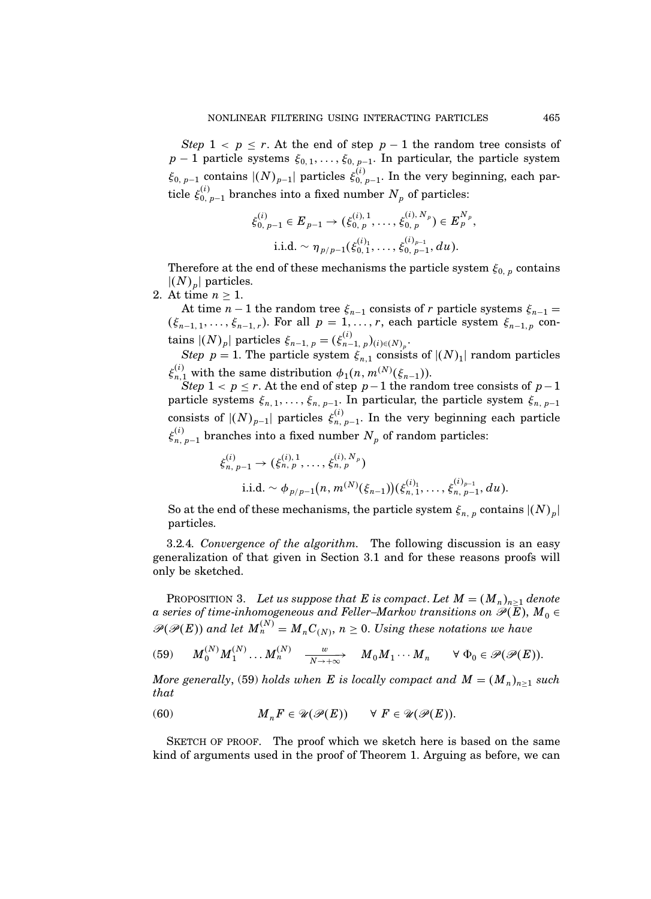*Step* $1 < p \leq r$. At the end of step $p-1$ the random tree consists of $p-1$ particle systems $\xi_{0,1}, \ldots, \xi_{0,p-1}$. In particular, the particle system $\xi_{0,p-1}$ contains $|(N)_{p-1}|$ particles $\xi_{0,p-1}^{(i)}$. In the very beginning, each particle $\xi_{0,p-1}^{(i)}$ branches into a fixed number $N_p$ of particles:

$$\xi_{0,p-1}^{(i)} \in E_{p-1} \to (\xi_{0,p}^{(i),1}, \ldots, \xi_{0,p}^{(i),N_p}) \in E_p^{N_p},$$
$$\text{i.i.d.} \sim \eta_{p/p-1}(\xi_{0,1}^{(i)_1}, \ldots, \xi_{0,p-1}^{(i)_{p-1}}, du).$$

Therefore at the end of these mechanisms the particle system $\xi_{0,p}$ contains $|(N)_p|$ particles.

2. At time $n \geq 1$.

   At time $n-1$ the random tree $\xi_{n-1}$ consists of $r$ particle systems $\xi_{n-1} = (\xi_{n-1,1}, \ldots, \xi_{n-1,r})$. For all $p = 1, \ldots, r$, each particle system $\xi_{n-1,p}$ contains $|(N)_p|$ particles $\xi_{n-1,p} = (\xi_{n-1,p}^{(i)})_{(i) \in (N)_p}$.

   *Step* $p = 1$. The particle system $\xi_{n,1}$ consists of $|(N)_1|$ random particles $\xi_{n,1}^{(i)}$ with the same distribution $\phi_1(n, m^{(N)}(\xi_{n-1}))$.

   *Step* $1 < p \leq r$. At the end of step $p-1$ the random tree consists of $p-1$ particle systems $\xi_{n,1}, \ldots, \xi_{n,p-1}$. In particular, the particle system $\xi_{n,p-1}$ consists of $|(N)_{p-1}|$ particles $\xi_{n,p-1}^{(i)}$. In the very beginning each particle $\xi_{n,p-1}^{(i)}$ branches into a fixed number $N_p$ of random particles:

$$\xi_{n,p-1}^{(i)} \to (\xi_{n,p}^{(i),1}, \ldots, \xi_{n,p}^{(i),N_p})$$
$$\text{i.i.d.} \sim \phi_{p/p-1}\big(n, m^{(N)}(\xi_{n-1})\big)(\xi_{n,1}^{(i)_1}, \ldots, \xi_{n,p-1}^{(i)_{p-1}}, du).$$

   So at the end of these mechanisms, the particle system $\xi_{n,p}$ contains $|(N)_p|$ particles.

3.2.4. *Convergence of the algorithm.* The following discussion is an easy generalization of that given in Section 3.1 and for these reasons proofs will only be sketched.

PROPOSITION 3. *Let us suppose that $E$ is compact. Let $M = (M_n)_{n \geq 1}$ denote a series of time-inhomogeneous and Feller–Markov transitions on $\mathscr{P}(E)$, $M_0 \in \mathscr{P}(\mathscr{P}(E))$ and let $M_n^{(N)} = M_n C_{(N)}$, $n \geq 0$. Using these notations we have*

$$M_0^{(N)} M_1^{(N)} \ldots M_n^{(N)} \xrightarrow[N \to +\infty]{w} M_0 M_1 \cdots M_n \qquad \forall\, \Phi_0 \in \mathscr{P}(\mathscr{P}(E)). \tag{59}$$

*More generally*, (59) *holds when $E$ is locally compact and $M = (M_n)_{n \geq 1}$ such that*

$$M_n F \in \mathscr{U}(\mathscr{P}(E)) \qquad \forall\, F \in \mathscr{U}(\mathscr{P}(E)). \tag{60}$$

SKETCH OF PROOF. The proof which we sketch here is based on the same kind of arguments used in the proof of Theorem 1. Arguing as before, we can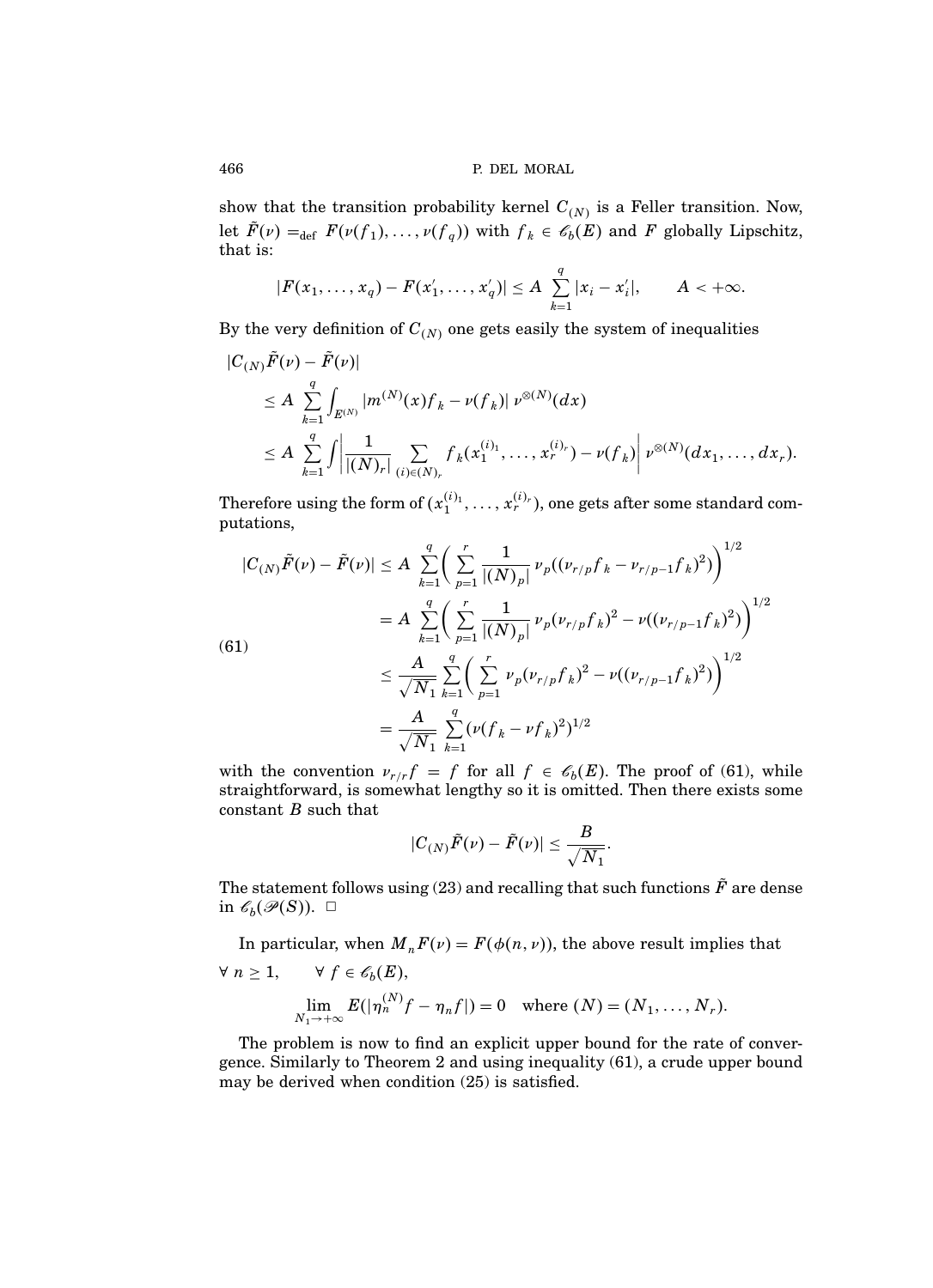show that the transition probability kernel $C_{(N)}$ is a Feller transition. Now, let $\tilde{F}(\nu) =_{\text{def}} F(\nu(f_1), \ldots, \nu(f_q))$ with $f_k \in \mathscr{C}_b(E)$ and $F$ globally Lipschitz, that is:

$$|F(x_1, \ldots, x_q) - F(x_1', \ldots, x_q')| \leq A \sum_{k=1}^{q} |x_i - x_i'|, \qquad A < +\infty.$$

By the very definition of $C_{(N)}$ one gets easily the system of inequalities

$$\begin{aligned}
&|C_{(N)}\tilde{F}(\nu) - \tilde{F}(\nu)| \\
&\quad \leq A \sum_{k=1}^{q} \int_{E^{(N)}} |m^{(N)}(x) f_k - \nu(f_k)| \, \nu^{\otimes(N)}(dx) \\
&\quad \leq A \sum_{k=1}^{q} \int \left| \frac{1}{|(N)_r|} \sum_{(i) \in (N)_r} f_k(x_1^{(i)_1}, \ldots, x_r^{(i)_r}) - \nu(f_k) \right| \nu^{\otimes(N)}(dx_1, \ldots, dx_r).
\end{aligned}$$

Therefore using the form of $(x_1^{(i)_1}, \ldots, x_r^{(i)_r})$, one gets after some standard computations,

$$\begin{aligned}
|C_{(N)}\tilde{F}(\nu) - \tilde{F}(\nu)| &\leq A \sum_{k=1}^{q} \left( \sum_{p=1}^{r} \frac{1}{|(N)_p|} \nu_p((\nu_{r/p} f_k - \nu_{r/p-1} f_k)^2) \right)^{1/2} \\
&= A \sum_{k=1}^{q} \left( \sum_{p=1}^{r} \frac{1}{|(N)_p|} \nu_p(\nu_{r/p} f_k)^2 - \nu((\nu_{r/p-1} f_k)^2) \right)^{1/2} \\
&\leq \frac{A}{\sqrt{N_1}} \sum_{k=1}^{q} \left( \sum_{p=1}^{r} \nu_p(\nu_{r/p} f_k)^2 - \nu((\nu_{r/p-1} f_k)^2) \right)^{1/2} \\
&= \frac{A}{\sqrt{N_1}} \sum_{k=1}^{q} (\nu(f_k - \nu f_k)^2)^{1/2}
\end{aligned} \tag{61}$$

with the convention $\nu_{r/r} f = f$ for all $f \in \mathscr{C}_b(E)$. The proof of (61), while straightforward, is somewhat lengthy so it is omitted. Then there exists some constant $B$ such that

$$|C_{(N)}\tilde{F}(\nu) - \tilde{F}(\nu)| \leq \frac{B}{\sqrt{N_1}}.$$

The statement follows using (23) and recalling that such functions $\tilde{F}$ are dense in $\mathscr{C}_b(\mathscr{P}(S))$. $\square$

In particular, when $M_n F(\nu) = F(\phi(n, \nu))$, the above result implies that

$\forall \, n \geq 1, \qquad \forall \, f \in \mathscr{C}_b(E),$

$$\lim_{N_1 \to +\infty} E(|\eta_n^{(N)} f - \eta_n f|) = 0 \quad \text{where } (N) = (N_1, \ldots, N_r).$$

The problem is now to find an explicit upper bound for the rate of convergence. Similarly to Theorem 2 and using inequality (61), a crude upper bound may be derived when condition (25) is satisfied.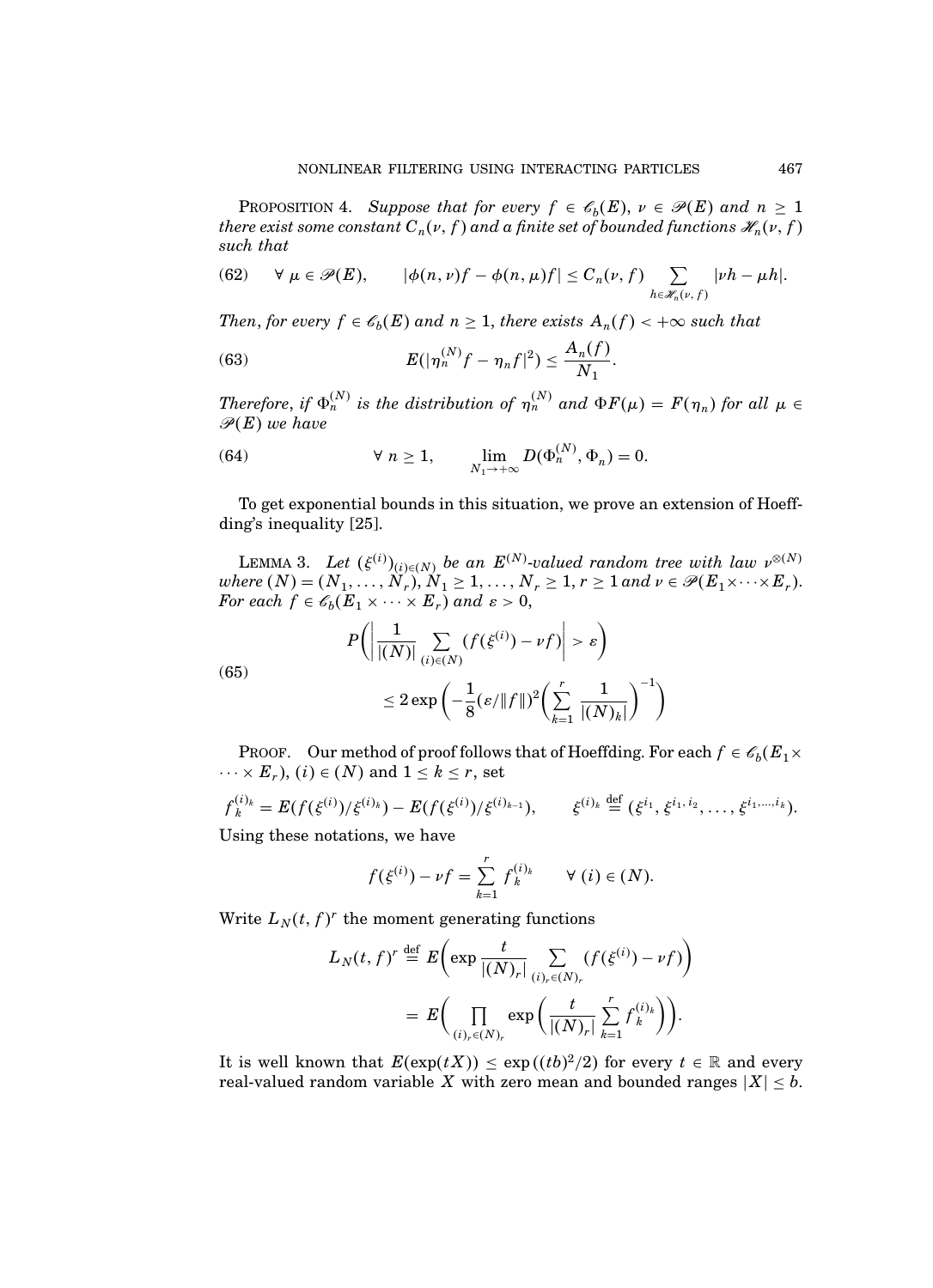PROPOSITION 4. *Suppose that for every $f \in \mathscr{C}_b(E)$, $\nu \in \mathscr{P}(E)$ and $n \geq 1$ there exist some constant $C_n(\nu, f)$ and a finite set of bounded functions $\mathscr{H}_n(\nu, f)$ such that*

$$(62) \qquad \forall\, \mu \in \mathscr{P}(E), \qquad |\phi(n,\nu)f - \phi(n,\mu)f| \leq C_n(\nu, f) \sum_{h \in \mathscr{H}_n(\nu, f)} |\nu h - \mu h|.$$

*Then, for every $f \in \mathscr{C}_b(E)$ and $n \geq 1$, there exists $A_n(f) < +\infty$ such that*

$$(63) \qquad E(|\eta_n^{(N)} f - \eta_n f|^2) \leq \frac{A_n(f)}{N_1}.$$

*Therefore, if $\Phi_n^{(N)}$ is the distribution of $\eta_n^{(N)}$ and $\Phi F(\mu) = F(\eta_n)$ for all $\mu \in \mathscr{P}(E)$ we have*

$$(64) \qquad \forall\, n \geq 1, \qquad \lim_{N_1 \to +\infty} D(\Phi_n^{(N)}, \Phi_n) = 0.$$

To get exponential bounds in this situation, we prove an extension of Hoeffding's inequality [25].

LEMMA 3. *Let $(\xi^{(i)})_{(i)\in(N)}$ be an $E^{(N)}$-valued random tree with law $\nu^{\otimes(N)}$ where $(N) = (N_1, \ldots, N_r)$, $N_1 \geq 1, \ldots, N_r \geq 1$, $r \geq 1$ and $\nu \in \mathscr{P}(E_1 \times \cdots \times E_r)$. For each $f \in \mathscr{C}_b(E_1 \times \cdots \times E_r)$ and $\varepsilon > 0$,*

$$(65) \qquad \begin{aligned} &P\left( \left| \frac{1}{|(N)|} \sum_{(i)\in(N)} (f(\xi^{(i)}) - \nu f) \right| > \varepsilon \right) \\ &\qquad \leq 2 \exp\left( -\frac{1}{8} (\varepsilon / \|f\|)^2 \left( \sum_{k=1}^{r} \frac{1}{|(N)_k|} \right)^{-1} \right) \end{aligned}$$

PROOF. Our method of proof follows that of Hoeffding. For each $f \in \mathscr{C}_b(E_1 \times \cdots \times E_r)$, $(i) \in (N)$ and $1 \leq k \leq r$, set

$$f_k^{(i)_k} = E(f(\xi^{(i)})/\xi^{(i)_k}) - E(f(\xi^{(i)})/\xi^{(i)_{k-1}}), \qquad \xi^{(i)_k} \overset{\text{def}}{=} (\xi^{i_1}, \xi^{i_1, i_2}, \ldots, \xi^{i_1, \ldots, i_k}).$$

Using these notations, we have

$$f(\xi^{(i)}) - \nu f = \sum_{k=1}^{r} f_k^{(i)_k} \qquad \forall\, (i) \in (N).$$

Write $L_N(t, f)^r$ the moment generating functions

$$\begin{aligned} L_N(t, f)^r &\overset{\text{def}}{=} E\left( \exp \frac{t}{|(N)_r|} \sum_{(i)_r \in (N)_r} (f(\xi^{(i)}) - \nu f) \right) \\ &= E\left( \prod_{(i)_r \in (N)_r} \exp\left( \frac{t}{|(N)_r|} \sum_{k=1}^{r} f_k^{(i)_k} \right) \right). \end{aligned}$$

It is well known that $E(\exp(tX)) \leq \exp((tb)^2/2)$ for every $t \in \mathbb{R}$ and every real-valued random variable $X$ with zero mean and bounded ranges $|X| \leq b$.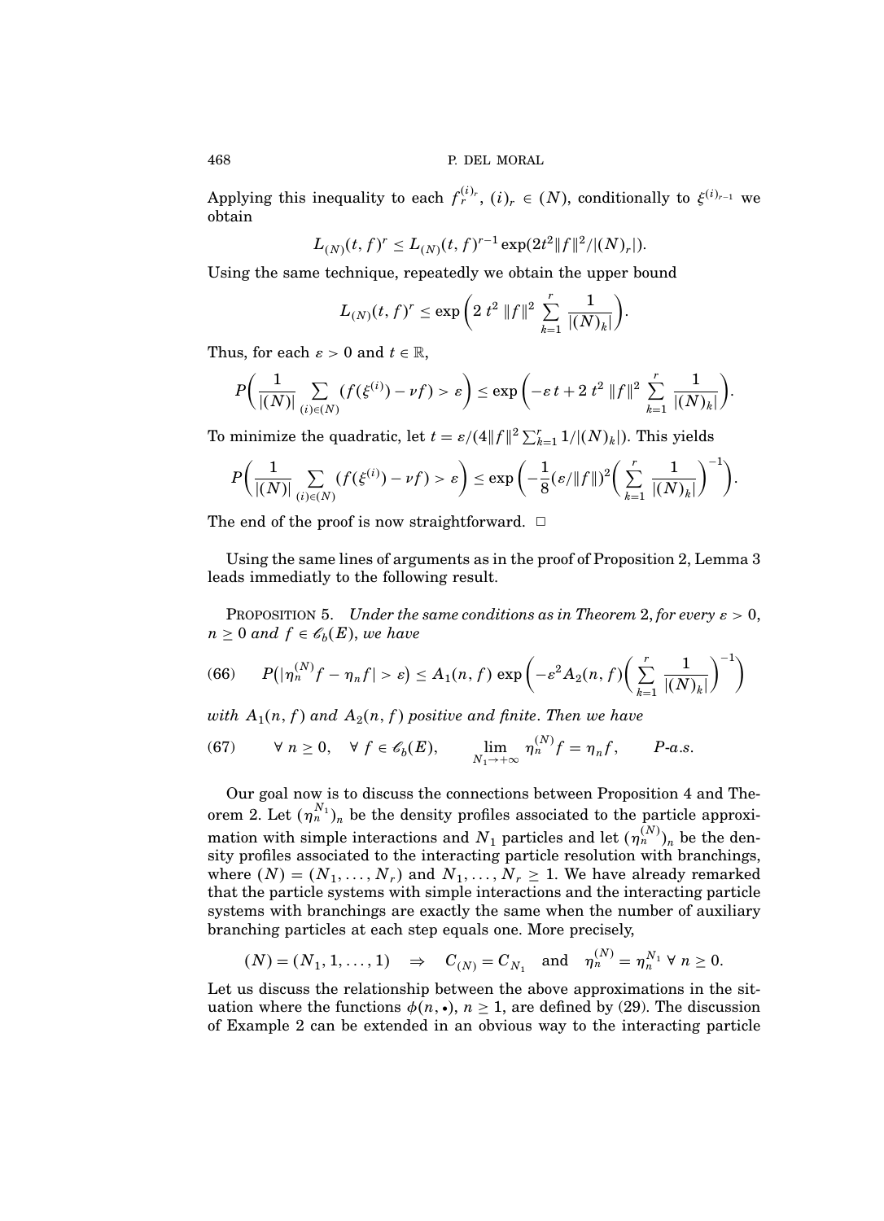Applying this inequality to each $f_r^{(i)_r}$, $(i)_r \in (N)$, conditionally to $\xi^{(i)_{r-1}}$ we obtain

$$L_{(N)}(t,f)^r \leq L_{(N)}(t,f)^{r-1} \exp(2t^2 \|f\|^2/|(N)_r|).$$

Using the same technique, repeatedly we obtain the upper bound

$$L_{(N)}(t,f)^r \leq \exp\bigg(2\, t^2 \,\|f\|^2 \sum_{k=1}^{r} \frac{1}{|(N)_k|}\bigg).$$

Thus, for each $\varepsilon > 0$ and $t \in \mathbb{R}$,

$$P\bigg(\frac{1}{|(N)|} \sum_{(i)\in(N)} (f(\xi^{(i)}) - \nu f) > \varepsilon\bigg) \leq \exp\bigg(-\varepsilon\, t + 2\, t^2 \,\|f\|^2 \sum_{k=1}^{r} \frac{1}{|(N)_k|}\bigg).$$

To minimize the quadratic, let $t = \varepsilon/(4\|f\|^2 \sum_{k=1}^{r} 1/|(N)_k|)$. This yields

$$P\bigg(\frac{1}{|(N)|} \sum_{(i)\in(N)} (f(\xi^{(i)}) - \nu f) > \varepsilon\bigg) \leq \exp\bigg(-\frac{1}{8}(\varepsilon/\|f\|)^2 \bigg(\sum_{k=1}^{r} \frac{1}{|(N)_k|}\bigg)^{-1}\bigg).$$

The end of the proof is now straightforward. $\square$

Using the same lines of arguments as in the proof of Proposition 2, Lemma 3 leads immediatly to the following result.

PROPOSITION 5. *Under the same conditions as in Theorem* 2, *for every* $\varepsilon > 0$, $n \geq 0$ *and* $f \in \mathscr{C}_b(E)$, *we have*

$$P\big(|\eta_n^{(N)} f - \eta_n f| > \varepsilon\big) \leq A_1(n,f) \exp\bigg(-\varepsilon^2 A_2(n,f) \bigg(\sum_{k=1}^{r} \frac{1}{|(N)_k|}\bigg)^{-1}\bigg) \tag{66}$$

*with* $A_1(n,f)$ *and* $A_2(n,f)$ *positive and finite. Then we have*

$$\forall\, n \geq 0, \quad \forall\, f \in \mathscr{C}_b(E), \qquad \lim_{N_1 \to +\infty} \eta_n^{(N)} f = \eta_n f, \qquad P\text{-a.s.} \tag{67}$$

Our goal now is to discuss the connections between Proposition 4 and Theorem 2. Let $(\eta_n^{N_1})_n$ be the density profiles associated to the particle approximation with simple interactions and $N_1$ particles and let $(\eta_n^{(N)})_n$ be the density profiles associated to the interacting particle resolution with branchings, where $(N) = (N_1, \dots, N_r)$ and $N_1, \dots, N_r \geq 1$. We have already remarked that the particle systems with simple interactions and the interacting particle systems with branchings are exactly the same when the number of auxiliary branching particles at each step equals one. More precisely,

$$(N) = (N_1, 1, \dots, 1) \quad \Rightarrow \quad C_{(N)} = C_{N_1} \quad \text{and} \quad \eta_n^{(N)} = \eta_n^{N_1} \ \forall\, n \geq 0.$$

Let us discuss the relationship between the above approximations in the situation where the functions $\phi(n, \bullet)$, $n \geq 1$, are defined by (29). The discussion of Example 2 can be extended in an obvious way to the interacting particle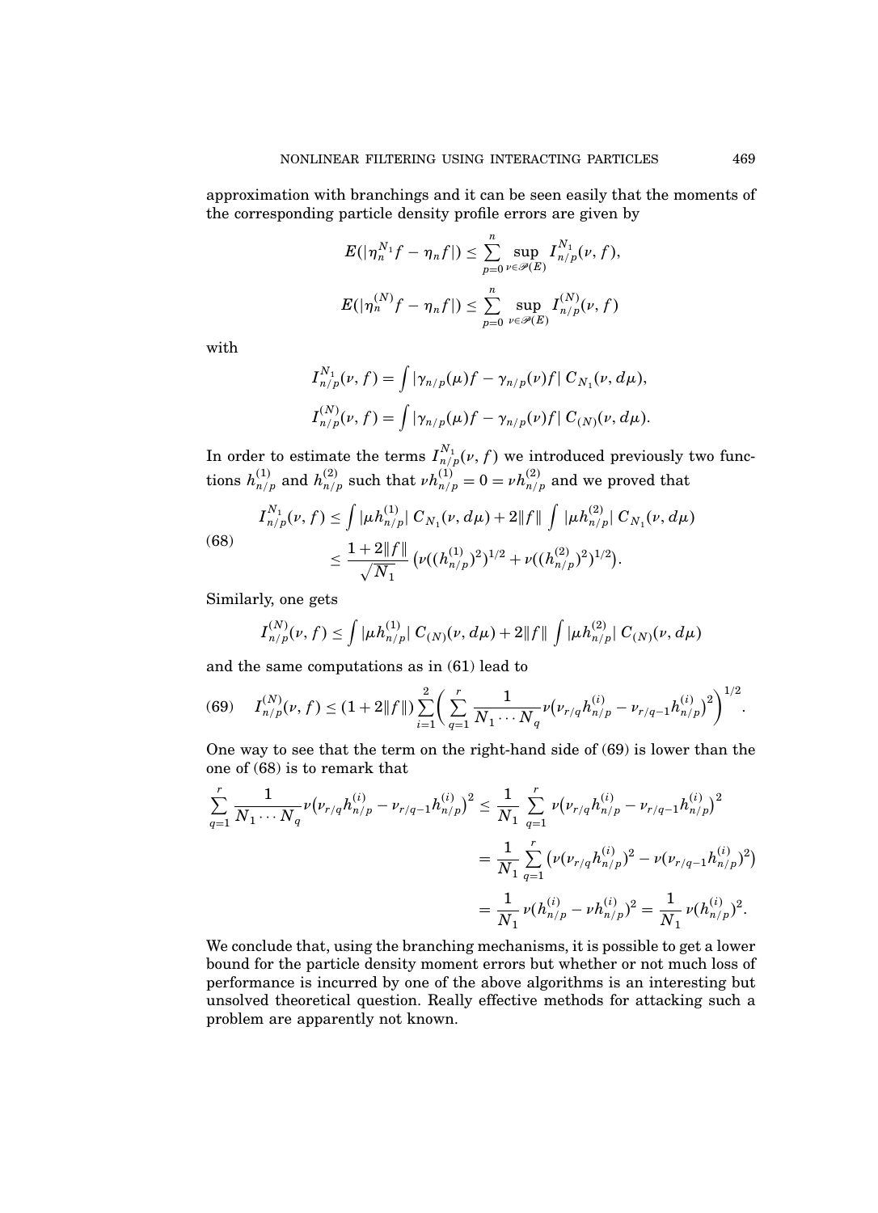approximation with branchings and it can be seen easily that the moments of the corresponding particle density profile errors are given by

$$E(|\eta_n^{N_1} f - \eta_n f|) \le \sum_{p=0}^{n} \sup_{\nu \in \mathscr{P}(E)} I_{n/p}^{N_1}(\nu, f),$$

$$E(|\eta_n^{(N)} f - \eta_n f|) \le \sum_{p=0}^{n} \sup_{\nu \in \mathscr{P}(E)} I_{n/p}^{(N)}(\nu, f)$$

with

$$I_{n/p}^{N_1}(\nu, f) = \int |\gamma_{n/p}(\mu) f - \gamma_{n/p}(\nu) f| \, C_{N_1}(\nu, d\mu),$$

$$I_{n/p}^{(N)}(\nu, f) = \int |\gamma_{n/p}(\mu) f - \gamma_{n/p}(\nu) f| \, C_{(N)}(\nu, d\mu).$$

In order to estimate the terms $I_{n/p}^{N_1}(\nu, f)$ we introduced previously two functions $h_{n/p}^{(1)}$ and $h_{n/p}^{(2)}$ such that $\nu h_{n/p}^{(1)} = 0 = \nu h_{n/p}^{(2)}$ and we proved that

$$\begin{aligned} I_{n/p}^{N_1}(\nu, f) &\le \int |\mu h_{n/p}^{(1)}| \, C_{N_1}(\nu, d\mu) + 2\|f\| \int |\mu h_{n/p}^{(2)}| \, C_{N_1}(\nu, d\mu) \\ &\le \frac{1 + 2\|f\|}{\sqrt{N_1}} \big(\nu((h_{n/p}^{(1)})^2)^{1/2} + \nu((h_{n/p}^{(2)})^2)^{1/2}\big). \end{aligned} \tag{68}$$

Similarly, one gets

$$I_{n/p}^{(N)}(\nu, f) \le \int |\mu h_{n/p}^{(1)}| \, C_{(N)}(\nu, d\mu) + 2\|f\| \int |\mu h_{n/p}^{(2)}| \, C_{(N)}(\nu, d\mu)$$

and the same computations as in (61) lead to

$$I_{n/p}^{(N)}(\nu, f) \le (1 + 2\|f\|) \sum_{i=1}^{2} \bigg( \sum_{q=1}^{r} \frac{1}{N_1 \cdots N_q} \nu\big(\nu_{r/q} h_{n/p}^{(i)} - \nu_{r/q-1} h_{n/p}^{(i)}\big)^2 \bigg)^{1/2}. \tag{69}$$

One way to see that the term on the right-hand side of (69) is lower than the one of (68) is to remark that

$$\begin{aligned} \sum_{q=1}^{r} \frac{1}{N_1 \cdots N_q} \nu\big(\nu_{r/q} h_{n/p}^{(i)} - \nu_{r/q-1} h_{n/p}^{(i)}\big)^2 &\le \frac{1}{N_1} \sum_{q=1}^{r} \nu\big(\nu_{r/q} h_{n/p}^{(i)} - \nu_{r/q-1} h_{n/p}^{(i)}\big)^2 \\ &= \frac{1}{N_1} \sum_{q=1}^{r} \big(\nu(\nu_{r/q} h_{n/p}^{(i)})^2 - \nu(\nu_{r/q-1} h_{n/p}^{(i)})^2\big) \\ &= \frac{1}{N_1} \, \nu(h_{n/p}^{(i)} - \nu h_{n/p}^{(i)})^2 = \frac{1}{N_1} \, \nu(h_{n/p}^{(i)})^2. \end{aligned}$$

We conclude that, using the branching mechanisms, it is possible to get a lower bound for the particle density moment errors but whether or not much loss of performance is incurred by one of the above algorithms is an interesting but unsolved theoretical question. Really effective methods for attacking such a problem are apparently not known.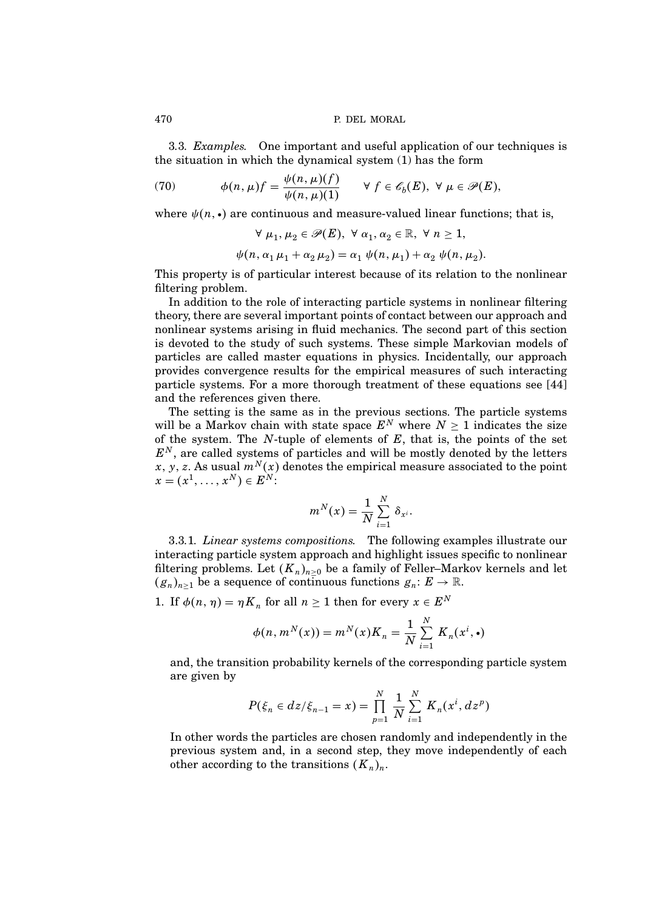3.3. *Examples.* One important and useful application of our techniques is the situation in which the dynamical system (1) has the form

$$\phi(n,\mu)f = \frac{\psi(n,\mu)(f)}{\psi(n,\mu)(1)} \qquad \forall\, f \in \mathscr{C}_b(E),\ \forall\, \mu \in \mathscr{P}(E), \tag{70}$$

where $\psi(n,\bullet)$ are continuous and measure-valued linear functions; that is,

$$\forall\, \mu_1,\mu_2 \in \mathscr{P}(E),\ \forall\, \alpha_1,\alpha_2 \in \mathbb{R},\ \forall\, n \geq 1,$$

$$\psi(n, \alpha_1\,\mu_1 + \alpha_2\,\mu_2) = \alpha_1\,\psi(n,\mu_1) + \alpha_2\,\psi(n,\mu_2).$$

This property is of particular interest because of its relation to the nonlinear filtering problem.

In addition to the role of interacting particle systems in nonlinear filtering theory, there are several important points of contact between our approach and nonlinear systems arising in fluid mechanics. The second part of this section is devoted to the study of such systems. These simple Markovian models of particles are called master equations in physics. Incidentally, our approach provides convergence results for the empirical measures of such interacting particle systems. For a more thorough treatment of these equations see [44] and the references given there.

The setting is the same as in the previous sections. The particle systems will be a Markov chain with state space $E^N$ where $N \geq 1$ indicates the size of the system. The $N$-tuple of elements of $E$, that is, the points of the set $E^N$, are called systems of particles and will be mostly denoted by the letters $x$, $y$, $z$. As usual $m^N(x)$ denotes the empirical measure associated to the point $x = (x^1,\ldots,x^N) \in E^N$:

$$m^N(x) = \frac{1}{N}\sum_{i=1}^{N} \delta_{x^i}.$$

3.3.1. *Linear systems compositions.* The following examples illustrate our interacting particle system approach and highlight issues specific to nonlinear filtering problems. Let $(K_n)_{n\geq 0}$ be a family of Feller–Markov kernels and let $(g_n)_{n\geq 1}$ be a sequence of continuous functions $g_n\colon E \to \mathbb{R}$.

1. If $\phi(n,\eta) = \eta K_n$ for all $n \geq 1$ then for every $x \in E^N$

   $$\phi(n, m^N(x)) = m^N(x)K_n = \frac{1}{N}\sum_{i=1}^{N} K_n(x^i,\bullet)$$

   and, the transition probability kernels of the corresponding particle system are given by

   $$P(\xi_n \in dz/\xi_{n-1} = x) = \prod_{p=1}^{N} \frac{1}{N}\sum_{i=1}^{N} K_n(x^i, dz^p)$$

   In other words the particles are chosen randomly and independently in the previous system and, in a second step, they move independently of each other according to the transitions $(K_n)_n$.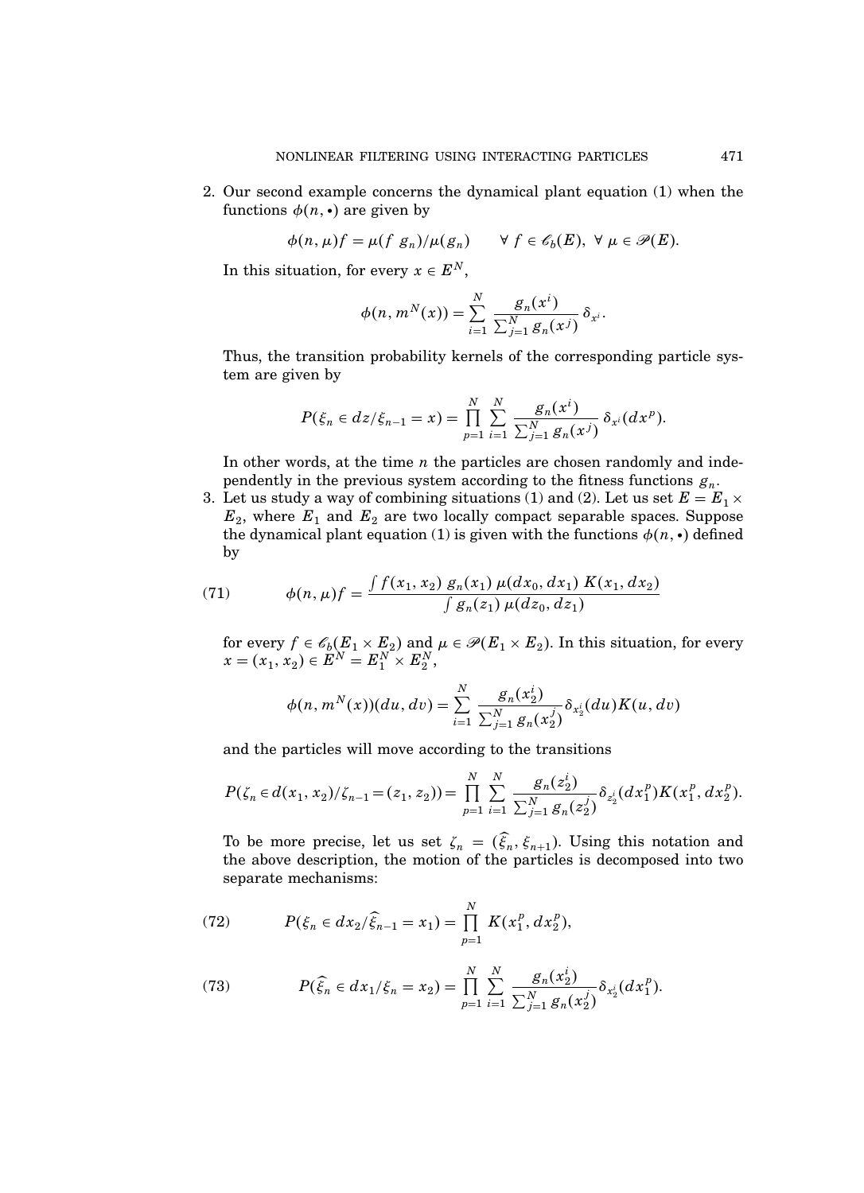2. Our second example concerns the dynamical plant equation (1) when the functions $\phi(n, \bullet)$ are given by

$$\phi(n, \mu)f = \mu(f\ g_n)/\mu(g_n) \qquad \forall\ f \in \mathscr{C}_b(E),\ \forall\ \mu \in \mathscr{P}(E).$$

In this situation, for every $x \in E^N$,

$$\phi(n, m^N(x)) = \sum_{i=1}^{N} \frac{g_n(x^i)}{\sum_{j=1}^{N} g_n(x^j)}\, \delta_{x^i}.$$

Thus, the transition probability kernels of the corresponding particle system are given by

$$P(\xi_n \in dz/\xi_{n-1} = x) = \prod_{p=1}^{N} \sum_{i=1}^{N} \frac{g_n(x^i)}{\sum_{j=1}^{N} g_n(x^j)}\, \delta_{x^i}(dx^p).$$

In other words, at the time $n$ the particles are chosen randomly and independently in the previous system according to the fitness functions $g_n$.

3. Let us study a way of combining situations (1) and (2). Let us set $E = E_1 \times E_2$, where $E_1$ and $E_2$ are two locally compact separable spaces. Suppose the dynamical plant equation (1) is given with the functions $\phi(n, \bullet)$ defined by

$$\phi(n, \mu)f = \frac{\int f(x_1, x_2)\, g_n(x_1)\, \mu(dx_0, dx_1)\, K(x_1, dx_2)}{\int g_n(z_1)\, \mu(dz_0, dz_1)} \tag{71}$$

for every $f \in \mathscr{C}_b(E_1 \times E_2)$ and $\mu \in \mathscr{P}(E_1 \times E_2)$. In this situation, for every $x = (x_1, x_2) \in E^N = E_1^N \times E_2^N$,

$$\phi(n, m^N(x))(du, dv) = \sum_{i=1}^{N} \frac{g_n(x_2^i)}{\sum_{j=1}^{N} g_n(x_2^j)} \delta_{x_2^i}(du) K(u, dv)$$

and the particles will move according to the transitions

$$P(\zeta_n \in d(x_1, x_2)/\zeta_{n-1} = (z_1, z_2)) = \prod_{p=1}^{N} \sum_{i=1}^{N} \frac{g_n(z_2^i)}{\sum_{j=1}^{N} g_n(z_2^j)} \delta_{z_2^i}(dx_1^p) K(x_1^p, dx_2^p).$$

To be more precise, let us set $\zeta_n = (\widehat{\xi}_n, \xi_{n+1})$. Using this notation and the above description, the motion of the particles is decomposed into two separate mechanisms:

$$P(\xi_n \in dx_2/\widehat{\xi}_{n-1} = x_1) = \prod_{p=1}^{N} K(x_1^p, dx_2^p), \tag{72}$$

$$P(\widehat{\xi}_n \in dx_1/\xi_n = x_2) = \prod_{p=1}^{N} \sum_{i=1}^{N} \frac{g_n(x_2^i)}{\sum_{j=1}^{N} g_n(x_2^j)} \delta_{x_2^i}(dx_1^p). \tag{73}$$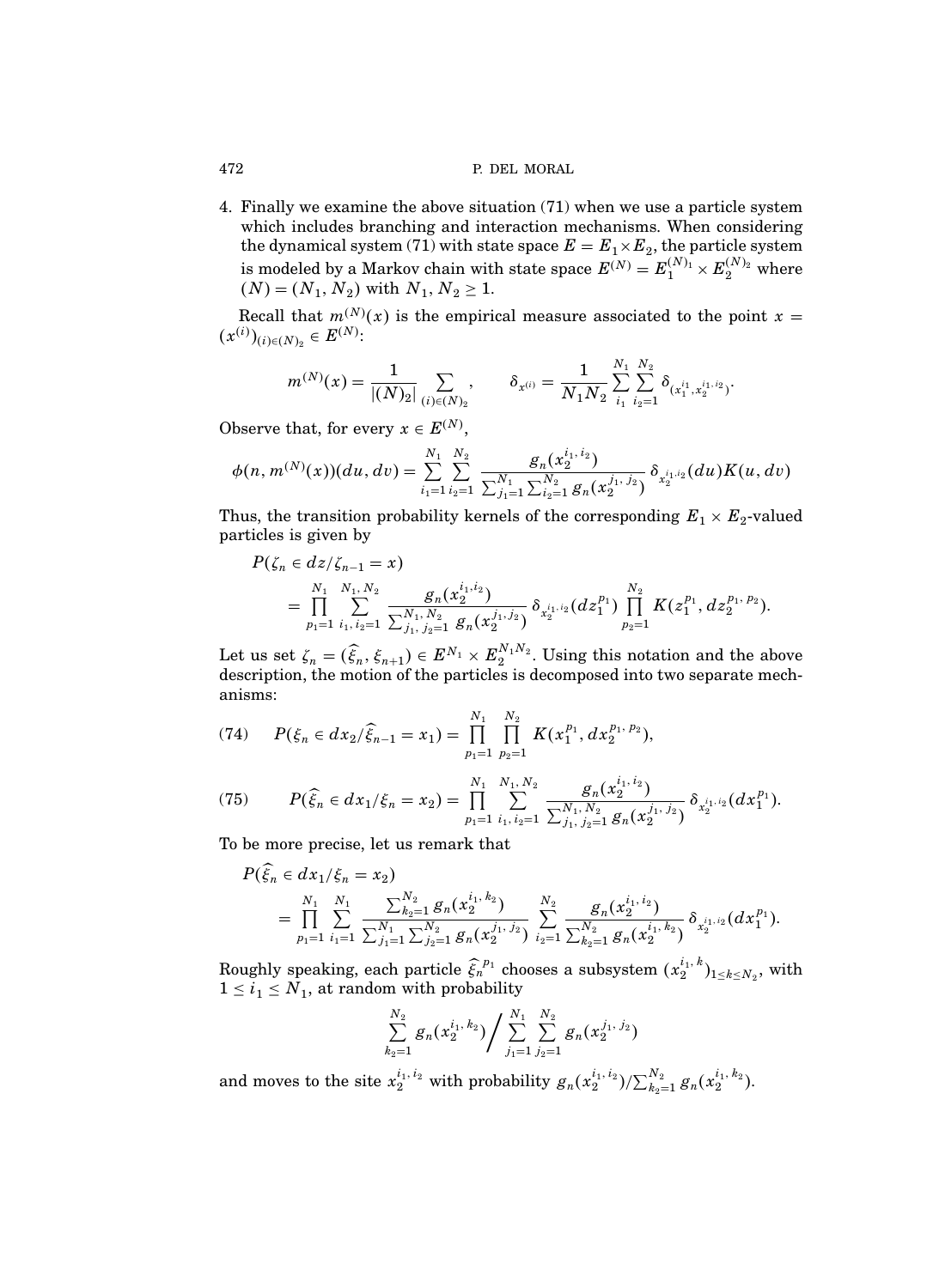4. Finally we examine the above situation (71) when we use a particle system which includes branching and interaction mechanisms. When considering the dynamical system (71) with state space $E = E_1 \times E_2$, the particle system is modeled by a Markov chain with state space $E^{(N)} = E_1^{(N)_1} \times E_2^{(N)_2}$ where $(N) = (N_1, N_2)$ with $N_1, N_2 \geq 1$.

Recall that $m^{(N)}(x)$ is the empirical measure associated to the point $x = (x^{(i)})_{(i) \in (N)_2} \in E^{(N)}$:

$$m^{(N)}(x) = \frac{1}{|(N)_2|} \sum_{(i) \in (N)_2}, \qquad \delta_{x^{(i)}} = \frac{1}{N_1 N_2} \sum_{i_1}^{N_1} \sum_{i_2=1}^{N_2} \delta_{(x_1^{i_1}, x_2^{i_1, i_2})}.$$

Observe that, for every $x \in E^{(N)}$,

$$\phi(n, m^{(N)}(x))(du, dv) = \sum_{i_1=1}^{N_1} \sum_{i_2=1}^{N_2} \frac{g_n(x_2^{i_1, i_2})}{\sum_{j_1=1}^{N_1} \sum_{i_2=1}^{N_2} g_n(x_2^{j_1, j_2})} \delta_{x_2^{i_1, i_2}}(du) K(u, dv)$$

Thus, the transition probability kernels of the corresponding $E_1 \times E_2$-valued particles is given by

$$\begin{aligned} &P(\zeta_n \in dz / \zeta_{n-1} = x) \\ &\quad = \prod_{p_1=1}^{N_1} \sum_{i_1, i_2=1}^{N_1, N_2} \frac{g_n(x_2^{i_1, i_2})}{\sum_{j_1, j_2=1}^{N_1, N_2} g_n(x_2^{j_1, j_2})} \delta_{x_2^{i_1, i_2}}(dz_1^{p_1}) \prod_{p_2=1}^{N_2} K(z_1^{p_1}, dz_2^{p_1, p_2}). \end{aligned}$$

Let us set $\zeta_n = (\widehat{\xi}_n, \xi_{n+1}) \in E^{N_1} \times E_2^{N_1 N_2}$. Using this notation and the above description, the motion of the particles is decomposed into two separate mechanisms:

$$P(\xi_n \in dx_2 / \widehat{\xi}_{n-1} = x_1) = \prod_{p_1=1}^{N_1} \prod_{p_2=1}^{N_2} K(x_1^{p_1}, dx_2^{p_1, p_2}), \tag{74}$$

$$P(\widehat{\xi}_n \in dx_1 / \xi_n = x_2) = \prod_{p_1=1}^{N_1} \sum_{i_1, i_2=1}^{N_1, N_2} \frac{g_n(x_2^{i_1, i_2})}{\sum_{j_1, j_2=1}^{N_1, N_2} g_n(x_2^{j_1, j_2})} \delta_{x_2^{i_1, i_2}}(dx_1^{p_1}). \tag{75}$$

To be more precise, let us remark that

$$\begin{aligned} &P(\widehat{\xi}_n \in dx_1 / \xi_n = x_2) \\ &\quad = \prod_{p_1=1}^{N_1} \sum_{i_1=1}^{N_1} \frac{\sum_{k_2=1}^{N_2} g_n(x_2^{i_1, k_2})}{\sum_{j_1=1}^{N_1} \sum_{j_2=1}^{N_2} g_n(x_2^{j_1, j_2})} \sum_{i_2=1}^{N_2} \frac{g_n(x_2^{i_1, i_2})}{\sum_{k_2=1}^{N_2} g_n(x_2^{i_1, k_2})} \delta_{x_2^{i_1, i_2}}(dx_1^{p_1}). \end{aligned}$$

Roughly speaking, each particle $\widehat{\xi}_n^{p_1}$ chooses a subsystem $(x_2^{i_1, k})_{1 \leq k \leq N_2}$, with $1 \leq i_1 \leq N_1$, at random with probability

$$\sum_{k_2=1}^{N_2} g_n(x_2^{i_1, k_2}) \Big/ \sum_{j_1=1}^{N_1} \sum_{j_2=1}^{N_2} g_n(x_2^{j_1, j_2})$$

and moves to the site $x_2^{i_1, i_2}$ with probability $g_n(x_2^{i_1, i_2}) / \sum_{k_2=1}^{N_2} g_n(x_2^{i_1, k_2})$.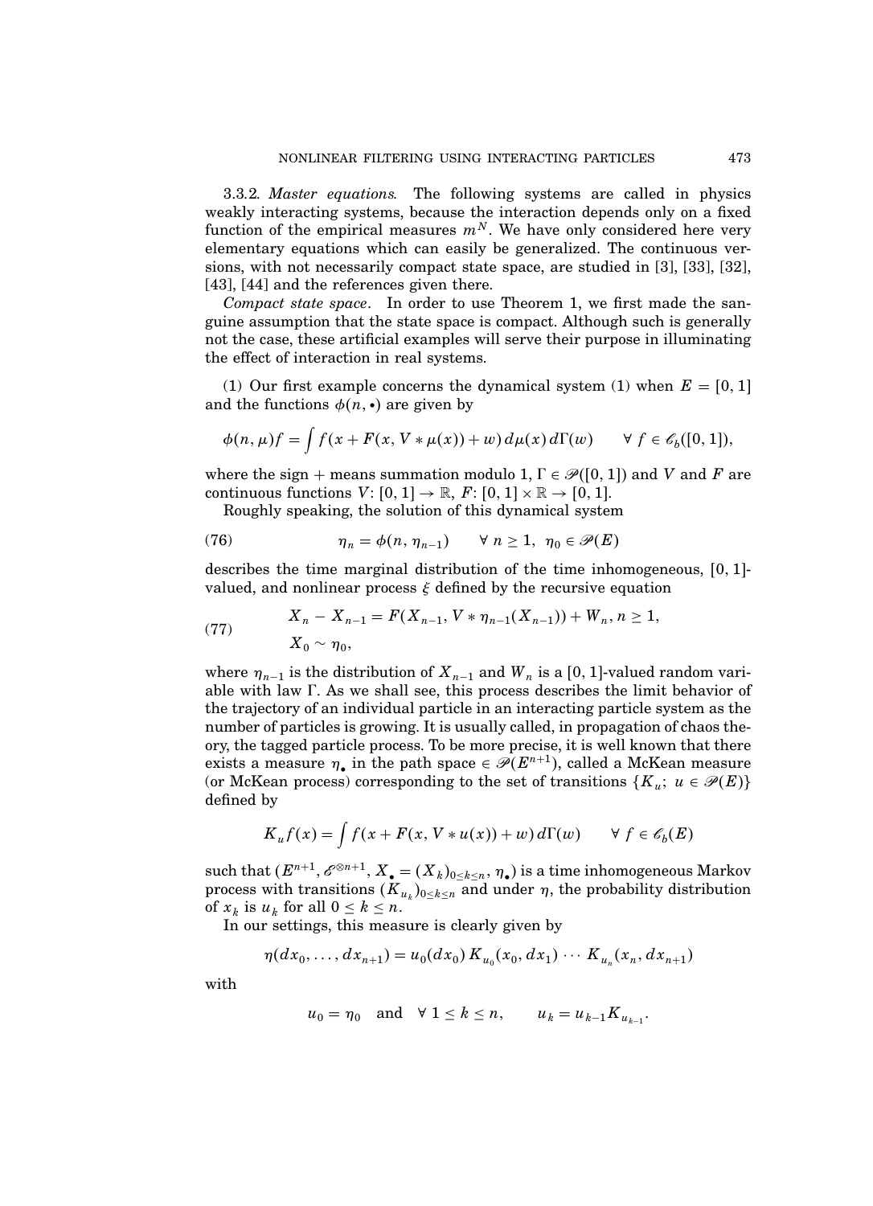3.3.2. *Master equations*. The following systems are called in physics weakly interacting systems, because the interaction depends only on a fixed function of the empirical measures $m^N$. We have only considered here very elementary equations which can easily be generalized. The continuous versions, with not necessarily compact state space, are studied in [3], [33], [32], [43], [44] and the references given there.

*Compact state space*. In order to use Theorem 1, we first made the sanguine assumption that the state space is compact. Although such is generally not the case, these artificial examples will serve their purpose in illuminating the effect of interaction in real systems.

(1) Our first example concerns the dynamical system (1) when $E = [0, 1]$ and the functions $\phi(n, \bullet)$ are given by

$$\phi(n, \mu)f = \int f(x + F(x, V * \mu(x)) + w)\, d\mu(x)\, d\Gamma(w) \qquad \forall\, f \in \mathscr{C}_b([0, 1]),$$

where the sign + means summation modulo 1, $\Gamma \in \mathscr{P}([0, 1])$ and $V$ and $F$ are continuous functions $V\colon [0, 1] \to \mathbb{R}$, $F\colon [0, 1] \times \mathbb{R} \to [0, 1]$.

Roughly speaking, the solution of this dynamical system

$$\eta_n = \phi(n, \eta_{n-1}) \qquad \forall\, n \geq 1,\ \eta_0 \in \mathscr{P}(E) \tag{76}$$

describes the time marginal distribution of the time inhomogeneous, $[0, 1]$-valued, and nonlinear process $\xi$ defined by the recursive equation

$$\begin{aligned} &X_n - X_{n-1} = F(X_{n-1}, V * \eta_{n-1}(X_{n-1})) + W_n, n \geq 1, \\ &X_0 \sim \eta_0, \end{aligned} \tag{77}$$

where $\eta_{n-1}$ is the distribution of $X_{n-1}$ and $W_n$ is a $[0, 1]$-valued random variable with law $\Gamma$. As we shall see, this process describes the limit behavior of the trajectory of an individual particle in an interacting particle system as the number of particles is growing. It is usually called, in propagation of chaos theory, the tagged particle process. To be more precise, it is well known that there exists a measure $\eta_\bullet$ in the path space $\in \mathscr{P}(E^{n+1})$, called a McKean measure (or McKean process) corresponding to the set of transitions $\{K_u;\ u \in \mathscr{P}(E)\}$ defined by

$$K_u f(x) = \int f(x + F(x, V * u(x)) + w)\, d\Gamma(w) \qquad \forall\, f \in \mathscr{C}_b(E)$$

such that $(E^{n+1}, \mathscr{E}^{\otimes n+1}, X_\bullet = (X_k)_{0 \leq k \leq n}, \eta_\bullet)$ is a time inhomogeneous Markov process with transitions $(K_{u_k})_{0 \leq k \leq n}$ and under $\eta$, the probability distribution of $x_k$ is $u_k$ for all $0 \leq k \leq n$.

In our settings, this measure is clearly given by

$$\eta(dx_0, \ldots, dx_{n+1}) = u_0(dx_0)\, K_{u_0}(x_0, dx_1) \cdots K_{u_n}(x_n, dx_{n+1})$$

with

$$u_0 = \eta_0 \quad \text{and} \quad \forall\, 1 \leq k \leq n, \qquad u_k = u_{k-1} K_{u_{k-1}}.$$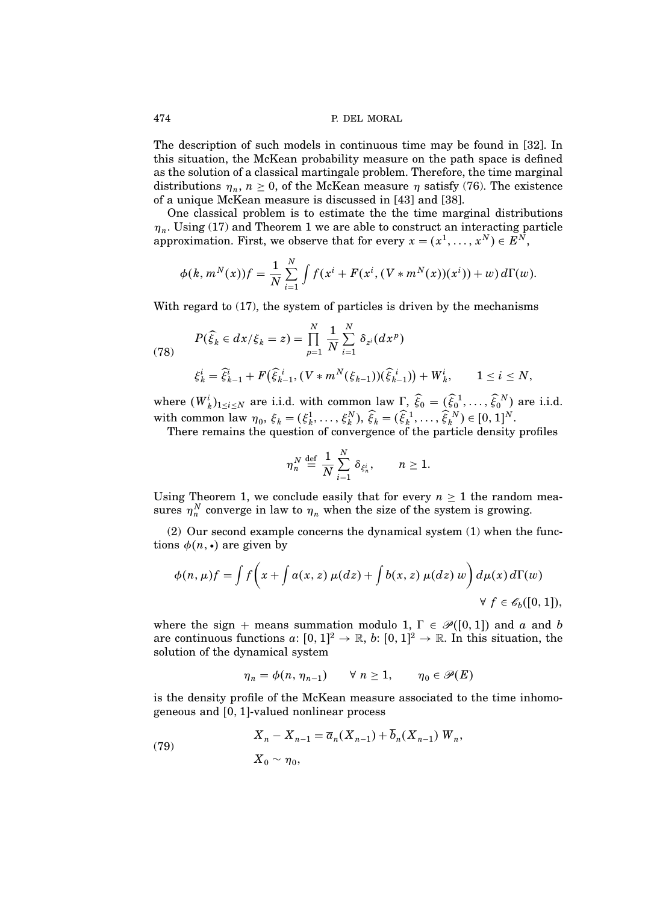The description of such models in continuous time may be found in [32]. In this situation, the McKean probability measure on the path space is defined as the solution of a classical martingale problem. Therefore, the time marginal distributions $\eta_n$, $n \geq 0$, of the McKean measure $\eta$ satisfy (76). The existence of a unique McKean measure is discussed in [43] and [38].

One classical problem is to estimate the the time marginal distributions $\eta_n$. Using (17) and Theorem 1 we are able to construct an interacting particle approximation. First, we observe that for every $x = (x^1, \ldots, x^N) \in E^N$,

$$\phi(k, m^N(x))f = \frac{1}{N} \sum_{i=1}^{N} \int f(x^i + F(x^i, (V * m^N(x))(x^i)) + w)\, d\Gamma(w).$$

With regard to (17), the system of particles is driven by the mechanisms

$$\tag{78} \begin{aligned} P(\widehat{\xi}_k \in dx / \xi_k = z) &= \prod_{p=1}^{N} \frac{1}{N} \sum_{i=1}^{N} \delta_{z^i}(dx^p) \\ \xi_k^i &= \widehat{\xi}_{k-1}^i + F\big(\widehat{\xi}_{k-1}^{\,i}, (V * m^N(\xi_{k-1}))(\widehat{\xi}_{k-1}^{\,i})\big) + W_k^i, \qquad 1 \leq i \leq N, \end{aligned}$$

where $(W_k^i)_{1 \leq i \leq N}$ are i.i.d. with common law $\Gamma$, $\widehat{\xi}_0 = (\widehat{\xi}_0^{\,1}, \ldots, \widehat{\xi}_0^{\,N})$ are i.i.d. with common law $\eta_0$, $\xi_k = (\xi_k^1, \ldots, \xi_k^N)$, $\widehat{\xi}_k = (\widehat{\xi}_k^{\,1}, \ldots, \widehat{\xi}_k^{\,N}) \in [0,1]^N$.

There remains the question of convergence of the particle density profiles

$$\eta_n^N \stackrel{\text{def}}{=} \frac{1}{N} \sum_{i=1}^{N} \delta_{\xi_n^i}, \qquad n \geq 1.$$

Using Theorem 1, we conclude easily that for every $n \geq 1$ the random measures $\eta_n^N$ converge in law to $\eta_n$ when the size of the system is growing.

(2) Our second example concerns the dynamical system (1) when the functions $\phi(n, \bullet)$ are given by

$$\phi(n, \mu)f = \int f\left(x + \int a(x,z)\, \mu(dz) + \int b(x,z)\, \mu(dz)\, w\right) d\mu(x)\, d\Gamma(w) \qquad \forall\, f \in \mathscr{C}_b([0,1]),$$

where the sign $+$ means summation modulo 1, $\Gamma \in \mathscr{P}([0,1])$ and $a$ and $b$ are continuous functions $a\colon [0,1]^2 \to \mathbb{R}$, $b\colon [0,1]^2 \to \mathbb{R}$. In this situation, the solution of the dynamical system

$$\eta_n = \phi(n, \eta_{n-1}) \qquad \forall\, n \geq 1, \qquad \eta_0 \in \mathscr{P}(E)$$

is the density profile of the McKean measure associated to the time inhomogeneous and $[0,1]$-valued nonlinear process

$$\tag{79} \begin{aligned} X_n - X_{n-1} &= \overline{a}_n(X_{n-1}) + \overline{b}_n(X_{n-1})\, W_n, \\ X_0 &\sim \eta_0, \end{aligned}$$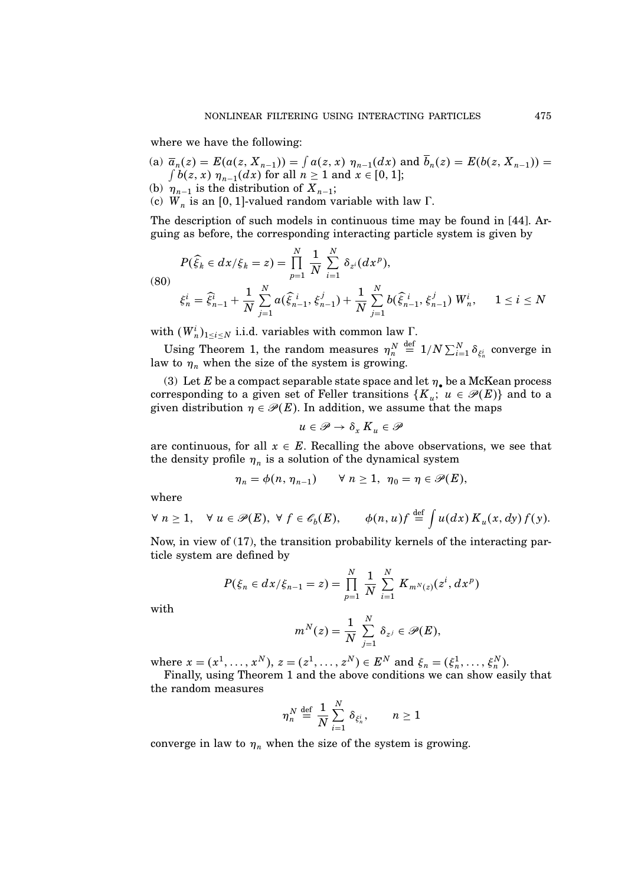where we have the following:

(a) $\overline{a}_n(z) = E(a(z, X_{n-1})) = \int a(z, x)\, \eta_{n-1}(dx)$ and $\overline{b}_n(z) = E(b(z, X_{n-1})) = \int b(z, x)\, \eta_{n-1}(dx)$ for all $n \geq 1$ and $x \in [0, 1]$;

(b) $\eta_{n-1}$ is the distribution of $X_{n-1}$;

(c) $W_n$ is an $[0, 1]$-valued random variable with law $\Gamma$.

The description of such models in continuous time may be found in [44]. Arguing as before, the corresponding interacting particle system is given by

$$
\begin{aligned}
&P(\widehat{\xi}_k \in dx/\xi_k = z) = \prod_{p=1}^{N} \frac{1}{N} \sum_{i=1}^{N} \delta_{z^i}(dx^p),\\
&\xi_n^i = \widehat{\xi}_{n-1}^i + \frac{1}{N} \sum_{j=1}^{N} a(\widehat{\xi}_{n-1}^{\,i}, \xi_{n-1}^j) + \frac{1}{N} \sum_{j=1}^{N} b(\widehat{\xi}_{n-1}^{\,i}, \xi_{n-1}^j)\, W_n^i, \qquad 1 \leq i \leq N
\end{aligned}
\tag{80}
$$

with $(W_n^i)_{1\leq i \leq N}$ i.i.d. variables with common law $\Gamma$.

Using Theorem 1, the random measures $\eta_n^N \stackrel{\text{def}}{=} 1/N \sum_{i=1}^{N} \delta_{\xi_n^i}$ converge in law to $\eta_n$ when the size of the system is growing.

(3) Let $E$ be a compact separable state space and let $\eta_\bullet$ be a McKean process corresponding to a given set of Feller transitions $\{K_u;\ u \in \mathscr{P}(E)\}$ and to a given distribution $\eta \in \mathscr{P}(E)$. In addition, we assume that the maps

$$
u \in \mathscr{P} \to \delta_x\, K_u \in \mathscr{P}
$$

are continuous, for all $x \in E$. Recalling the above observations, we see that the density profile $\eta_n$ is a solution of the dynamical system

$$
\eta_n = \phi(n, \eta_{n-1}) \qquad \forall\ n \geq 1,\ \ \eta_0 = \eta \in \mathscr{P}(E),
$$

where

$$
\forall\ n \geq 1, \quad \forall\ u \in \mathscr{P}(E),\ \forall\ f \in \mathscr{C}_b(E), \qquad \phi(n, u)f \stackrel{\text{def}}{=} \int u(dx)\, K_u(x, dy)\, f(y).
$$

Now, in view of (17), the transition probability kernels of the interacting particle system are defined by

$$
P(\xi_n \in dx/\xi_{n-1} = z) = \prod_{p=1}^{N} \frac{1}{N} \sum_{i=1}^{N} K_{m^N(z)}(z^i, dx^p)
$$

with

$$
m^N(z) = \frac{1}{N} \sum_{j=1}^{N} \delta_{z^j} \in \mathscr{P}(E),
$$

where $x = (x^1, \ldots, x^N)$, $z = (z^1, \ldots, z^N) \in E^N$ and $\xi_n = (\xi_n^1, \ldots, \xi_n^N)$.

Finally, using Theorem 1 and the above conditions we can show easily that the random measures

$$
\eta_n^N \stackrel{\text{def}}{=} \frac{1}{N} \sum_{i=1}^{N} \delta_{\xi_n^i}, \qquad n \geq 1
$$

converge in law to $\eta_n$ when the size of the system is growing.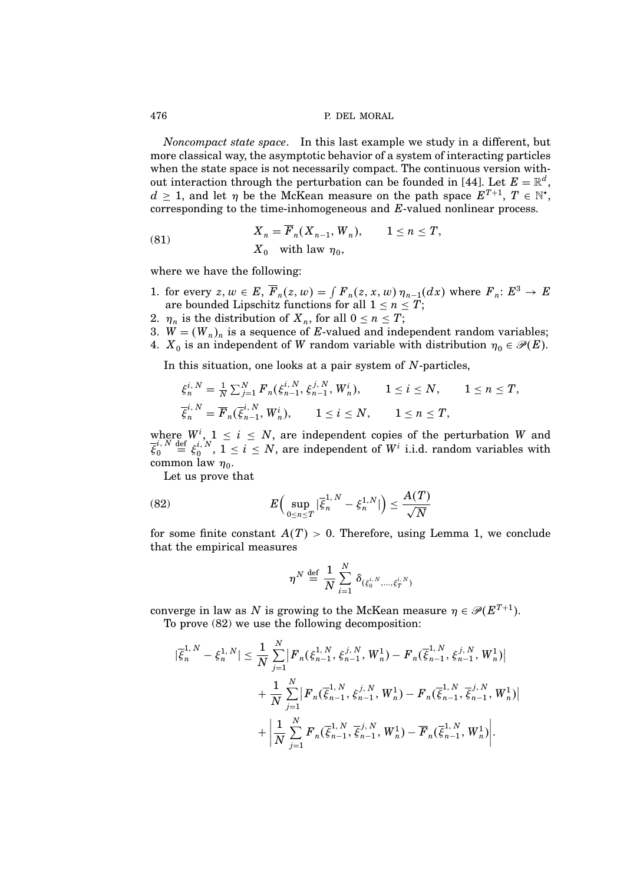*Noncompact state space*. In this last example we study in a different, but more classical way, the asymptotic behavior of a system of interacting particles when the state space is not necessarily compact. The continuous version without interaction through the perturbation can be founded in [44]. Let $E = \mathbb{R}^d$, $d \geq 1$, and let $\eta$ be the McKean measure on the path space $E^{T+1}$, $T \in \mathbb{N}^\star$, corresponding to the time-inhomogeneous and $E$-valued nonlinear process.

$$
\begin{aligned}
&X_n = \overline{F}_n(X_{n-1}, W_n), \qquad 1 \leq n \leq T, \\
&X_0 \quad \text{with law } \eta_0,
\end{aligned}
\tag{81}
$$

where we have the following:

1. for every $z, w \in E$, $\overline{F}_n(z, w) = \int F_n(z, x, w)\, \eta_{n-1}(dx)$ where $F_n \colon E^3 \to E$ are bounded Lipschitz functions for all $1 \leq n \leq T$;
2. $\eta_n$ is the distribution of $X_n$, for all $0 \leq n \leq T$;
3. $W = (W_n)_n$ is a sequence of $E$-valued and independent random variables;
4. $X_0$ is an independent of $W$ random variable with distribution $\eta_0 \in \mathscr{P}(E)$.

In this situation, one looks at a pair system of $N$-particles,

$$
\begin{aligned}
&\xi_n^{i,N} = \tfrac{1}{N} \textstyle\sum_{j=1}^N F_n(\xi_{n-1}^{i,N}, \xi_{n-1}^{j,N}, W_n^i), \qquad 1 \leq i \leq N, \qquad 1 \leq n \leq T, \\
&\overline{\xi}_n^{i,N} = \overline{F}_n(\overline{\xi}_{n-1}^{i,N}, W_n^i), \qquad 1 \leq i \leq N, \qquad 1 \leq n \leq T,
\end{aligned}
$$

where $W^i$, $1 \leq i \leq N$, are independent copies of the perturbation $W$ and $\overline{\xi}_0^{i,N} \stackrel{\text{def}}{=} \xi_0^{i,N}$, $1 \leq i \leq N$, are independent of $W^i$ i.i.d. random variables with common law $\eta_0$.

Let us prove that

$$
E\Big( \sup_{0 \leq n \leq T} |\overline{\xi}_n^{1,N} - \xi_n^{1,N}| \Big) \leq \frac{A(T)}{\sqrt{N}}
\tag{82}
$$

for some finite constant $A(T) > 0$. Therefore, using Lemma 1, we conclude that the empirical measures

$$
\eta^N \stackrel{\text{def}}{=} \frac{1}{N} \sum_{i=1}^N \delta_{(\xi_0^{i,N}, \ldots, \xi_T^{i,N})}
$$

converge in law as $N$ is growing to the McKean measure $\eta \in \mathscr{P}(E^{T+1})$.

To prove (82) we use the following decomposition:

$$
\begin{aligned}
|\overline{\xi}_n^{1,N} - \xi_n^{1,N}| \leq{}& \frac{1}{N} \sum_{j=1}^N \big| F_n(\xi_{n-1}^{1,N}, \xi_{n-1}^{j,N}, W_n^1) - F_n(\overline{\xi}_{n-1}^{1,N}, \xi_{n-1}^{j,N}, W_n^1) \big| \\
&+ \frac{1}{N} \sum_{j=1}^N \big| F_n(\overline{\xi}_{n-1}^{1,N}, \xi_{n-1}^{j,N}, W_n^1) - F_n(\overline{\xi}_{n-1}^{1,N}, \overline{\xi}_{n-1}^{j,N}, W_n^1) \big| \\
&+ \left| \frac{1}{N} \sum_{j=1}^N F_n(\overline{\xi}_{n-1}^{1,N}, \overline{\xi}_{n-1}^{j,N}, W_n^1) - \overline{F}_n(\overline{\xi}_{n-1}^{1,N}, W_n^1) \right|.
\end{aligned}
$$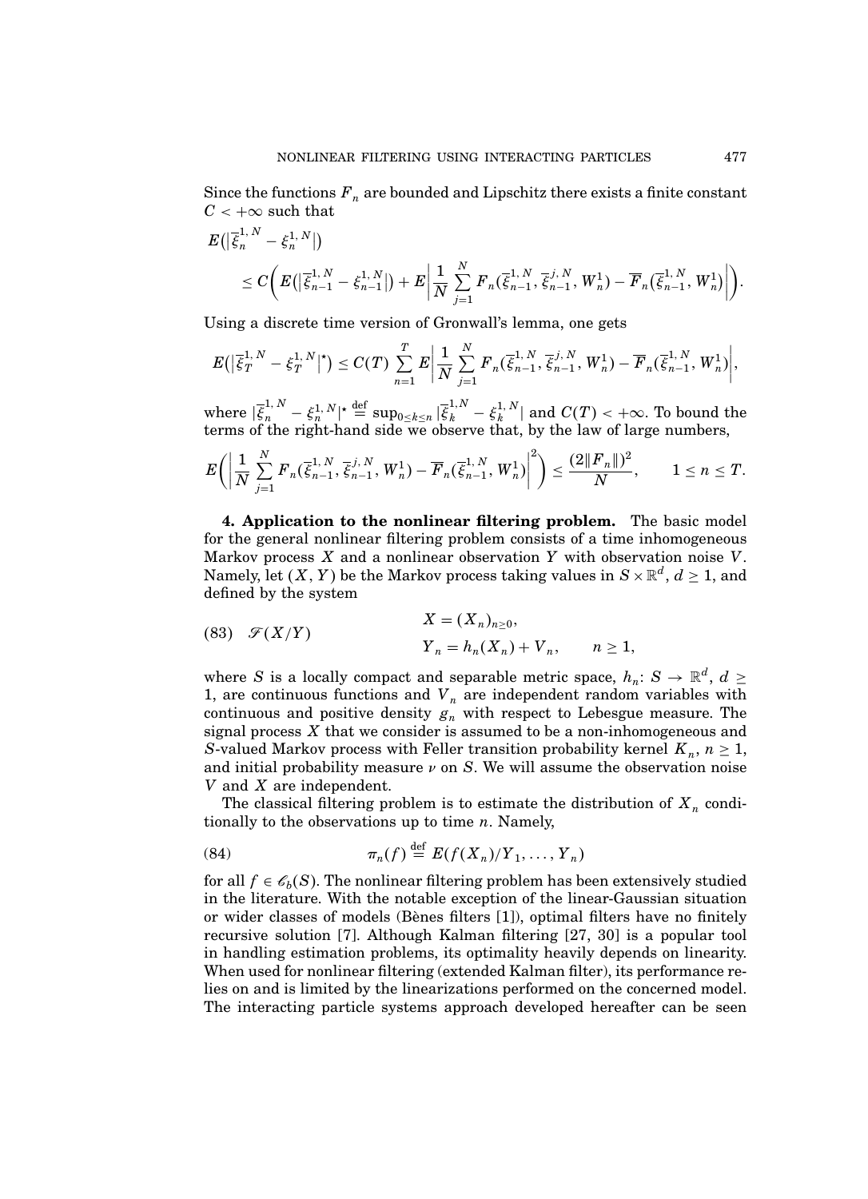Since the functions $F_n$ are bounded and Lipschitz there exists a finite constant $C < +\infty$ such that

$$E\big(|\overline{\xi}_n^{1,N} - \xi_n^{1,N}|\big) \le C\bigg( E\big(|\overline{\xi}_{n-1}^{1,N} - \xi_{n-1}^{1,N}|\big) + E\bigg|\frac{1}{N}\sum_{j=1}^{N} F_n(\overline{\xi}_{n-1}^{1,N}, \overline{\xi}_{n-1}^{j,N}, W_n^1) - \overline{F}_n(\overline{\xi}_{n-1}^{1,N}, W_n^1)\bigg|\bigg).$$

Using a discrete time version of Gronwall's lemma, one gets

$$E\big(|\overline{\xi}_T^{1,N} - \xi_T^{1,N}|^\star\big) \le C(T) \sum_{n=1}^{T} E\bigg|\frac{1}{N}\sum_{j=1}^{N} F_n(\overline{\xi}_{n-1}^{1,N}, \overline{\xi}_{n-1}^{j,N}, W_n^1) - \overline{F}_n(\overline{\xi}_{n-1}^{1,N}, W_n^1)\bigg|,$$

where $|\overline{\xi}_n^{1,N} - \xi_n^{1,N}|^\star \stackrel{\text{def}}{=} \sup_{0\le k\le n} |\overline{\xi}_k^{1,N} - \xi_k^{1,N}|$ and $C(T) < +\infty$. To bound the terms of the right-hand side we observe that, by the law of large numbers,

$$E\bigg(\bigg|\frac{1}{N}\sum_{j=1}^{N} F_n(\overline{\xi}_{n-1}^{1,N}, \overline{\xi}_{n-1}^{j,N}, W_n^1) - \overline{F}_n(\overline{\xi}_{n-1}^{1,N}, W_n^1)\bigg|^2\bigg) \le \frac{(2\|F_n\|)^2}{N}, \qquad 1 \le n \le T.$$

**4. Application to the nonlinear filtering problem.** The basic model for the general nonlinear filtering problem consists of a time inhomogeneous Markov process $X$ and a nonlinear observation $Y$ with observation noise $V$. Namely, let $(X, Y)$ be the Markov process taking values in $S \times \mathbb{R}^d$, $d \ge 1$, and defined by the system

$$(83) \quad \mathscr{F}(X/Y) \qquad \begin{aligned} &X = (X_n)_{n\ge 0}, \\ &Y_n = h_n(X_n) + V_n, \qquad n \ge 1, \end{aligned}$$

where $S$ is a locally compact and separable metric space, $h_n\colon S \to \mathbb{R}^d$, $d \ge 1$, are continuous functions and $V_n$ are independent random variables with continuous and positive density $g_n$ with respect to Lebesgue measure. The signal process $X$ that we consider is assumed to be a non-inhomogeneous and $S$-valued Markov process with Feller transition probability kernel $K_n$, $n \ge 1$, and initial probability measure $\nu$ on $S$. We will assume the observation noise $V$ and $X$ are independent.

The classical filtering problem is to estimate the distribution of $X_n$ conditionally to the observations up to time $n$. Namely,

$$(84) \qquad \pi_n(f) \stackrel{\text{def}}{=} E(f(X_n)/Y_1, \ldots, Y_n)$$

for all $f \in \mathscr{C}_b(S)$. The nonlinear filtering problem has been extensively studied in the literature. With the notable exception of the linear-Gaussian situation or wider classes of models (Bènes filters [1]), optimal filters have no finitely recursive solution [7]. Although Kalman filtering [27, 30] is a popular tool in handling estimation problems, its optimality heavily depends on linearity. When used for nonlinear filtering (extended Kalman filter), its performance relies on and is limited by the linearizations performed on the concerned model. The interacting particle systems approach developed hereafter can be seen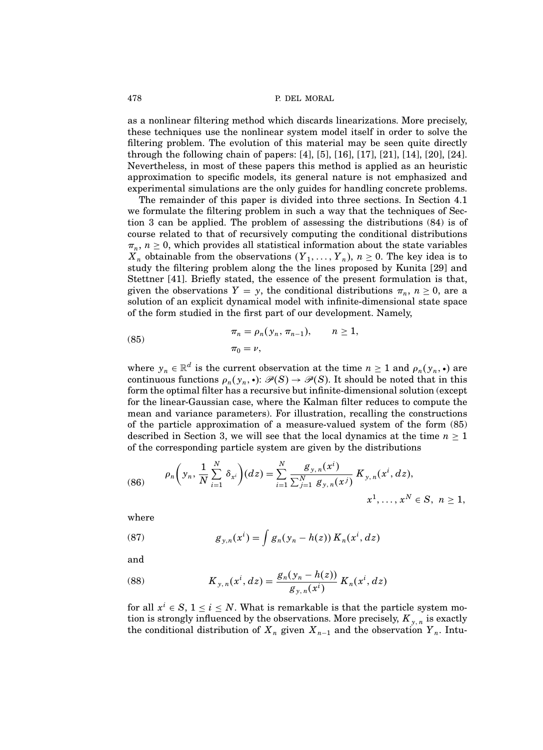as a nonlinear filtering method which discards linearizations. More precisely, these techniques use the nonlinear system model itself in order to solve the filtering problem. The evolution of this material may be seen quite directly through the following chain of papers: [4], [5], [16], [17], [21], [14], [20], [24]. Nevertheless, in most of these papers this method is applied as an heuristic approximation to specific models, its general nature is not emphasized and experimental simulations are the only guides for handling concrete problems.

The remainder of this paper is divided into three sections. In Section 4.1 we formulate the filtering problem in such a way that the techniques of Section 3 can be applied. The problem of assessing the distributions (84) is of course related to that of recursively computing the conditional distributions $\pi_n$, $n \geq 0$, which provides all statistical information about the state variables $X_n$ obtainable from the observations $(Y_1, \dots, Y_n)$, $n \geq 0$. The key idea is to study the filtering problem along the the lines proposed by Kunita [29] and Stettner [41]. Briefly stated, the essence of the present formulation is that, given the observations $Y = y$, the conditional distributions $\pi_n$, $n \geq 0$, are a solution of an explicit dynamical model with infinite-dimensional state space of the form studied in the first part of our development. Namely,

$$
\begin{aligned}
\pi_n &= \rho_n(y_n, \pi_{n-1}), \qquad n \geq 1, \\
\pi_0 &= \nu,
\end{aligned}
\tag{85}
$$

where $y_n \in \mathbb{R}^d$ is the current observation at the time $n \geq 1$ and $\rho_n(y_n, \bullet)$ are continuous functions $\rho_n(y_n, \bullet)\colon \mathscr{P}(S) \to \mathscr{P}(S)$. It should be noted that in this form the optimal filter has a recursive but infinite-dimensional solution (except for the linear-Gaussian case, where the Kalman filter reduces to compute the mean and variance parameters). For illustration, recalling the constructions of the particle approximation of a measure-valued system of the form (85) described in Section 3, we will see that the local dynamics at the time $n \geq 1$ of the corresponding particle system are given by the distributions

$$
\rho_n\left(y_n, \frac{1}{N}\sum_{i=1}^{N} \delta_{x^i}\right)(dz) = \sum_{i=1}^{N} \frac{g_{y,n}(x^i)}{\sum_{j=1}^{N} g_{y,n}(x^j)}\, K_{y,n}(x^i, dz), \qquad x^1, \dots, x^N \in S,\ n \geq 1,
\tag{86}
$$

where

$$
g_{y,n}(x^i) = \int g_n(y_n - h(z))\, K_n(x^i, dz)
\tag{87}
$$

and

$$
K_{y,n}(x^i, dz) = \frac{g_n(y_n - h(z))}{g_{y,n}(x^i)}\, K_n(x^i, dz)
\tag{88}
$$

for all $x^i \in S$, $1 \leq i \leq N$. What is remarkable is that the particle system motion is strongly influenced by the observations. More precisely, $K_{y,n}$ is exactly the conditional distribution of $X_n$ given $X_{n-1}$ and the observation $Y_n$. Intu-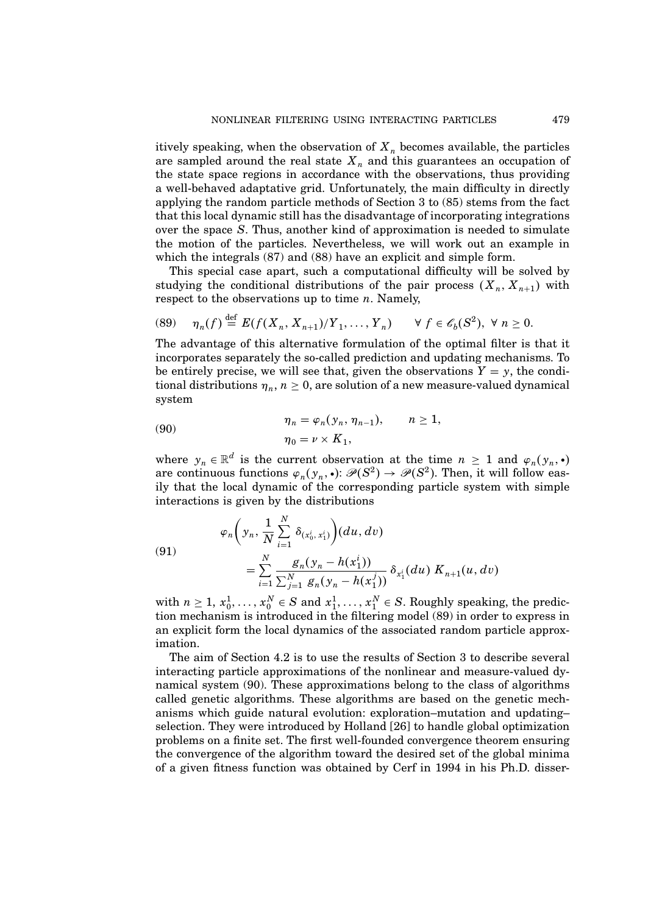itively speaking, when the observation of $X_n$ becomes available, the particles are sampled around the real state $X_n$ and this guarantees an occupation of the state space regions in accordance with the observations, thus providing a well-behaved adaptative grid. Unfortunately, the main difficulty in directly applying the random particle methods of Section 3 to (85) stems from the fact that this local dynamic still has the disadvantage of incorporating integrations over the space $S$. Thus, another kind of approximation is needed to simulate the motion of the particles. Nevertheless, we will work out an example in which the integrals (87) and (88) have an explicit and simple form.

This special case apart, such a computational difficulty will be solved by studying the conditional distributions of the pair process $(X_n, X_{n+1})$ with respect to the observations up to time $n$. Namely,

$$\eta_n(f) \stackrel{\text{def}}{=} E(f(X_n, X_{n+1})/Y_1, \ldots, Y_n) \qquad \forall\, f \in \mathscr{C}_b(S^2),\ \forall\, n \geq 0. \tag{89}$$

The advantage of this alternative formulation of the optimal filter is that it incorporates separately the so-called prediction and updating mechanisms. To be entirely precise, we will see that, given the observations $Y = y$, the conditional distributions $\eta_n$, $n \geq 0$, are solution of a new measure-valued dynamical system

$$\begin{aligned} \eta_n &= \varphi_n(y_n, \eta_{n-1}), \qquad n \geq 1, \\ \eta_0 &= \nu \times K_1, \end{aligned} \tag{90}$$

where $y_n \in \mathbb{R}^d$ is the current observation at the time $n \geq 1$ and $\varphi_n(y_n, \bullet)$ are continuous functions $\varphi_n(y_n, \bullet)\colon \mathscr{P}(S^2) \to \mathscr{P}(S^2)$. Then, it will follow easily that the local dynamic of the corresponding particle system with simple interactions is given by the distributions

$$\begin{aligned} &\varphi_n\left(y_n, \frac{1}{N}\sum_{i=1}^{N} \delta_{(x_0^i, x_1^i)}\right)(du, dv) \\ &\qquad = \sum_{i=1}^{N} \frac{g_n(y_n - h(x_1^i))}{\sum_{j=1}^{N} g_n(y_n - h(x_1^j))}\, \delta_{x_1^i}(du)\, K_{n+1}(u, dv) \end{aligned} \tag{91}$$

with $n \geq 1$, $x_0^1, \ldots, x_0^N \in S$ and $x_1^1, \ldots, x_1^N \in S$. Roughly speaking, the prediction mechanism is introduced in the filtering model (89) in order to express in an explicit form the local dynamics of the associated random particle approximation.

The aim of Section 4.2 is to use the results of Section 3 to describe several interacting particle approximations of the nonlinear and measure-valued dynamical system (90). These approximations belong to the class of algorithms called genetic algorithms. These algorithms are based on the genetic mechanisms which guide natural evolution: exploration–mutation and updating–selection. They were introduced by Holland [26] to handle global optimization problems on a finite set. The first well-founded convergence theorem ensuring the convergence of the algorithm toward the desired set of the global minima of a given fitness function was obtained by Cerf in 1994 in his Ph.D. disser-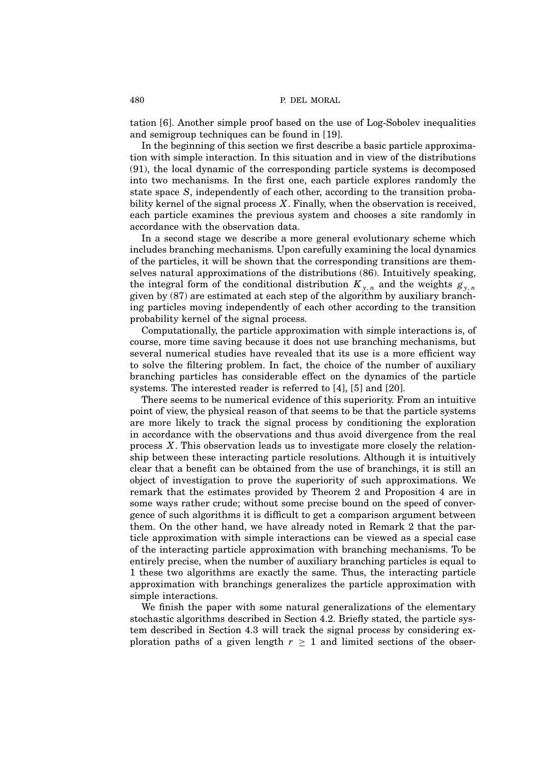tation [6]. Another simple proof based on the use of Log-Sobolev inequalities and semigroup techniques can be found in [19].

In the beginning of this section we first describe a basic particle approximation with simple interaction. In this situation and in view of the distributions (91), the local dynamic of the corresponding particle systems is decomposed into two mechanisms. In the first one, each particle explores randomly the state space $S$, independently of each other, according to the transition probability kernel of the signal process $X$. Finally, when the observation is received, each particle examines the previous system and chooses a site randomly in accordance with the observation data.

In a second stage we describe a more general evolutionary scheme which includes branching mechanisms. Upon carefully examining the local dynamics of the particles, it will be shown that the corresponding transitions are themselves natural approximations of the distributions (86). Intuitively speaking, the integral form of the conditional distribution $K_{y,n}$ and the weights $g_{y,n}$ given by (87) are estimated at each step of the algorithm by auxiliary branching particles moving independently of each other according to the transition probability kernel of the signal process.

Computationally, the particle approximation with simple interactions is, of course, more time saving because it does not use branching mechanisms, but several numerical studies have revealed that its use is a more efficient way to solve the filtering problem. In fact, the choice of the number of auxiliary branching particles has considerable effect on the dynamics of the particle systems. The interested reader is referred to [4], [5] and [20].

There seems to be numerical evidence of this superiority. From an intuitive point of view, the physical reason of that seems to be that the particle systems are more likely to track the signal process by conditioning the exploration in accordance with the observations and thus avoid divergence from the real process $X$. This observation leads us to investigate more closely the relationship between these interacting particle resolutions. Although it is intuitively clear that a benefit can be obtained from the use of branchings, it is still an object of investigation to prove the superiority of such approximations. We remark that the estimates provided by Theorem 2 and Proposition 4 are in some ways rather crude; without some precise bound on the speed of convergence of such algorithms it is difficult to get a comparison argument between them. On the other hand, we have already noted in Remark 2 that the particle approximation with simple interactions can be viewed as a special case of the interacting particle approximation with branching mechanisms. To be entirely precise, when the number of auxiliary branching particles is equal to 1 these two algorithms are exactly the same. Thus, the interacting particle approximation with branchings generalizes the particle approximation with simple interactions.

We finish the paper with some natural generalizations of the elementary stochastic algorithms described in Section 4.2. Briefly stated, the particle system described in Section 4.3 will track the signal process by considering exploration paths of a given length $r \geq 1$ and limited sections of the obser-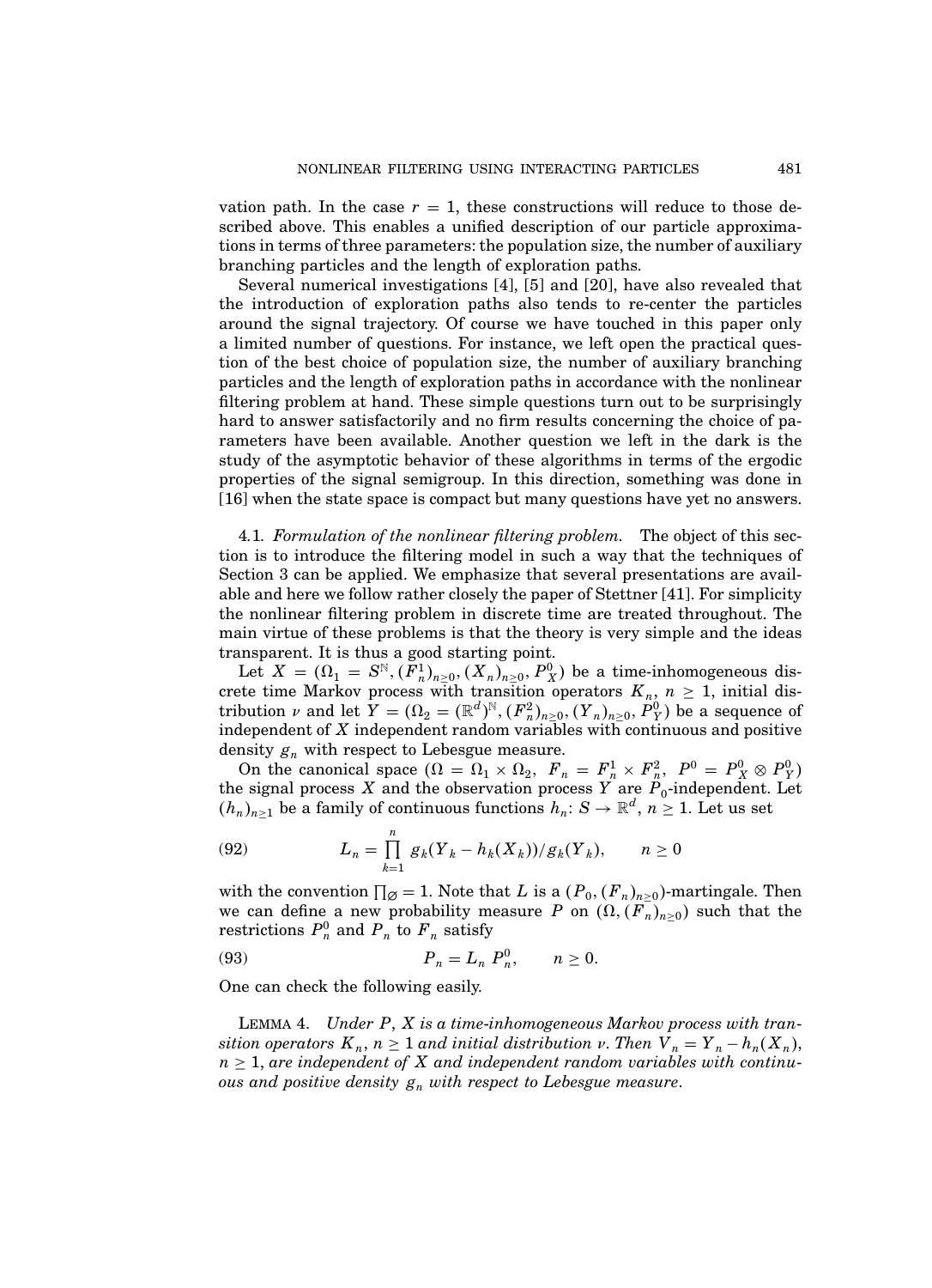vation path. In the case $r = 1$, these constructions will reduce to those described above. This enables a unified description of our particle approximations in terms of three parameters: the population size, the number of auxiliary branching particles and the length of exploration paths.

Several numerical investigations [4], [5] and [20], have also revealed that the introduction of exploration paths also tends to re-center the particles around the signal trajectory. Of course we have touched in this paper only a limited number of questions. For instance, we left open the practical question of the best choice of population size, the number of auxiliary branching particles and the length of exploration paths in accordance with the nonlinear filtering problem at hand. These simple questions turn out to be surprisingly hard to answer satisfactorily and no firm results concerning the choice of parameters have been available. Another question we left in the dark is the study of the asymptotic behavior of these algorithms in terms of the ergodic properties of the signal semigroup. In this direction, something was done in [16] when the state space is compact but many questions have yet no answers.

4.1. *Formulation of the nonlinear filtering problem.* The object of this section is to introduce the filtering model in such a way that the techniques of Section 3 can be applied. We emphasize that several presentations are available and here we follow rather closely the paper of Stettner [41]. For simplicity the nonlinear filtering problem in discrete time are treated throughout. The main virtue of these problems is that the theory is very simple and the ideas transparent. It is thus a good starting point.

Let $X = (\Omega_1 = S^{\mathbb{N}}, (F_n^1)_{n\geq 0}, (X_n)_{n\geq 0}, P_X^0)$ be a time-inhomogeneous discrete time Markov process with transition operators $K_n$, $n \geq 1$, initial distribution $\nu$ and let $Y = (\Omega_2 = (\mathbb{R}^d)^{\mathbb{N}}, (F_n^2)_{n\geq 0}, (Y_n)_{n\geq 0}, P_Y^0)$ be a sequence of independent of $X$ independent random variables with continuous and positive density $g_n$ with respect to Lebesgue measure.

On the canonical space $(\Omega = \Omega_1 \times \Omega_2,\ F_n = F_n^1 \times F_n^2,\ P^0 = P_X^0 \otimes P_Y^0)$ the signal process $X$ and the observation process $Y$ are $P_0$-independent. Let $(h_n)_{n\geq 1}$ be a family of continuous functions $h_n\colon S \to \mathbb{R}^d$, $n \geq 1$. Let us set

$$L_n = \prod_{k=1}^{n} g_k(Y_k - h_k(X_k))/g_k(Y_k), \qquad n \geq 0 \tag{92}$$

with the convention $\prod_{\varnothing} = 1$. Note that $L$ is a $(P_0, (F_n)_{n\geq 0})$-martingale. Then we can define a new probability measure $P$ on $(\Omega, (F_n)_{n\geq 0})$ such that the restrictions $P_n^0$ and $P_n$ to $F_n$ satisfy

$$P_n = L_n\, P_n^0, \qquad n \geq 0. \tag{93}$$

One can check the following easily.

LEMMA 4. *Under $P$, $X$ is a time-inhomogeneous Markov process with transition operators $K_n$, $n \geq 1$ and initial distribution $\nu$. Then $V_n = Y_n - h_n(X_n)$, $n \geq 1$, are independent of $X$ and independent random variables with continuous and positive density $g_n$ with respect to Lebesgue measure.*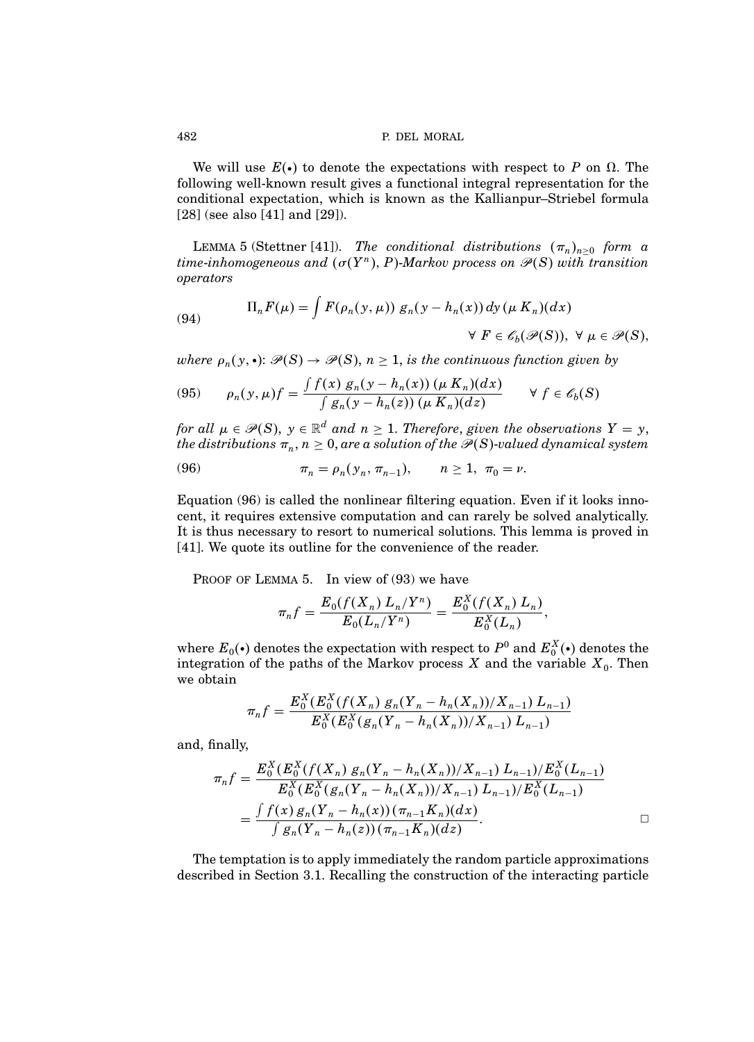We will use $E(\bullet)$ to denote the expectations with respect to $P$ on $\Omega$. The following well-known result gives a functional integral representation for the conditional expectation, which is known as the Kallianpur–Striebel formula [28] (see also [41] and [29]).

LEMMA 5 (Stettner [41]). *The conditional distributions $(\pi_n)_{n\geq 0}$ form a time-inhomogeneous and $(\sigma(Y^n), P)$-Markov process on $\mathscr{P}(S)$ with transition operators*

$$
\Pi_n F(\mu) = \int F(\rho_n(y, \mu))\, g_n(y - h_n(x))\, dy\, (\mu\, K_n)(dx) \qquad \forall\, F \in \mathscr{C}_b(\mathscr{P}(S)),\ \forall\, \mu \in \mathscr{P}(S), \tag{94}
$$

*where $\rho_n(y, \bullet)\colon \mathscr{P}(S) \to \mathscr{P}(S)$, $n \geq 1$, is the continuous function given by*

$$
\rho_n(y, \mu) f = \frac{\int f(x)\, g_n(y - h_n(x))\, (\mu\, K_n)(dx)}{\int g_n(y - h_n(z))\, (\mu\, K_n)(dz)} \qquad \forall\, f \in \mathscr{C}_b(S) \tag{95}
$$

*for all $\mu \in \mathscr{P}(S)$, $y \in \mathbb{R}^d$ and $n \geq 1$. Therefore, given the observations $Y = y$, the distributions $\pi_n$, $n \geq 0$, are a solution of the $\mathscr{P}(S)$-valued dynamical system*

$$
\pi_n = \rho_n(y_n, \pi_{n-1}), \qquad n \geq 1,\ \pi_0 = \nu. \tag{96}
$$

Equation (96) is called the nonlinear filtering equation. Even if it looks innocent, it requires extensive computation and can rarely be solved analytically. It is thus necessary to resort to numerical solutions. This lemma is proved in [41]. We quote its outline for the convenience of the reader.

PROOF OF LEMMA 5. In view of (93) we have

$$
\pi_n f = \frac{E_0(f(X_n)\, L_n / Y^n)}{E_0(L_n / Y^n)} = \frac{E_0^X(f(X_n)\, L_n)}{E_0^X(L_n)},
$$

where $E_0(\bullet)$ denotes the expectation with respect to $P^0$ and $E_0^X(\bullet)$ denotes the integration of the paths of the Markov process $X$ and the variable $X_0$. Then we obtain

$$
\pi_n f = \frac{E_0^X(E_0^X(f(X_n)\, g_n(Y_n - h_n(X_n))/X_{n-1})\, L_{n-1})}{E_0^X(E_0^X(g_n(Y_n - h_n(X_n))/X_{n-1})\, L_{n-1})}
$$

and, finally,

$$
\begin{aligned}
\pi_n f &= \frac{E_0^X(E_0^X(f(X_n)\, g_n(Y_n - h_n(X_n))/X_{n-1})\, L_{n-1})/E_0^X(L_{n-1})}{E_0^X(E_0^X(g_n(Y_n - h_n(X_n))/X_{n-1})\, L_{n-1})/E_0^X(L_{n-1})} \\
&= \frac{\int f(x)\, g_n(Y_n - h_n(x))\, (\pi_{n-1} K_n)(dx)}{\int g_n(Y_n - h_n(z))\, (\pi_{n-1} K_n)(dz)}. \qquad \square
\end{aligned}
$$

The temptation is to apply immediately the random particle approximations described in Section 3.1. Recalling the construction of the interacting particle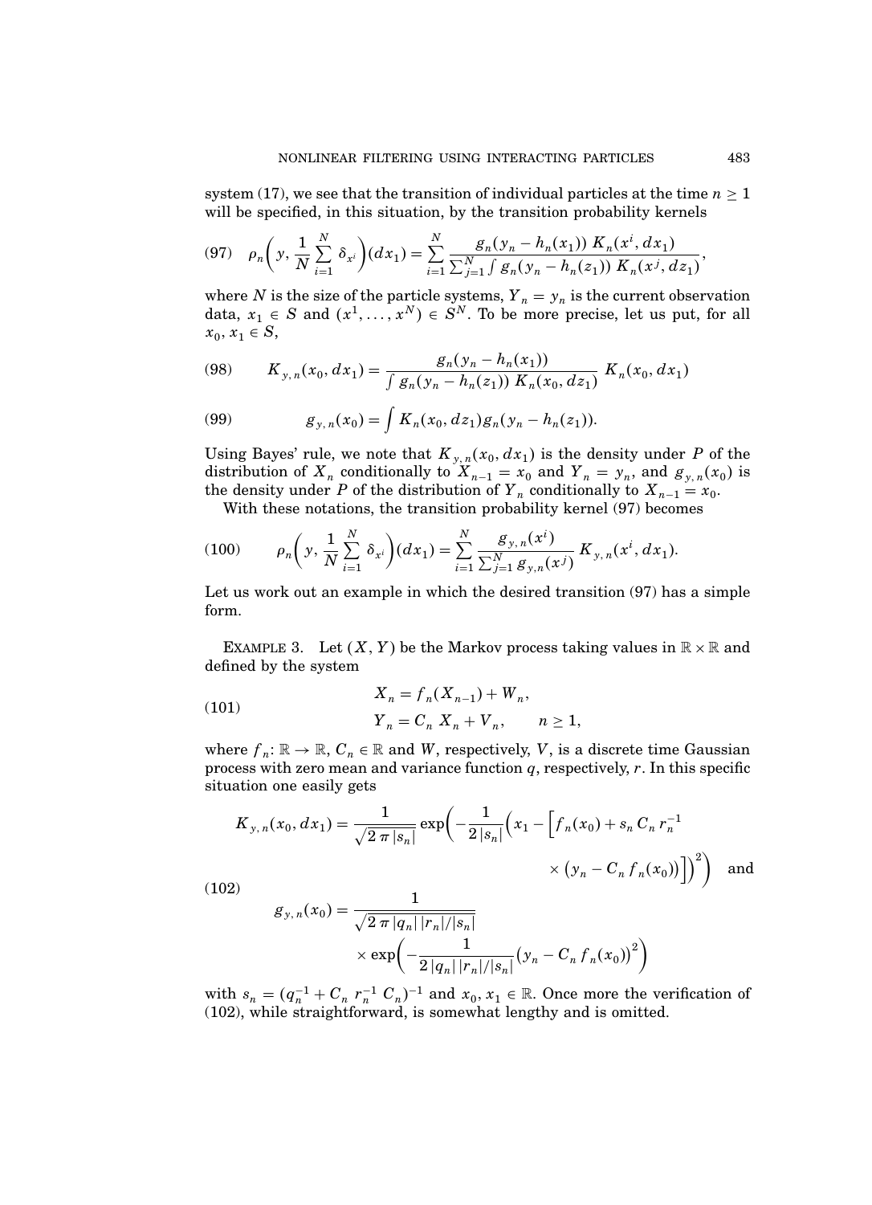system (17), we see that the transition of individual particles at the time $n \geq 1$ will be specified, in this situation, by the transition probability kernels

$$\rho_n\left(y, \frac{1}{N}\sum_{i=1}^{N} \delta_{x^i}\right)(dx_1) = \sum_{i=1}^{N} \frac{g_n(y_n - h_n(x_1))\, K_n(x^i, dx_1)}{\sum_{j=1}^{N} \int g_n(y_n - h_n(z_1))\, K_n(x^j, dz_1)}, \tag{97}$$

where $N$ is the size of the particle systems, $Y_n = y_n$ is the current observation data, $x_1 \in S$ and $(x^1, \ldots, x^N) \in S^N$. To be more precise, let us put, for all $x_0, x_1 \in S$,

$$K_{y,n}(x_0, dx_1) = \frac{g_n(y_n - h_n(x_1))}{\int g_n(y_n - h_n(z_1))\, K_n(x_0, dz_1)}\, K_n(x_0, dx_1) \tag{98}$$

$$g_{y,n}(x_0) = \int K_n(x_0, dz_1) g_n(y_n - h_n(z_1)). \tag{99}$$

Using Bayes' rule, we note that $K_{y,n}(x_0, dx_1)$ is the density under $P$ of the distribution of $X_n$ conditionally to $X_{n-1} = x_0$ and $Y_n = y_n$, and $g_{y,n}(x_0)$ is the density under $P$ of the distribution of $Y_n$ conditionally to $X_{n-1} = x_0$.

With these notations, the transition probability kernel (97) becomes

$$\rho_n\left(y, \frac{1}{N}\sum_{i=1}^{N} \delta_{x^i}\right)(dx_1) = \sum_{i=1}^{N} \frac{g_{y,n}(x^i)}{\sum_{j=1}^{N} g_{y,n}(x^j)}\, K_{y,n}(x^i, dx_1). \tag{100}$$

Let us work out an example in which the desired transition (97) has a simple form.

EXAMPLE 3. Let $(X, Y)$ be the Markov process taking values in $\mathbb{R} \times \mathbb{R}$ and defined by the system

$$\begin{aligned} X_n &= f_n(X_{n-1}) + W_n, \\ Y_n &= C_n\, X_n + V_n, \qquad n \geq 1, \end{aligned} \tag{101}$$

where $f_n \colon \mathbb{R} \to \mathbb{R}$, $C_n \in \mathbb{R}$ and $W$, respectively, $V$, is a discrete time Gaussian process with zero mean and variance function $q$, respectively, $r$. In this specific situation one easily gets

$$\begin{aligned} K_{y,n}(x_0, dx_1) &= \frac{1}{\sqrt{2\pi |s_n|}} \exp\left(-\frac{1}{2|s_n|}\Big(x_1 - \Big[f_n(x_0) + s_n\, C_n\, r_n^{-1} \right. \\ &\qquad\qquad \left. \times \big(y_n - C_n\, f_n(x_0)\big)\Big]\Big)^2\right) \quad \text{and} \\ g_{y,n}(x_0) &= \frac{1}{\sqrt{2\pi |q_n|\,|r_n|/|s_n|}} \\ &\qquad \times \exp\left(-\frac{1}{2|q_n|\,|r_n|/|s_n|}\big(y_n - C_n\, f_n(x_0)\big)^2\right) \end{aligned} \tag{102}$$

with $s_n = (q_n^{-1} + C_n\, r_n^{-1}\, C_n)^{-1}$ and $x_0, x_1 \in \mathbb{R}$. Once more the verification of (102), while straightforward, is somewhat lengthy and is omitted.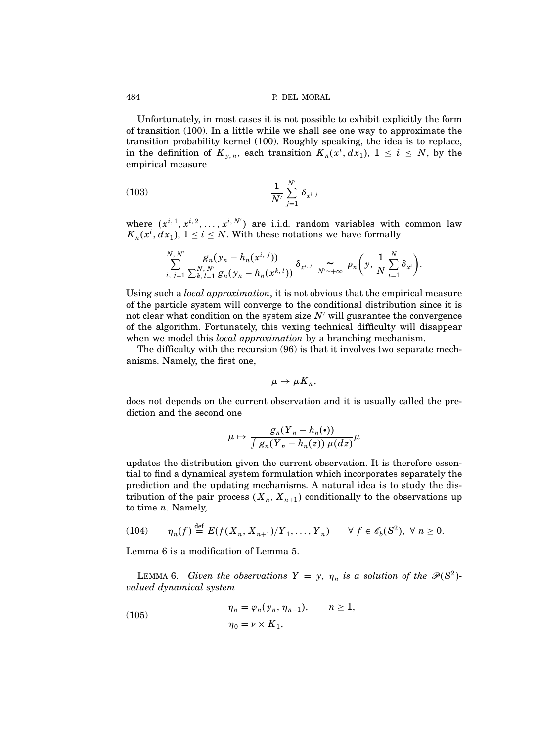Unfortunately, in most cases it is not possible to exhibit explicitly the form of transition (100). In a little while we shall see one way to approximate the transition probability kernel (100). Roughly speaking, the idea is to replace, in the definition of $K_{y,n}$, each transition $K_n(x^i, dx_1)$, $1 \le i \le N$, by the empirical measure

$$\frac{1}{N'} \sum_{j=1}^{N'} \delta_{x^{i,j}} \tag{103}$$

where $(x^{i,1}, x^{i,2}, \ldots, x^{i,N'})$ are i.i.d. random variables with common law $K_n(x^i, dx_1)$, $1 \le i \le N$. With these notations we have formally

$$\sum_{i,j=1}^{N,N'} \frac{g_n(y_n - h_n(x^{i,j}))}{\sum_{k,l=1}^{N,N'} g_n(y_n - h_n(x^{k,l}))} \delta_{x^{i,j}} \underset{N' \sim +\infty}{\sim} \rho_n\left(y, \frac{1}{N} \sum_{i=1}^{N} \delta_{x^i}\right).$$

Using such a *local approximation*, it is not obvious that the empirical measure of the particle system will converge to the conditional distribution since it is not clear what condition on the system size $N'$ will guarantee the convergence of the algorithm. Fortunately, this vexing technical difficulty will disappear when we model this *local approximation* by a branching mechanism.

The difficulty with the recursion (96) is that it involves two separate mechanisms. Namely, the first one,

$$\mu \mapsto \mu K_n,$$

does not depends on the current observation and it is usually called the prediction and the second one

$$\mu \mapsto \frac{g_n(Y_n - h_n(\bullet))}{\int g_n(Y_n - h_n(z))\, \mu(dz)} \mu$$

updates the distribution given the current observation. It is therefore essential to find a dynamical system formulation which incorporates separately the prediction and the updating mechanisms. A natural idea is to study the distribution of the pair process $(X_n, X_{n+1})$ conditionally to the observations up to time $n$. Namely,

$$\eta_n(f) \overset{\text{def}}{=} E(f(X_n, X_{n+1})/Y_1, \ldots, Y_n) \qquad \forall\, f \in \mathscr{C}_b(S^2),\ \forall\, n \ge 0. \tag{104}$$

Lemma 6 is a modification of Lemma 5.

LEMMA 6. *Given the observations $Y = y$, $\eta_n$ is a solution of the $\mathscr{P}(S^2)$-valued dynamical system*

$$\begin{aligned} \eta_n &= \varphi_n(y_n, \eta_{n-1}), \qquad n \ge 1, \\ \eta_0 &= \nu \times K_1, \end{aligned} \tag{105}$$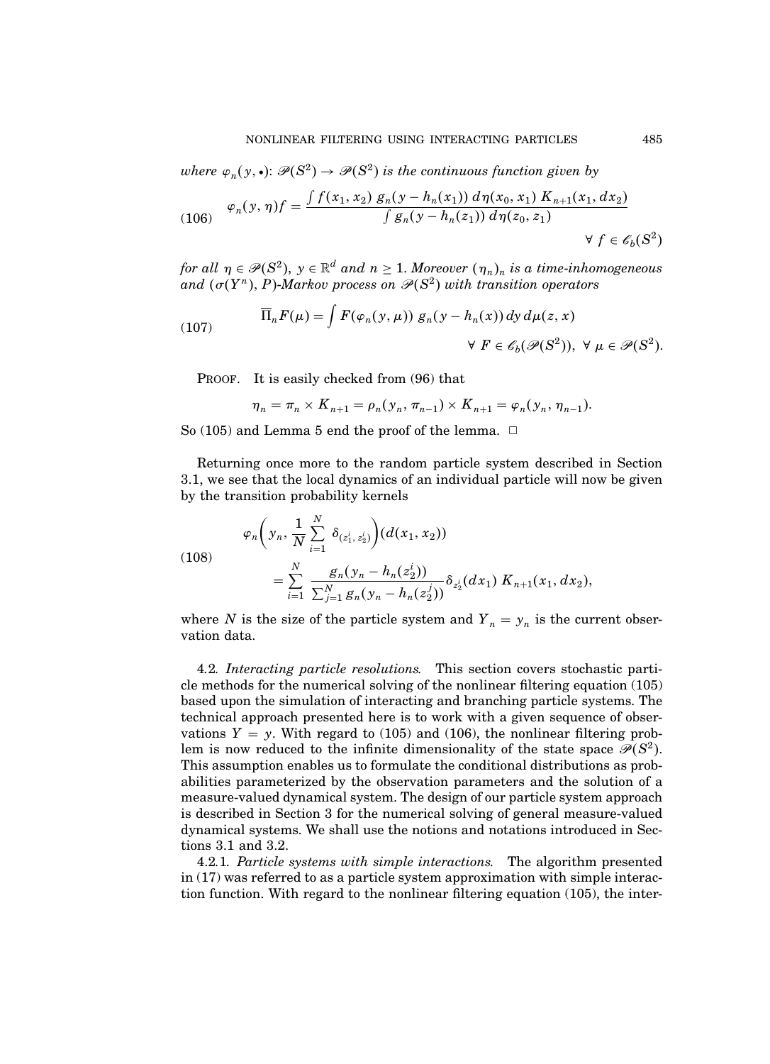where $\varphi_n(y, \bullet)$: $\mathscr{P}(S^2) \to \mathscr{P}(S^2)$ is the continuous function given by

$$\varphi_n(y, \eta) f = \frac{\int f(x_1, x_2)\, g_n(y - h_n(x_1))\, d\eta(x_0, x_1)\, K_{n+1}(x_1, dx_2)}{\int g_n(y - h_n(z_1))\, d\eta(z_0, z_1)} \qquad \forall\, f \in \mathscr{C}_b(S^2) \tag{106}$$

for all $\eta \in \mathscr{P}(S^2)$, $y \in \mathbb{R}^d$ and $n \geq 1$. Moreover $(\eta_n)_n$ is a time-inhomogeneous and $(\sigma(Y^n), P)$-Markov process on $\mathscr{P}(S^2)$ with transition operators

$$\overline{\Pi}_n F(\mu) = \int F(\varphi_n(y, \mu))\, g_n(y - h_n(x))\, dy\, d\mu(z, x) \qquad \forall\, F \in \mathscr{C}_b(\mathscr{P}(S^2)),\ \forall\, \mu \in \mathscr{P}(S^2). \tag{107}$$

PROOF. It is easily checked from (96) that

$$\eta_n = \pi_n \times K_{n+1} = \rho_n(y_n, \pi_{n-1}) \times K_{n+1} = \varphi_n(y_n, \eta_{n-1}).$$

So (105) and Lemma 5 end the proof of the lemma. $\square$

Returning once more to the random particle system described in Section 3.1, we see that the local dynamics of an individual particle will now be given by the transition probability kernels

$$\varphi_n\bigg(y_n, \frac{1}{N}\sum_{i=1}^{N} \delta_{(z_1^i, z_2^i)}\bigg)(d(x_1, x_2)) = \sum_{i=1}^{N} \frac{g_n(y_n - h_n(z_2^i))}{\sum_{j=1}^{N} g_n(y_n - h_n(z_2^j))}\, \delta_{z_2^i}(dx_1)\, K_{n+1}(x_1, dx_2), \tag{108}$$

where $N$ is the size of the particle system and $Y_n = y_n$ is the current observation data.

4.2. *Interacting particle resolutions*. This section covers stochastic particle methods for the numerical solving of the nonlinear filtering equation (105) based upon the simulation of interacting and branching particle systems. The technical approach presented here is to work with a given sequence of observations $Y = y$. With regard to (105) and (106), the nonlinear filtering problem is now reduced to the infinite dimensionality of the state space $\mathscr{P}(S^2)$. This assumption enables us to formulate the conditional distributions as probabilities parameterized by the observation parameters and the solution of a measure-valued dynamical system. The design of our particle system approach is described in Section 3 for the numerical solving of general measure-valued dynamical systems. We shall use the notions and notations introduced in Sections 3.1 and 3.2.

4.2.1. *Particle systems with simple interactions*. The algorithm presented in (17) was referred to as a particle system approximation with simple interaction function. With regard to the nonlinear filtering equation (105), the inter-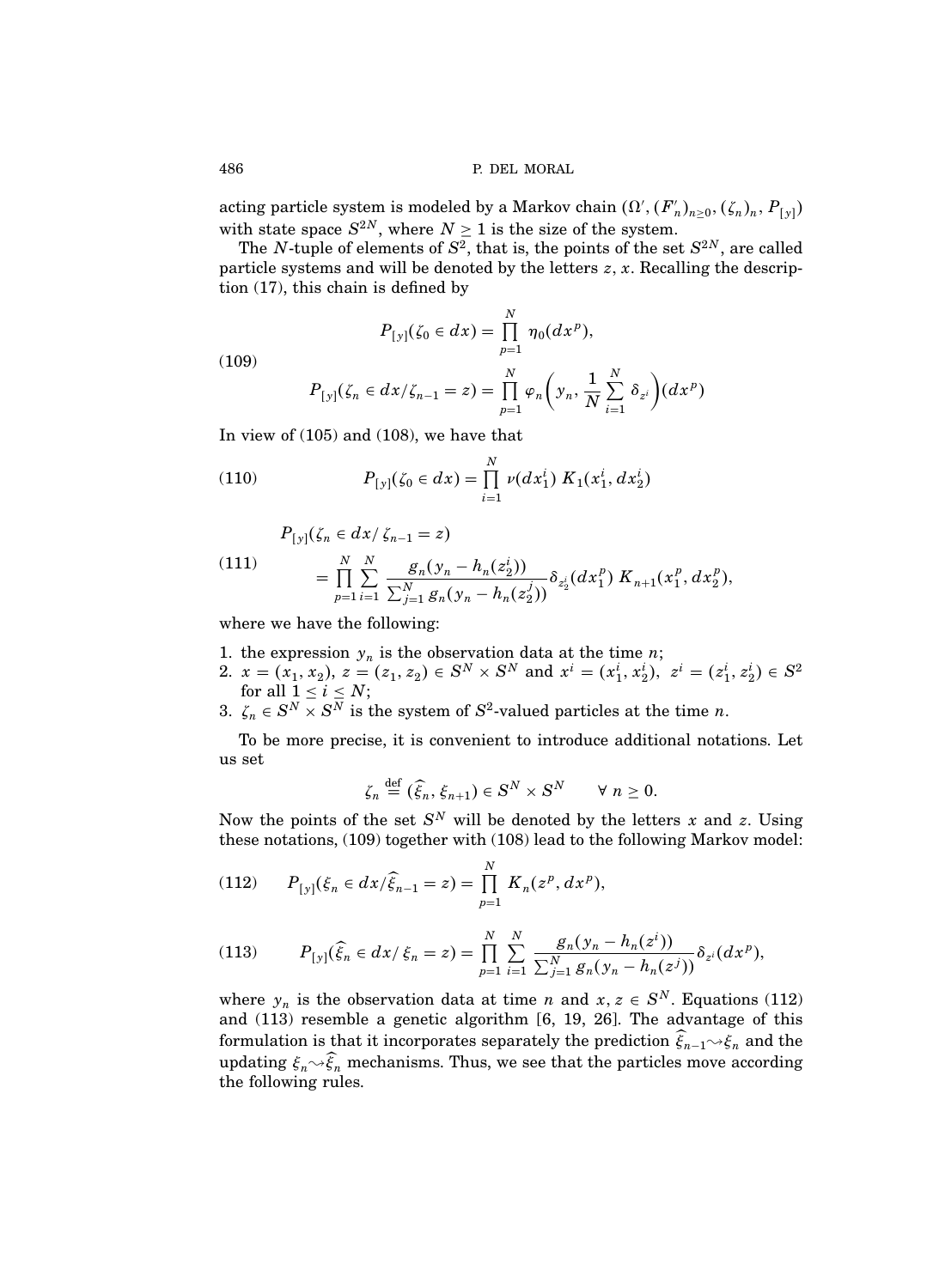acting particle system is modeled by a Markov chain $(\Omega', (F'_n)_{n\geq 0}, (\zeta_n)_n, P_{[y]})$ with state space $S^{2N}$, where $N \geq 1$ is the size of the system.

The $N$-tuple of elements of $S^2$, that is, the points of the set $S^{2N}$, are called particle systems and will be denoted by the letters $z$, $x$. Recalling the description (17), this chain is defined by

$$
\begin{aligned}
P_{[y]}(\zeta_0 \in dx) &= \prod_{p=1}^{N} \eta_0(dx^p), \\
P_{[y]}(\zeta_n \in dx/\zeta_{n-1} = z) &= \prod_{p=1}^{N} \varphi_n\left(y_n, \frac{1}{N}\sum_{i=1}^{N} \delta_{z^i}\right)(dx^p)
\end{aligned}
\tag{109}
$$

In view of (105) and (108), we have that

$$
P_{[y]}(\zeta_0 \in dx) = \prod_{i=1}^{N} \nu(dx_1^i)\, K_1(x_1^i, dx_2^i) \tag{110}
$$

$$
\begin{aligned}
&P_{[y]}(\zeta_n \in dx/\,\zeta_{n-1} = z) \\
&\qquad = \prod_{p=1}^{N}\sum_{i=1}^{N} \frac{g_n(y_n - h_n(z_2^i))}{\sum_{j=1}^{N} g_n(y_n - h_n(z_2^j))}\delta_{z_2^i}(dx_1^p)\, K_{n+1}(x_1^p, dx_2^p),
\end{aligned}
\tag{111}
$$

where we have the following:

1. the expression $y_n$ is the observation data at the time $n$;
2. $x = (x_1, x_2)$, $z = (z_1, z_2) \in S^N \times S^N$ and $x^i = (x_1^i, x_2^i)$, $z^i = (z_1^i, z_2^i) \in S^2$ for all $1 \leq i \leq N$;
3. $\zeta_n \in S^N \times S^N$ is the system of $S^2$-valued particles at the time $n$.

To be more precise, it is convenient to introduce additional notations. Let us set

$$
\zeta_n \stackrel{\text{def}}{=} (\widehat{\xi}_n, \xi_{n+1}) \in S^N \times S^N \qquad \forall\, n \geq 0.
$$

Now the points of the set $S^N$ will be denoted by the letters $x$ and $z$. Using these notations, (109) together with (108) lead to the following Markov model:

$$
P_{[y]}(\xi_n \in dx/\widehat{\xi}_{n-1} = z) = \prod_{p=1}^{N} K_n(z^p, dx^p), \tag{112}
$$

$$
P_{[y]}(\widehat{\xi}_n \in dx/\,\xi_n = z) = \prod_{p=1}^{N}\sum_{i=1}^{N} \frac{g_n(y_n - h_n(z^i))}{\sum_{j=1}^{N} g_n(y_n - h_n(z^j))}\delta_{z^i}(dx^p), \tag{113}
$$

where $y_n$ is the observation data at time $n$ and $x, z \in S^N$. Equations (112) and (113) resemble a genetic algorithm [6, 19, 26]. The advantage of this formulation is that it incorporates separately the prediction $\widehat{\xi}_{n-1} \rightsquigarrow \xi_n$ and the updating $\xi_n \rightsquigarrow \widehat{\xi}_n$ mechanisms. Thus, we see that the particles move according the following rules.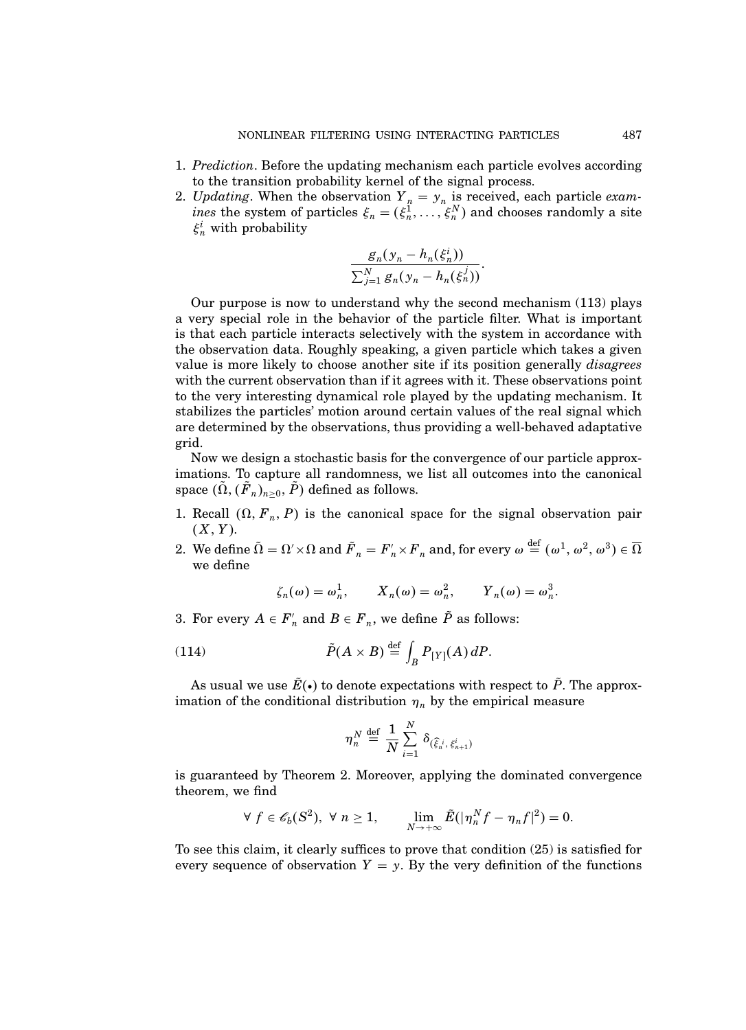1. *Prediction*. Before the updating mechanism each particle evolves according to the transition probability kernel of the signal process.
2. *Updating*. When the observation $Y_n = y_n$ is received, each particle *examines* the system of particles $\xi_n = (\xi_n^1, \ldots, \xi_n^N)$ and chooses randomly a site $\xi_n^i$ with probability

$$\frac{g_n(y_n - h_n(\xi_n^i))}{\sum_{j=1}^N g_n(y_n - h_n(\xi_n^j))}.$$

Our purpose is now to understand why the second mechanism (113) plays a very special role in the behavior of the particle filter. What is important is that each particle interacts selectively with the system in accordance with the observation data. Roughly speaking, a given particle which takes a given value is more likely to choose another site if its position generally *disagrees* with the current observation than if it agrees with it. These observations point to the very interesting dynamical role played by the updating mechanism. It stabilizes the particles' motion around certain values of the real signal which are determined by the observations, thus providing a well-behaved adaptative grid.

Now we design a stochastic basis for the convergence of our particle approximations. To capture all randomness, we list all outcomes into the canonical space $(\tilde{\Omega}, (\tilde{F}_n)_{n\geq 0}, \tilde{P})$ defined as follows.

1. Recall $(\Omega, F_n, P)$ is the canonical space for the signal observation pair $(X, Y)$.
2. We define $\tilde{\Omega} = \Omega' \times \Omega$ and $\tilde{F}_n = F'_n \times F_n$ and, for every $\omega \stackrel{\text{def}}{=} (\omega^1, \omega^2, \omega^3) \in \overline{\Omega}$ we define

$$\zeta_n(\omega) = \omega_n^1, \qquad X_n(\omega) = \omega_n^2, \qquad Y_n(\omega) = \omega_n^3.$$

3. For every $A \in F'_n$ and $B \in F_n$, we define $\tilde{P}$ as follows:

$$\tilde{P}(A \times B) \stackrel{\text{def}}{=} \int_B P_{[Y]}(A)\, dP. \tag{114}$$

As usual we use $\tilde{E}(\bullet)$ to denote expectations with respect to $\tilde{P}$. The approximation of the conditional distribution $\eta_n$ by the empirical measure

$$\eta_n^N \stackrel{\text{def}}{=} \frac{1}{N} \sum_{i=1}^N \delta_{(\widehat{\xi}_n^i,\, \xi_{n+1}^i)}$$

is guaranteed by Theorem 2. Moreover, applying the dominated convergence theorem, we find

$$\forall\, f \in \mathscr{C}_b(S^2),\ \forall\, n \geq 1, \qquad \lim_{N\to+\infty} \tilde{E}(|\eta_n^N f - \eta_n f|^2) = 0.$$

To see this claim, it clearly suffices to prove that condition (25) is satisfied for every sequence of observation $Y = y$. By the very definition of the functions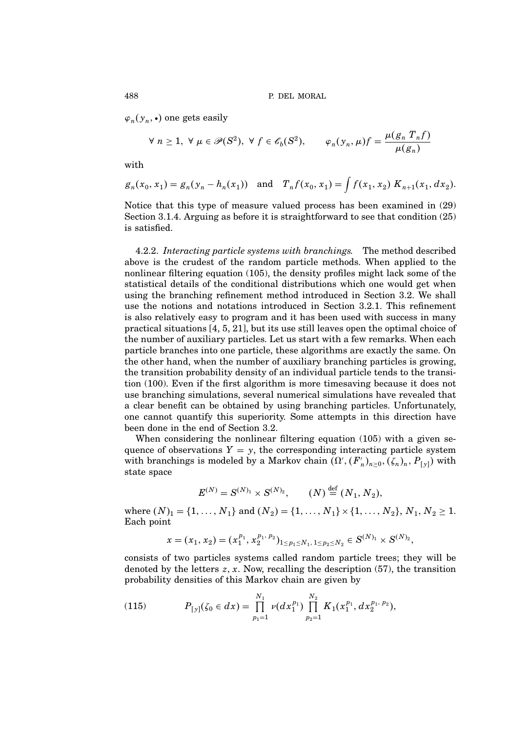$\varphi_n(y_n, \bullet)$ one gets easily

$$\forall\ n \geq 1,\ \forall\ \mu \in \mathscr{P}(S^2),\ \forall\ f \in \mathscr{C}_b(S^2), \qquad \varphi_n(y_n, \mu)f = \frac{\mu(g_n\ T_n f)}{\mu(g_n)}$$

with

$$g_n(x_0, x_1) = g_n(y_n - h_n(x_1)) \quad \text{and} \quad T_n f(x_0, x_1) = \int f(x_1, x_2)\ K_{n+1}(x_1, dx_2).$$

Notice that this type of measure valued process has been examined in (29) Section 3.1.4. Arguing as before it is straightforward to see that condition (25) is satisfied.

4.2.2. *Interacting particle systems with branchings.* The method described above is the crudest of the random particle methods. When applied to the nonlinear filtering equation (105), the density profiles might lack some of the statistical details of the conditional distributions which one would get when using the branching refinement method introduced in Section 3.2. We shall use the notions and notations introduced in Section 3.2.1. This refinement is also relatively easy to program and it has been used with success in many practical situations [4, 5, 21], but its use still leaves open the optimal choice of the number of auxiliary particles. Let us start with a few remarks. When each particle branches into one particle, these algorithms are exactly the same. On the other hand, when the number of auxiliary branching particles is growing, the transition probability density of an individual particle tends to the transition (100). Even if the first algorithm is more timesaving because it does not use branching simulations, several numerical simulations have revealed that a clear benefit can be obtained by using branching particles. Unfortunately, one cannot quantify this superiority. Some attempts in this direction have been done in the end of Section 3.2.

When considering the nonlinear filtering equation (105) with a given sequence of observations $Y = y$, the corresponding interacting particle system with branchings is modeled by a Markov chain $(\Omega', (F'_n)_{n\geq 0}, (\zeta_n)_n, P_{[y]})$ with state space

$$E^{(N)} = S^{(N)_1} \times S^{(N)_2}, \qquad (N) \stackrel{\text{def}}{=} (N_1, N_2),$$

where $(N)_1 = \{1, \ldots, N_1\}$ and $(N_2) = \{1, \ldots, N_1\} \times \{1, \ldots, N_2\}$, $N_1, N_2 \geq 1$. Each point

$$x = (x_1, x_2) = (x_1^{p_1}, x_2^{p_1, p_2})_{1 \leq p_1 \leq N_1,\ 1 \leq p_2 \leq N_2} \in S^{(N)_1} \times S^{(N)_2},$$

consists of two particles systems called random particle trees; they will be denoted by the letters $z$, $x$. Now, recalling the description (57), the transition probability densities of this Markov chain are given by

$$P_{[y]}(\zeta_0 \in dx) = \prod_{p_1=1}^{N_1} \nu(dx_1^{p_1}) \prod_{p_2=1}^{N_2} K_1(x_1^{p_1}, dx_2^{p_1, p_2}), \tag{115}$$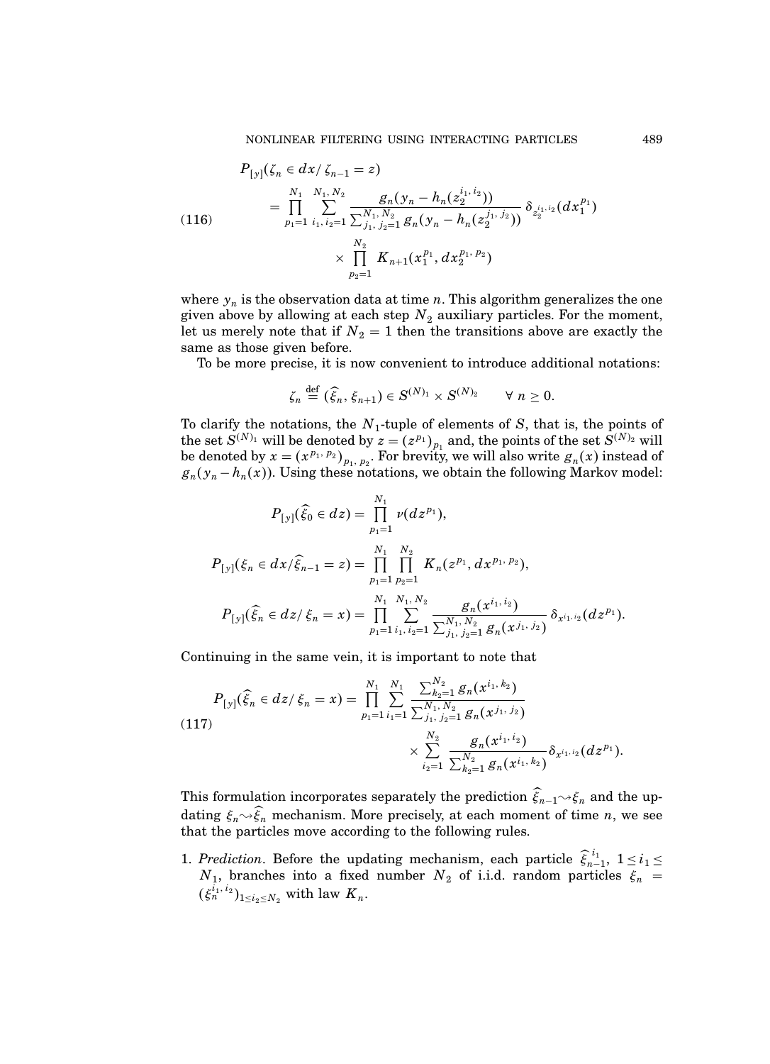$$
\begin{aligned}
&P_{[y]}(\zeta_n \in dx / \zeta_{n-1} = z) \\
&\quad = \prod_{p_1=1}^{N_1} \sum_{i_1, i_2=1}^{N_1, N_2} \frac{g_n(y_n - h_n(z_2^{i_1, i_2}))}{\sum_{j_1, j_2=1}^{N_1, N_2} g_n(y_n - h_n(z_2^{j_1, j_2}))} \, \delta_{z_2^{i_1, i_2}}(dx_1^{p_1}) \\
&\qquad\qquad \times \prod_{p_2=1}^{N_2} K_{n+1}(x_1^{p_1}, dx_2^{p_1, p_2})
\end{aligned}
\tag{116}
$$

where $y_n$ is the observation data at time $n$. This algorithm generalizes the one given above by allowing at each step $N_2$ auxiliary particles. For the moment, let us merely note that if $N_2 = 1$ then the transitions above are exactly the same as those given before.

To be more precise, it is now convenient to introduce additional notations:

$$
\zeta_n \stackrel{\text{def}}{=} (\widehat{\xi}_n, \xi_{n+1}) \in S^{(N)_1} \times S^{(N)_2} \qquad \forall\ n \geq 0.
$$

To clarify the notations, the $N_1$-tuple of elements of $S$, that is, the points of the set $S^{(N)_1}$ will be denoted by $z = (z^{p_1})_{p_1}$ and, the points of the set $S^{(N)_2}$ will be denoted by $x = (x^{p_1, p_2})_{p_1, p_2}$. For brevity, we will also write $g_n(x)$ instead of $g_n(y_n - h_n(x))$. Using these notations, we obtain the following Markov model:

$$
\begin{aligned}
P_{[y]}(\widehat{\xi}_0 \in dz) &= \prod_{p_1=1}^{N_1} \nu(dz^{p_1}), \\
P_{[y]}(\xi_n \in dx / \widehat{\xi}_{n-1} = z) &= \prod_{p_1=1}^{N_1} \prod_{p_2=1}^{N_2} K_n(z^{p_1}, dx^{p_1, p_2}), \\
P_{[y]}(\widehat{\xi}_n \in dz / \xi_n = x) &= \prod_{p_1=1}^{N_1} \sum_{i_1, i_2=1}^{N_1, N_2} \frac{g_n(x^{i_1, i_2})}{\sum_{j_1, j_2=1}^{N_1, N_2} g_n(x^{j_1, j_2})} \, \delta_{x^{i_1, i_2}}(dz^{p_1}).
\end{aligned}
$$

Continuing in the same vein, it is important to note that

$$
\begin{aligned}
P_{[y]}(\widehat{\xi}_n \in dz / \xi_n = x) = \prod_{p_1=1}^{N_1} \sum_{i_1=1}^{N_1} & \frac{\sum_{k_2=1}^{N_2} g_n(x^{i_1, k_2})}{\sum_{j_1, j_2=1}^{N_1, N_2} g_n(x^{j_1, j_2})} \\
& \times \sum_{i_2=1}^{N_2} \frac{g_n(x^{i_1, i_2})}{\sum_{k_2=1}^{N_2} g_n(x^{i_1, k_2})} \delta_{x^{i_1, i_2}}(dz^{p_1}).
\end{aligned}
\tag{117}
$$

This formulation incorporates separately the prediction $\widehat{\xi}_{n-1} \rightsquigarrow \xi_n$ and the updating $\xi_n \rightsquigarrow \widehat{\xi}_n$ mechanism. More precisely, at each moment of time $n$, we see that the particles move according to the following rules.

1. *Prediction*. Before the updating mechanism, each particle $\widehat{\xi}_{n-1}^{i_1}$, $1 \leq i_1 \leq N_1$, branches into a fixed number $N_2$ of i.i.d. random particles $\xi_n = (\xi_n^{i_1, i_2})_{1 \leq i_2 \leq N_2}$ with law $K_n$.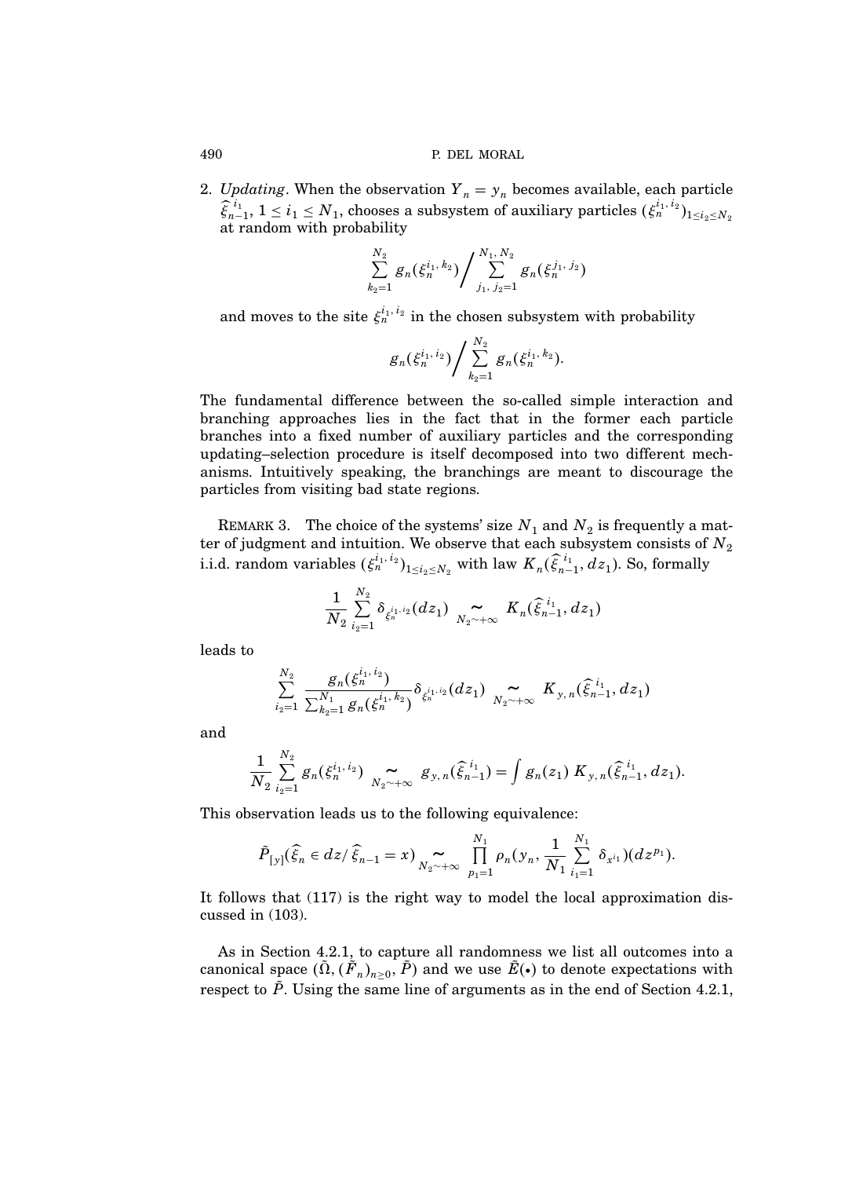2. *Updating*. When the observation $Y_n = y_n$ becomes available, each particle $\widehat{\xi}_{n-1}^{i_1}$, $1 \le i_1 \le N_1$, chooses a subsystem of auxiliary particles $(\xi_n^{i_1, i_2})_{1 \le i_2 \le N_2}$ at random with probability

$$\sum_{k_2=1}^{N_2} g_n(\xi_n^{i_1, k_2}) \Big/ \sum_{j_1, j_2=1}^{N_1, N_2} g_n(\xi_n^{j_1, j_2})$$

and moves to the site $\xi_n^{i_1, i_2}$ in the chosen subsystem with probability

$$g_n(\xi_n^{i_1, i_2}) \Big/ \sum_{k_2=1}^{N_2} g_n(\xi_n^{i_1, k_2}).$$

The fundamental difference between the so-called simple interaction and branching approaches lies in the fact that in the former each particle branches into a fixed number of auxiliary particles and the corresponding updating–selection procedure is itself decomposed into two different mechanisms. Intuitively speaking, the branchings are meant to discourage the particles from visiting bad state regions.

REMARK 3. The choice of the systems' size $N_1$ and $N_2$ is frequently a matter of judgment and intuition. We observe that each subsystem consists of $N_2$ i.i.d. random variables $(\xi_n^{i_1, i_2})_{1 \le i_2 \le N_2}$ with law $K_n(\widehat{\xi}_{n-1}^{i_1}, dz_1)$. So, formally

$$\frac{1}{N_2} \sum_{i_2=1}^{N_2} \delta_{\xi_n^{i_1, i_2}}(dz_1) \underset{N_2 \sim +\infty}{\sim} K_n(\widehat{\xi}_{n-1}^{i_1}, dz_1)$$

leads to

$$\sum_{i_2=1}^{N_2} \frac{g_n(\xi_n^{i_1, i_2})}{\sum_{k_2=1}^{N_1} g_n(\xi_n^{i_1, k_2})} \delta_{\xi_n^{i_1, i_2}}(dz_1) \underset{N_2 \sim +\infty}{\sim} K_{y, n}(\widehat{\xi}_{n-1}^{i_1}, dz_1)$$

and

$$\frac{1}{N_2} \sum_{i_2=1}^{N_2} g_n(\xi_n^{i_1, i_2}) \underset{N_2 \sim +\infty}{\sim} g_{y, n}(\widehat{\xi}_{n-1}^{i_1}) = \int g_n(z_1)\, K_{y, n}(\widehat{\xi}_{n-1}^{i_1}, dz_1).$$

This observation leads us to the following equivalence:

$$\tilde{P}_{[y]}(\widehat{\xi}_n \in dz / \widehat{\xi}_{n-1} = x) \underset{N_2 \sim +\infty}{\sim} \prod_{p_1=1}^{N_1} \rho_n\Big(y_n, \frac{1}{N_1} \sum_{i_1=1}^{N_1} \delta_{x^{i_1}}\Big)(dz^{p_1}).$$

It follows that (117) is the right way to model the local approximation discussed in (103).

As in Section 4.2.1, to capture all randomness we list all outcomes into a canonical space $(\tilde{\Omega}, (\tilde{F}_n)_{n \ge 0}, \tilde{P})$ and we use $\tilde{E}(\bullet)$ to denote expectations with respect to $\tilde{P}$. Using the same line of arguments as in the end of Section 4.2.1,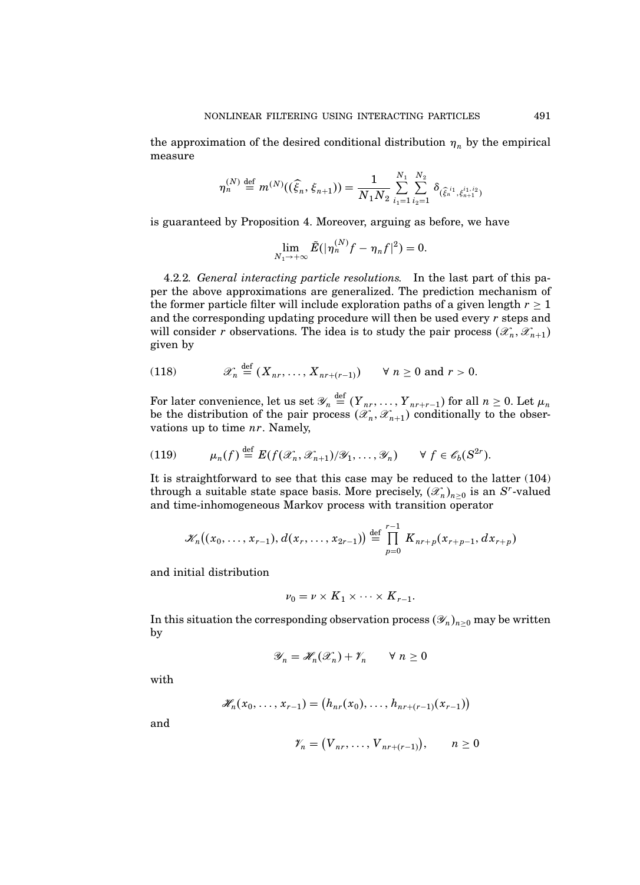the approximation of the desired conditional distribution $\eta_n$ by the empirical measure

$$\eta_n^{(N)} \stackrel{\text{def}}{=} m^{(N)}((\widehat{\xi}_n, \xi_{n+1})) = \frac{1}{N_1 N_2} \sum_{i_1=1}^{N_1} \sum_{i_2=1}^{N_2} \delta_{(\widehat{\xi}_n^{i_1}, \xi_{n+1}^{i_1, i_2})}$$

is guaranteed by Proposition 4. Moreover, arguing as before, we have

$$\lim_{N_1 \to +\infty} \tilde{E}(|\eta_n^{(N)} f - \eta_n f|^2) = 0.$$

4.2.2. *General interacting particle resolutions.* In the last part of this paper the above approximations are generalized. The prediction mechanism of the former particle filter will include exploration paths of a given length $r \geq 1$ and the corresponding updating procedure will then be used every $r$ steps and will consider $r$ observations. The idea is to study the pair process $(\mathscr{X}_n, \mathscr{X}_{n+1})$ given by

$$\mathscr{X}_n \stackrel{\text{def}}{=} (X_{nr}, \ldots, X_{nr+(r-1)}) \qquad \forall\, n \geq 0 \text{ and } r > 0. \tag{118}$$

For later convenience, let us set $\mathscr{Y}_n \stackrel{\text{def}}{=} (Y_{nr}, \ldots, Y_{nr+r-1})$ for all $n \geq 0$. Let $\mu_n$ be the distribution of the pair process $(\mathscr{X}_n, \mathscr{X}_{n+1})$ conditionally to the observations up to time $nr$. Namely,

$$\mu_n(f) \stackrel{\text{def}}{=} E(f(\mathscr{X}_n, \mathscr{X}_{n+1}) / \mathscr{Y}_1, \ldots, \mathscr{Y}_n) \qquad \forall\, f \in \mathscr{C}_b(S^{2r}). \tag{119}$$

It is straightforward to see that this case may be reduced to the latter (104) through a suitable state space basis. More precisely, $(\mathscr{X}_n)_{n \geq 0}$ is an $S^r$-valued and time-inhomogeneous Markov process with transition operator

$$\mathscr{K}_n\big((x_0, \ldots, x_{r-1}), d(x_r, \ldots, x_{2r-1})\big) \stackrel{\text{def}}{=} \prod_{p=0}^{r-1} K_{nr+p}(x_{r+p-1}, dx_{r+p})$$

and initial distribution

$$\nu_0 = \nu \times K_1 \times \cdots \times K_{r-1}.$$

In this situation the corresponding observation process $(\mathscr{Y}_n)_{n \geq 0}$ may be written by

$$\mathscr{Y}_n = \mathscr{H}_n(\mathscr{X}_n) + \mathscr{V}_n \qquad \forall\, n \geq 0$$

with

$$\mathscr{H}_n(x_0, \ldots, x_{r-1}) = \big(h_{nr}(x_0), \ldots, h_{nr+(r-1)}(x_{r-1})\big)$$

and

$$\mathscr{V}_n = \big(V_{nr}, \ldots, V_{nr+(r-1)}\big), \qquad n \geq 0$$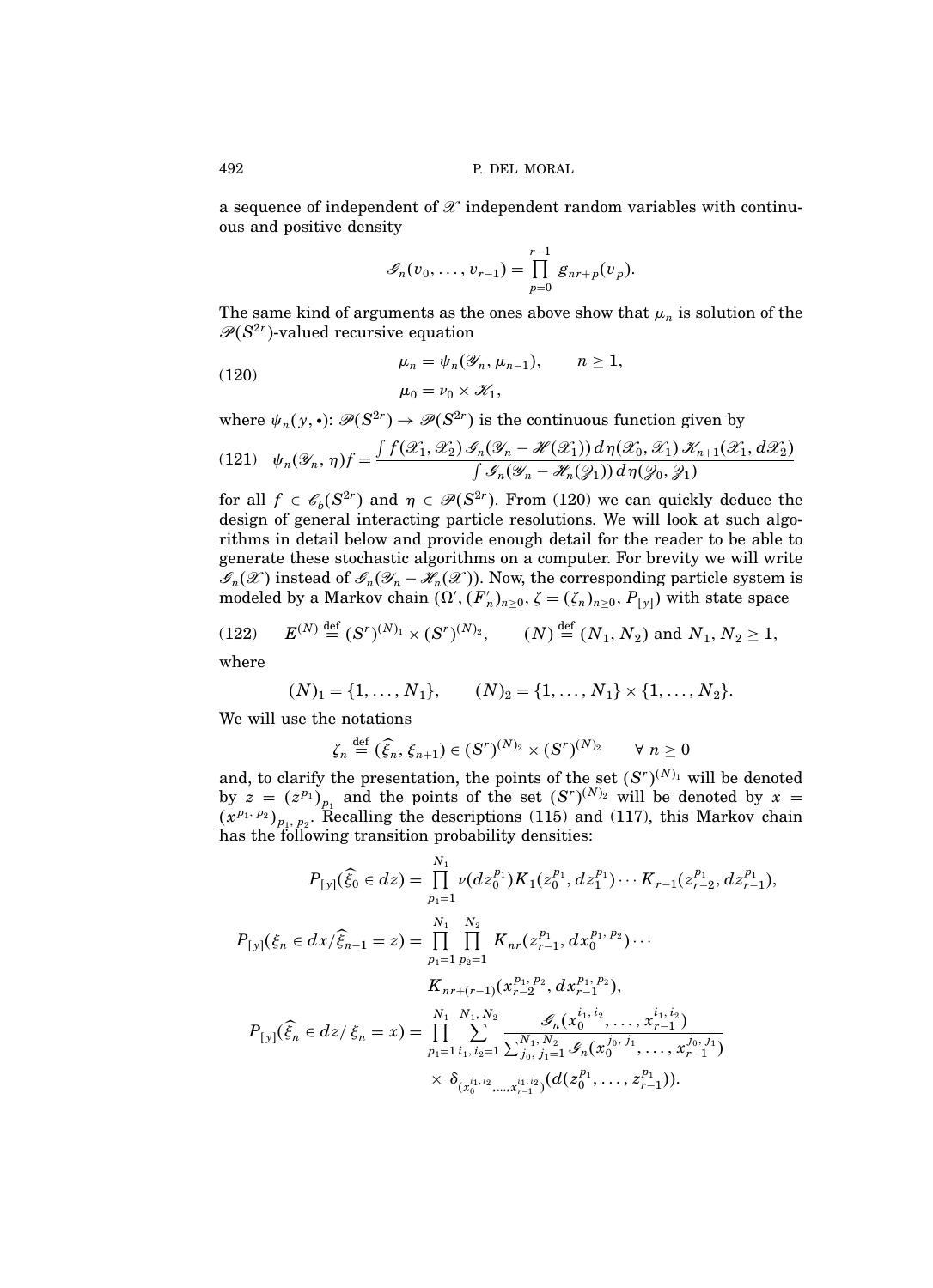a sequence of independent of $\mathscr{X}$ independent random variables with continuous and positive density

$$\mathscr{G}_n(v_0, \ldots, v_{r-1}) = \prod_{p=0}^{r-1} g_{nr+p}(v_p).$$

The same kind of arguments as the ones above show that $\mu_n$ is solution of the $\mathscr{P}(S^{2r})$-valued recursive equation

$$\begin{aligned} &\mu_n = \psi_n(\mathscr{Y}_n, \mu_{n-1}), \qquad n \geq 1, \\ &\mu_0 = \nu_0 \times \mathscr{K}_1, \end{aligned} \tag{120}$$

where $\psi_n(y, \bullet)\colon \mathscr{P}(S^{2r}) \to \mathscr{P}(S^{2r})$ is the continuous function given by

$$\psi_n(\mathscr{Y}_n, \eta) f = \frac{\int f(\mathscr{X}_1, \mathscr{X}_2)\, \mathscr{G}_n(\mathscr{Y}_n - \mathscr{H}(\mathscr{X}_1))\, d\eta(\mathscr{X}_0, \mathscr{X}_1)\, \mathscr{K}_{n+1}(\mathscr{X}_1, d\mathscr{X}_2)}{\int \mathscr{G}_n(\mathscr{Y}_n - \mathscr{H}_n(\mathscr{Z}_1))\, d\eta(\mathscr{Z}_0, \mathscr{Z}_1)} \tag{121}$$

for all $f \in \mathscr{C}_b(S^{2r})$ and $\eta \in \mathscr{P}(S^{2r})$. From (120) we can quickly deduce the design of general interacting particle resolutions. We will look at such algorithms in detail below and provide enough detail for the reader to be able to generate these stochastic algorithms on a computer. For brevity we will write $\mathscr{G}_n(\mathscr{X})$ instead of $\mathscr{G}_n(\mathscr{Y}_n - \mathscr{H}_n(\mathscr{X}))$. Now, the corresponding particle system is modeled by a Markov chain $(\Omega', (F'_n)_{n\geq 0}, \zeta = (\zeta_n)_{n\geq 0}, P_{[y]})$ with state space

$$E^{(N)} \stackrel{\text{def}}{=} (S^r)^{(N)_1} \times (S^r)^{(N)_2}, \qquad (N) \stackrel{\text{def}}{=} (N_1, N_2) \text{ and } N_1, N_2 \geq 1, \tag{122}$$

where

$$(N)_1 = \{1, \ldots, N_1\}, \qquad (N)_2 = \{1, \ldots, N_1\} \times \{1, \ldots, N_2\}.$$

We will use the notations

$$\zeta_n \stackrel{\text{def}}{=} (\widehat{\xi}_n, \xi_{n+1}) \in (S^r)^{(N)_2} \times (S^r)^{(N)_2} \qquad \forall\, n \geq 0$$

and, to clarify the presentation, the points of the set $(S^r)^{(N)_1}$ will be denoted by $z = (z^{p_1})_{p_1}$ and the points of the set $(S^r)^{(N)_2}$ will be denoted by $x = (x^{p_1, p_2})_{p_1, p_2}$. Recalling the descriptions (115) and (117), this Markov chain has the following transition probability densities:

$$P_{[y]}(\widehat{\xi}_0 \in dz) = \prod_{p_1=1}^{N_1} \nu(dz_0^{p_1}) K_1(z_0^{p_1}, dz_1^{p_1}) \cdots K_{r-1}(z_{r-2}^{p_1}, dz_{r-1}^{p_1}),$$

$$\begin{aligned} P_{[y]}(\xi_n \in dx / \widehat{\xi}_{n-1} = z) = \prod_{p_1=1}^{N_1} \prod_{p_2=1}^{N_2} & K_{nr}(z_{r-1}^{p_1}, dx_0^{p_1, p_2}) \cdots \\ & K_{nr+(r-1)}(x_{r-2}^{p_1, p_2}, dx_{r-1}^{p_1, p_2}), \end{aligned}$$

$$\begin{aligned} P_{[y]}(\widehat{\xi}_n \in dz /\, \xi_n = x) = \prod_{p_1=1}^{N_1} \sum_{i_1, i_2=1}^{N_1, N_2} & \frac{\mathscr{G}_n(x_0^{i_1, i_2}, \ldots, x_{r-1}^{i_1, i_2})}{\sum_{j_0, j_1=1}^{N_1, N_2} \mathscr{G}_n(x_0^{j_0, j_1}, \ldots, x_{r-1}^{j_0, j_1})} \\ & \times \delta_{(x_0^{i_1, i_2}, \ldots, x_{r-1}^{i_1, i_2})}(d(z_0^{p_1}, \ldots, z_{r-1}^{p_1})). \end{aligned}$$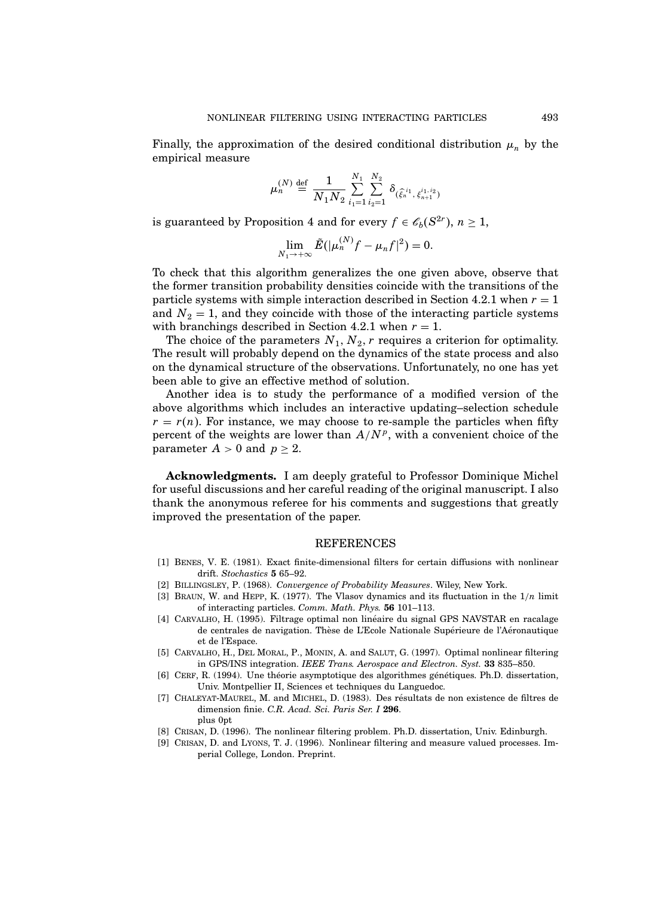Finally, the approximation of the desired conditional distribution $\mu_n$ by the empirical measure

$$\mu_n^{(N)} \stackrel{\text{def}}{=} \frac{1}{N_1 N_2} \sum_{i_1=1}^{N_1} \sum_{i_2=1}^{N_2} \delta_{(\widehat{\xi}_n^{i_1},\, \xi_{n+1}^{i_1, i_2})}$$

is guaranteed by Proposition 4 and for every $f \in \mathscr{C}_b(S^{2r})$, $n \geq 1$,

$$\lim_{N_1 \to +\infty} \tilde{E}(|\mu_n^{(N)} f - \mu_n f|^2) = 0.$$

To check that this algorithm generalizes the one given above, observe that the former transition probability densities coincide with the transitions of the particle systems with simple interaction described in Section 4.2.1 when $r = 1$ and $N_2 = 1$, and they coincide with those of the interacting particle systems with branchings described in Section 4.2.1 when $r = 1$.

The choice of the parameters $N_1, N_2, r$ requires a criterion for optimality. The result will probably depend on the dynamics of the state process and also on the dynamical structure of the observations. Unfortunately, no one has yet been able to give an effective method of solution.

Another idea is to study the performance of a modified version of the above algorithms which includes an interactive updating–selection schedule $r = r(n)$. For instance, we may choose to re-sample the particles when fifty percent of the weights are lower than $A/N^p$, with a convenient choice of the parameter $A > 0$ and $p \geq 2$.

**Acknowledgments.** I am deeply grateful to Professor Dominique Michel for useful discussions and her careful reading of the original manuscript. I also thank the anonymous referee for his comments and suggestions that greatly improved the presentation of the paper.

## REFERENCES

[1] BENES, V. E. (1981). Exact finite-dimensional filters for certain diffusions with nonlinear drift. *Stochastics* **5** 65–92.

[2] BILLINGSLEY, P. (1968). *Convergence of Probability Measures*. Wiley, New York.

[3] BRAUN, W. and HEPP, K. (1977). The Vlasov dynamics and its fluctuation in the $1/n$ limit of interacting particles. *Comm. Math. Phys.* **56** 101–113.

[4] CARVALHO, H. (1995). Filtrage optimal non linéaire du signal GPS NAVSTAR en racalage de centrales de navigation. Thèse de L'Ecole Nationale Supérieure de l'Aéronautique et de l'Espace.

[5] CARVALHO, H., DEL MORAL, P., MONIN, A. and SALUT, G. (1997). Optimal nonlinear filtering in GPS/INS integration. *IEEE Trans. Aerospace and Electron. Syst.* **33** 835–850.

[6] CERF, R. (1994). Une théorie asymptotique des algorithmes génétiques. Ph.D. dissertation, Univ. Montpellier II, Sciences et techniques du Languedoc.

[7] CHALEYAT-MAUREL, M. and MICHEL, D. (1983). Des résultats de non existence de filtres de dimension finie. *C.R. Acad. Sci. Paris Ser. I* **296**.
plus 0pt

[8] CRISAN, D. (1996). The nonlinear filtering problem. Ph.D. dissertation, Univ. Edinburgh.

[9] CRISAN, D. and LYONS, T. J. (1996). Nonlinear filtering and measure valued processes. Imperial College, London. Preprint.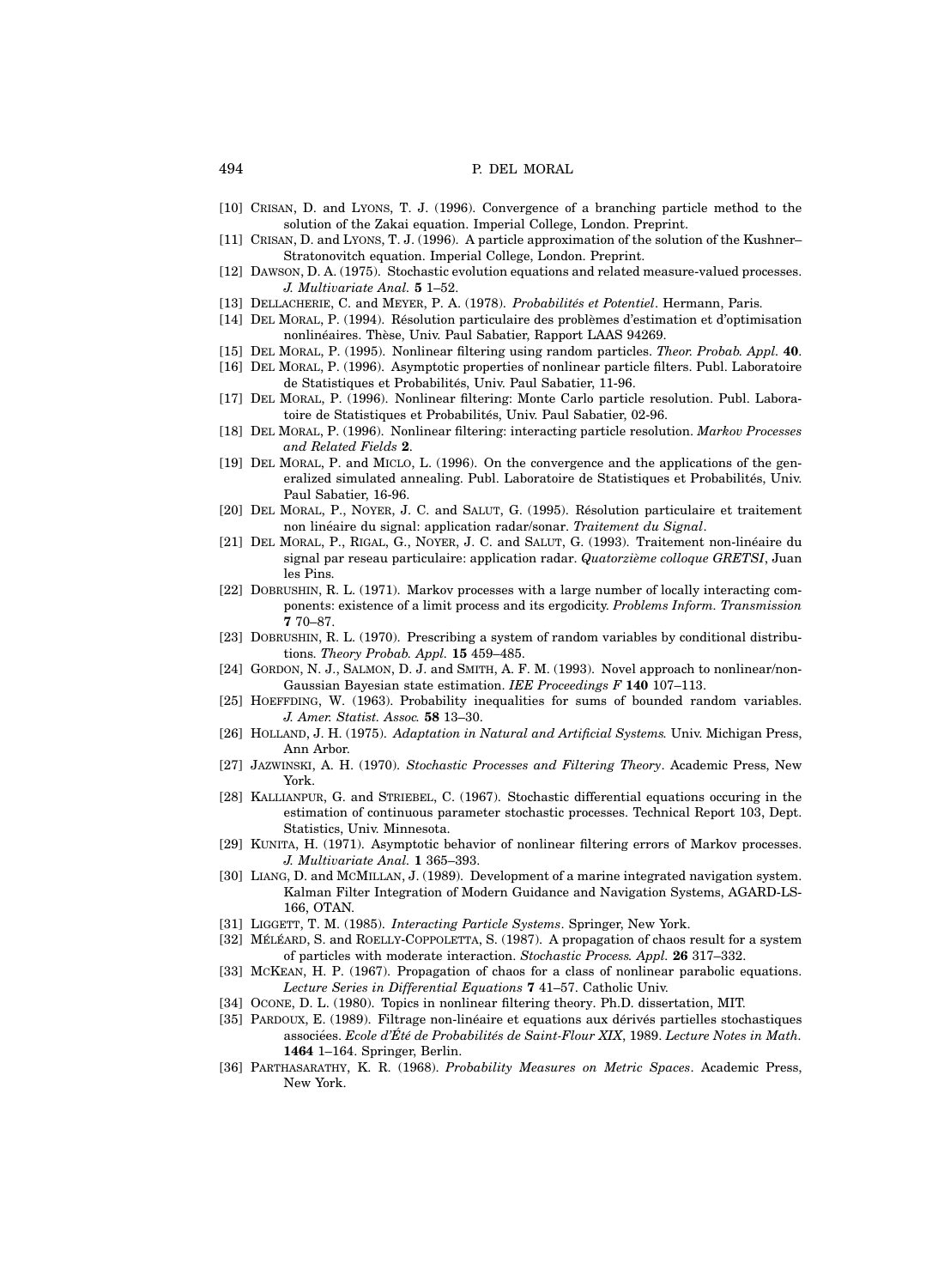[10] Crisan, D. and Lyons, T. J. (1996). Convergence of a branching particle method to the solution of the Zakai equation. Imperial College, London. Preprint.

[11] Crisan, D. and Lyons, T. J. (1996). A particle approximation of the solution of the Kushner–Stratonovitch equation. Imperial College, London. Preprint.

[12] Dawson, D. A. (1975). Stochastic evolution equations and related measure-valued processes. *J. Multivariate Anal.* **5** 1–52.

[13] Dellacherie, C. and Meyer, P. A. (1978). *Probabilités et Potentiel*. Hermann, Paris.

[14] Del Moral, P. (1994). Résolution particulaire des problèmes d'estimation et d'optimisation nonlinéaires. Thèse, Univ. Paul Sabatier, Rapport LAAS 94269.

[15] Del Moral, P. (1995). Nonlinear filtering using random particles. *Theor. Probab. Appl.* **40**.

[16] Del Moral, P. (1996). Asymptotic properties of nonlinear particle filters. Publ. Laboratoire de Statistiques et Probabilités, Univ. Paul Sabatier, 11-96.

[17] Del Moral, P. (1996). Nonlinear filtering: Monte Carlo particle resolution. Publ. Laboratoire de Statistiques et Probabilités, Univ. Paul Sabatier, 02-96.

[18] Del Moral, P. (1996). Nonlinear filtering: interacting particle resolution. *Markov Processes and Related Fields* **2**.

[19] Del Moral, P. and Miclo, L. (1996). On the convergence and the applications of the generalized simulated annealing. Publ. Laboratoire de Statistiques et Probabilités, Univ. Paul Sabatier, 16-96.

[20] Del Moral, P., Noyer, J. C. and Salut, G. (1995). Résolution particulaire et traitement non linéaire du signal: application radar/sonar. *Traitement du Signal*.

[21] Del Moral, P., Rigal, G., Noyer, J. C. and Salut, G. (1993). Traitement non-linéaire du signal par reseau particulaire: application radar. *Quatorzième colloque GRETSI*, Juan les Pins.

[22] Dobrushin, R. L. (1971). Markov processes with a large number of locally interacting components: existence of a limit process and its ergodicity. *Problems Inform. Transmission* **7** 70–87.

[23] Dobrushin, R. L. (1970). Prescribing a system of random variables by conditional distributions. *Theory Probab. Appl.* **15** 459–485.

[24] Gordon, N. J., Salmon, D. J. and Smith, A. F. M. (1993). Novel approach to nonlinear/non-Gaussian Bayesian state estimation. *IEE Proceedings F* **140** 107–113.

[25] Hoeffding, W. (1963). Probability inequalities for sums of bounded random variables. *J. Amer. Statist. Assoc.* **58** 13–30.

[26] Holland, J. H. (1975). *Adaptation in Natural and Artificial Systems.* Univ. Michigan Press, Ann Arbor.

[27] Jazwinski, A. H. (1970). *Stochastic Processes and Filtering Theory*. Academic Press, New York.

[28] Kallianpur, G. and Striebel, C. (1967). Stochastic differential equations occuring in the estimation of continuous parameter stochastic processes. Technical Report 103, Dept. Statistics, Univ. Minnesota.

[29] Kunita, H. (1971). Asymptotic behavior of nonlinear filtering errors of Markov processes. *J. Multivariate Anal.* **1** 365–393.

[30] Liang, D. and McMillan, J. (1989). Development of a marine integrated navigation system. Kalman Filter Integration of Modern Guidance and Navigation Systems, AGARD-LS-166, OTAN.

[31] Liggett, T. M. (1985). *Interacting Particle Systems*. Springer, New York.

[32] Méléard, S. and Roelly-Coppoletta, S. (1987). A propagation of chaos result for a system of particles with moderate interaction. *Stochastic Process. Appl.* **26** 317–332.

[33] McKean, H. P. (1967). Propagation of chaos for a class of nonlinear parabolic equations. *Lecture Series in Differential Equations* **7** 41–57. Catholic Univ.

[34] Ocone, D. L. (1980). Topics in nonlinear filtering theory. Ph.D. dissertation, MIT.

[35] Pardoux, E. (1989). Filtrage non-linéaire et equations aux dérivés partielles stochastiques associées. *Ecole d'Été de Probabilités de Saint-Flour XIX*, 1989. *Lecture Notes in Math.* **1464** 1–164. Springer, Berlin.

[36] Parthasarathy, K. R. (1968). *Probability Measures on Metric Spaces*. Academic Press, New York.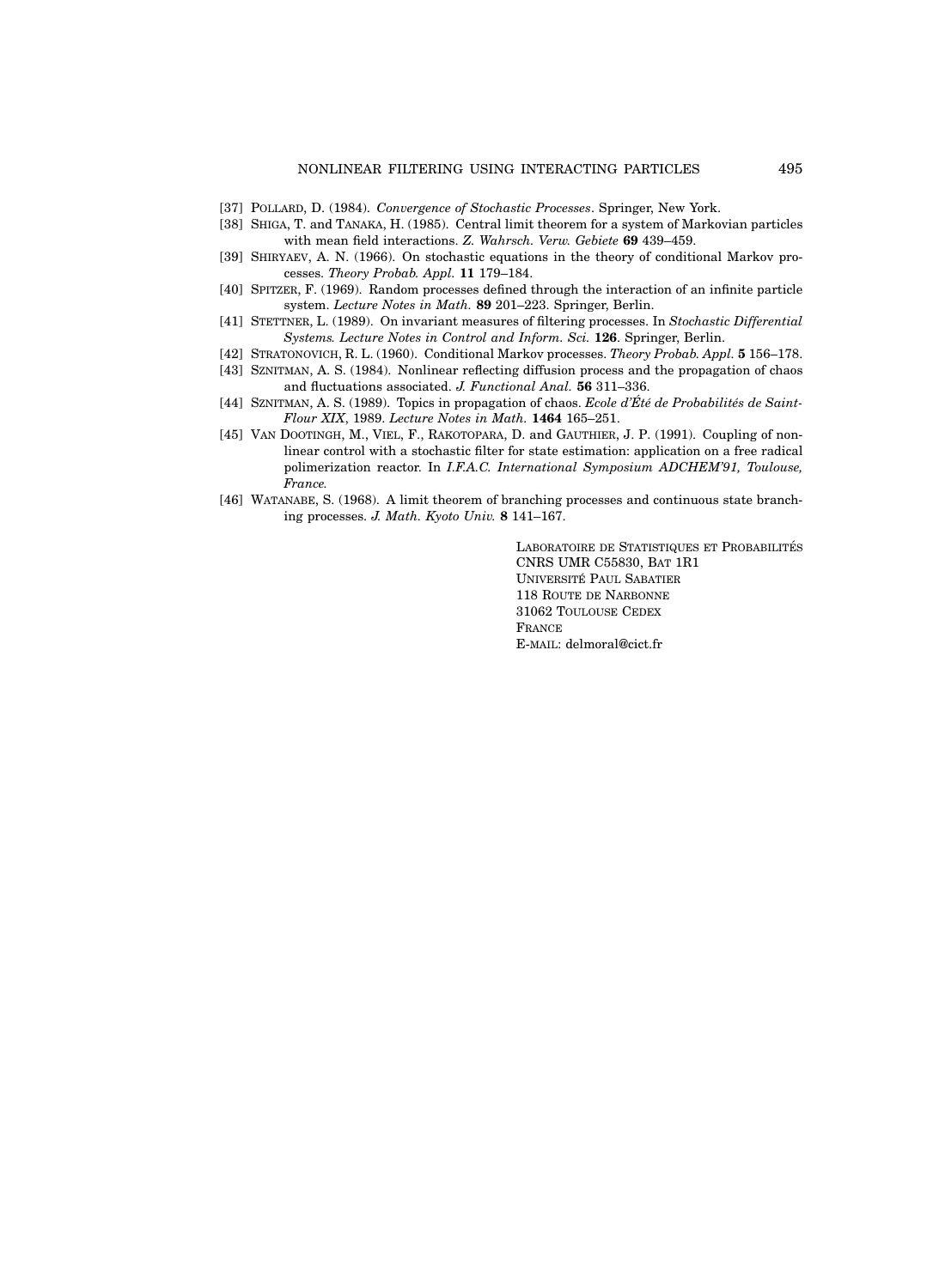[37] POLLARD, D. (1984). *Convergence of Stochastic Processes*. Springer, New York.

[38] SHIGA, T. and TANAKA, H. (1985). Central limit theorem for a system of Markovian particles with mean field interactions. *Z. Wahrsch. Verw. Gebiete* **69** 439–459.

[39] SHIRYAEV, A. N. (1966). On stochastic equations in the theory of conditional Markov processes. *Theory Probab. Appl.* **11** 179–184.

[40] SPITZER, F. (1969). Random processes defined through the interaction of an infinite particle system. *Lecture Notes in Math.* **89** 201–223. Springer, Berlin.

[41] STETTNER, L. (1989). On invariant measures of filtering processes. In *Stochastic Differential Systems. Lecture Notes in Control and Inform. Sci.* **126**. Springer, Berlin.

[42] STRATONOVICH, R. L. (1960). Conditional Markov processes. *Theory Probab. Appl.* **5** 156–178.

[43] SZNITMAN, A. S. (1984). Nonlinear reflecting diffusion process and the propagation of chaos and fluctuations associated. *J. Functional Anal.* **56** 311–336.

[44] SZNITMAN, A. S. (1989). Topics in propagation of chaos. *Ecole d'Été de Probabilités de Saint-Flour XIX*, 1989. *Lecture Notes in Math.* **1464** 165–251.

[45] VAN DOOTINGH, M., VIEL, F., RAKOTOPARA, D. and GAUTHIER, J. P. (1991). Coupling of nonlinear control with a stochastic filter for state estimation: application on a free radical polimerization reactor. In *I.F.A.C. International Symposium ADCHEM'91, Toulouse, France.*

[46] WATANABE, S. (1968). A limit theorem of branching processes and continuous state branching processes. *J. Math. Kyoto Univ.* **8** 141–167.

LABORATOIRE DE STATISTIQUES ET PROBABILITÉS
CNRS UMR C55830, BAT 1R1
UNIVERSITÉ PAUL SABATIER
118 ROUTE DE NARBONNE
31062 TOULOUSE CEDEX
FRANCE
E-MAIL: delmoral@cict.fr